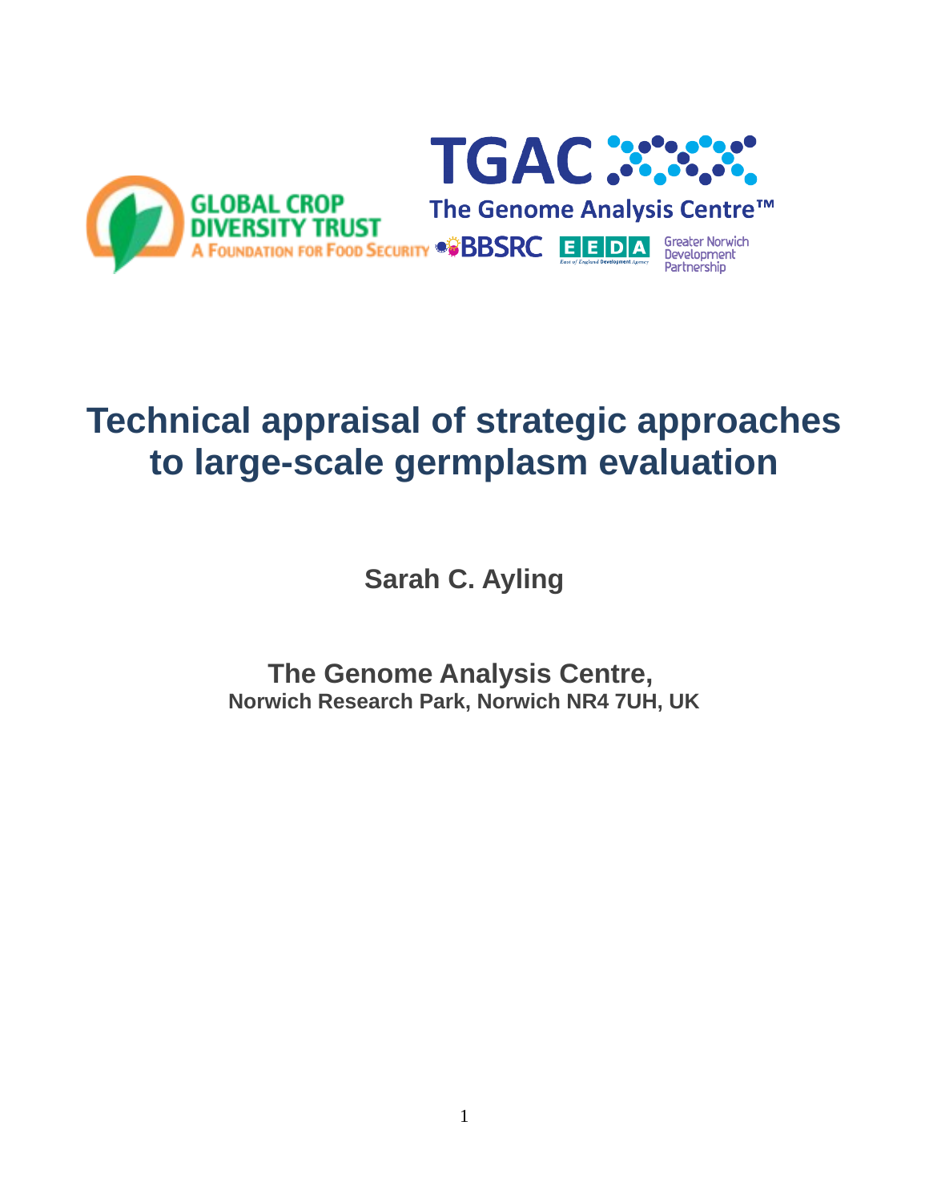# Technical appraisal of strategic approaches to large-scale germplasm evaluation

**Sarah C. Ayling**

**The Genome Analysis Centre,**
**Norwich Research Park, Norwich NR4 7UH, UK**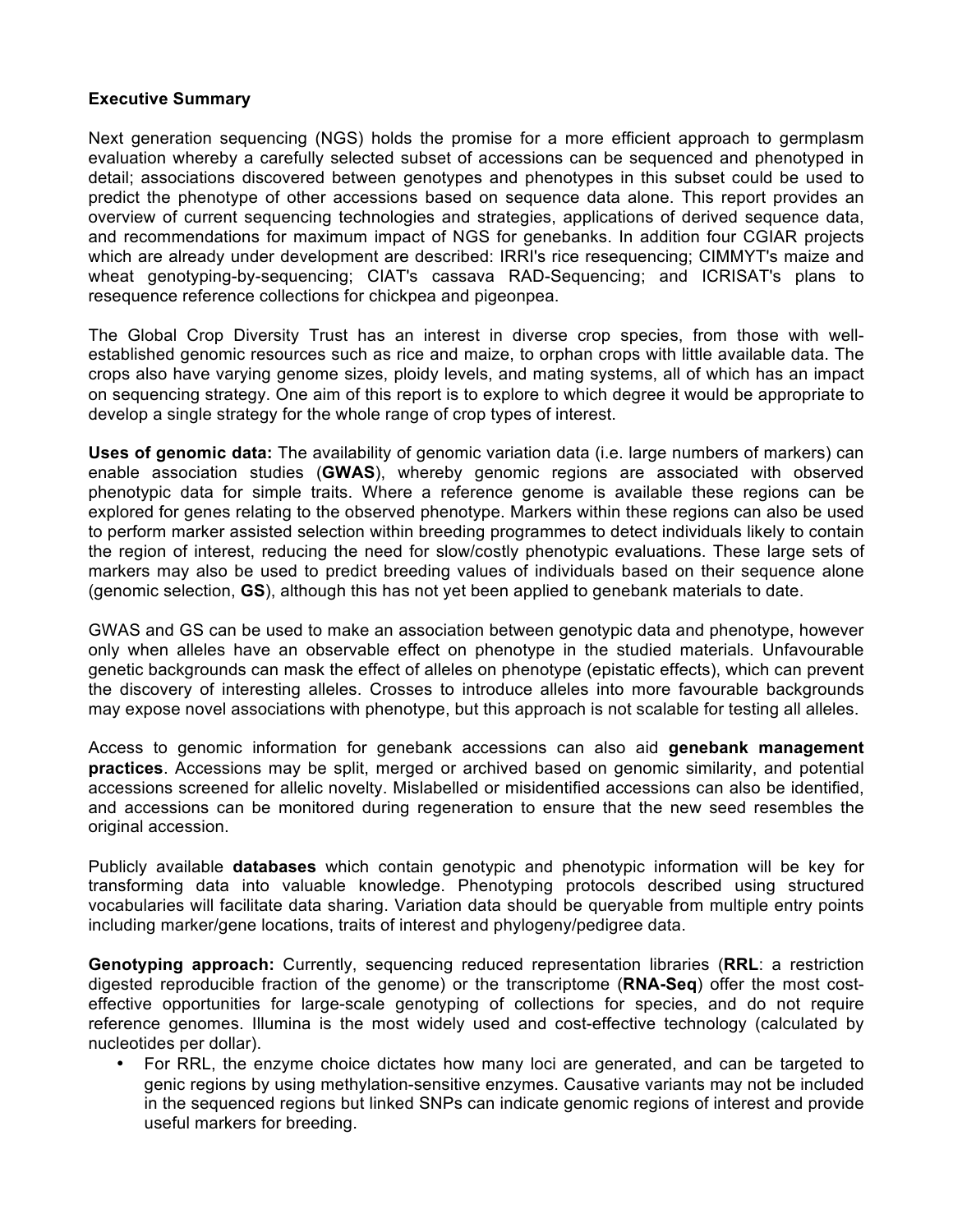**Executive Summary**

Next generation sequencing (NGS) holds the promise for a more efficient approach to germplasm evaluation whereby a carefully selected subset of accessions can be sequenced and phenotyped in detail; associations discovered between genotypes and phenotypes in this subset could be used to predict the phenotype of other accessions based on sequence data alone. This report provides an overview of current sequencing technologies and strategies, applications of derived sequence data, and recommendations for maximum impact of NGS for genebanks. In addition four CGIAR projects which are already under development are described: IRRI's rice resequencing; CIMMYT's maize and wheat genotyping-by-sequencing; CIAT's cassava RAD-Sequencing; and ICRISAT's plans to resequence reference collections for chickpea and pigeonpea.

The Global Crop Diversity Trust has an interest in diverse crop species, from those with well-established genomic resources such as rice and maize, to orphan crops with little available data. The crops also have varying genome sizes, ploidy levels, and mating systems, all of which has an impact on sequencing strategy. One aim of this report is to explore to which degree it would be appropriate to develop a single strategy for the whole range of crop types of interest.

**Uses of genomic data:** The availability of genomic variation data (i.e. large numbers of markers) can enable association studies (**GWAS**), whereby genomic regions are associated with observed phenotypic data for simple traits. Where a reference genome is available these regions can be explored for genes relating to the observed phenotype. Markers within these regions can also be used to perform marker assisted selection within breeding programmes to detect individuals likely to contain the region of interest, reducing the need for slow/costly phenotypic evaluations. These large sets of markers may also be used to predict breeding values of individuals based on their sequence alone (genomic selection, **GS**), although this has not yet been applied to genebank materials to date.

GWAS and GS can be used to make an association between genotypic data and phenotype, however only when alleles have an observable effect on phenotype in the studied materials. Unfavourable genetic backgrounds can mask the effect of alleles on phenotype (epistatic effects), which can prevent the discovery of interesting alleles. Crosses to introduce alleles into more favourable backgrounds may expose novel associations with phenotype, but this approach is not scalable for testing all alleles.

Access to genomic information for genebank accessions can also aid **genebank management practices**. Accessions may be split, merged or archived based on genomic similarity, and potential accessions screened for allelic novelty. Mislabelled or misidentified accessions can also be identified, and accessions can be monitored during regeneration to ensure that the new seed resembles the original accession.

Publicly available **databases** which contain genotypic and phenotypic information will be key for transforming data into valuable knowledge. Phenotyping protocols described using structured vocabularies will facilitate data sharing. Variation data should be queryable from multiple entry points including marker/gene locations, traits of interest and phylogeny/pedigree data.

**Genotyping approach:** Currently, sequencing reduced representation libraries (**RRL**: a restriction digested reproducible fraction of the genome) or the transcriptome (**RNA-Seq**) offer the most cost-effective opportunities for large-scale genotyping of collections for species, and do not require reference genomes. Illumina is the most widely used and cost-effective technology (calculated by nucleotides per dollar).

- For RRL, the enzyme choice dictates how many loci are generated, and can be targeted to genic regions by using methylation-sensitive enzymes. Causative variants may not be included in the sequenced regions but linked SNPs can indicate genomic regions of interest and provide useful markers for breeding.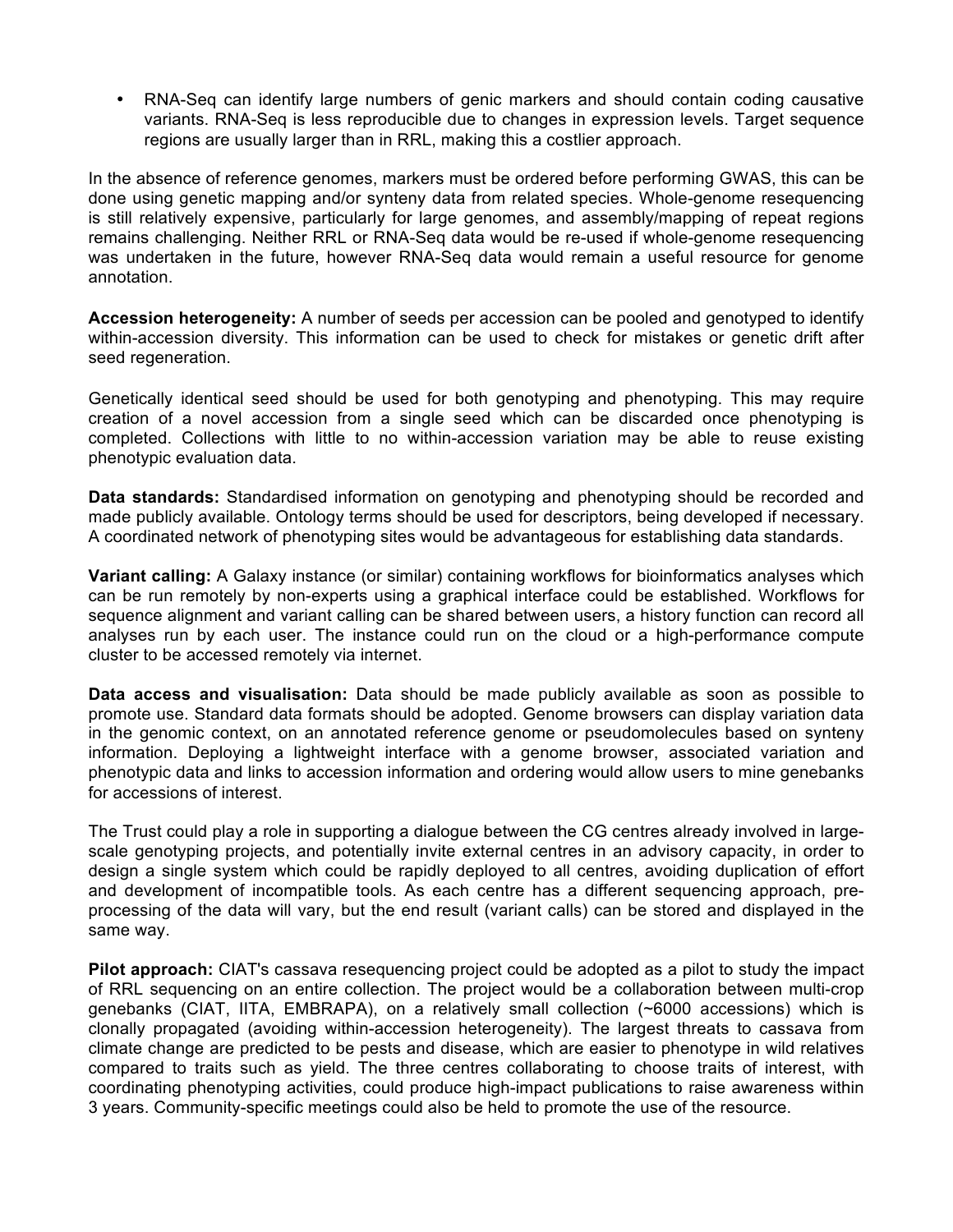- RNA-Seq can identify large numbers of genic markers and should contain coding causative variants. RNA-Seq is less reproducible due to changes in expression levels. Target sequence regions are usually larger than in RRL, making this a costlier approach.

In the absence of reference genomes, markers must be ordered before performing GWAS, this can be done using genetic mapping and/or synteny data from related species. Whole-genome resequencing is still relatively expensive, particularly for large genomes, and assembly/mapping of repeat regions remains challenging. Neither RRL or RNA-Seq data would be re-used if whole-genome resequencing was undertaken in the future, however RNA-Seq data would remain a useful resource for genome annotation.

**Accession heterogeneity:** A number of seeds per accession can be pooled and genotyped to identify within-accession diversity. This information can be used to check for mistakes or genetic drift after seed regeneration.

Genetically identical seed should be used for both genotyping and phenotyping. This may require creation of a novel accession from a single seed which can be discarded once phenotyping is completed. Collections with little to no within-accession variation may be able to reuse existing phenotypic evaluation data.

**Data standards:** Standardised information on genotyping and phenotyping should be recorded and made publicly available. Ontology terms should be used for descriptors, being developed if necessary. A coordinated network of phenotyping sites would be advantageous for establishing data standards.

**Variant calling:** A Galaxy instance (or similar) containing workflows for bioinformatics analyses which can be run remotely by non-experts using a graphical interface could be established. Workflows for sequence alignment and variant calling can be shared between users, a history function can record all analyses run by each user. The instance could run on the cloud or a high-performance compute cluster to be accessed remotely via internet.

**Data access and visualisation:** Data should be made publicly available as soon as possible to promote use. Standard data formats should be adopted. Genome browsers can display variation data in the genomic context, on an annotated reference genome or pseudomolecules based on synteny information. Deploying a lightweight interface with a genome browser, associated variation and phenotypic data and links to accession information and ordering would allow users to mine genebanks for accessions of interest.

The Trust could play a role in supporting a dialogue between the CG centres already involved in large-scale genotyping projects, and potentially invite external centres in an advisory capacity, in order to design a single system which could be rapidly deployed to all centres, avoiding duplication of effort and development of incompatible tools. As each centre has a different sequencing approach, pre-processing of the data will vary, but the end result (variant calls) can be stored and displayed in the same way.

**Pilot approach:** CIAT's cassava resequencing project could be adopted as a pilot to study the impact of RRL sequencing on an entire collection. The project would be a collaboration between multi-crop genebanks (CIAT, IITA, EMBRAPA), on a relatively small collection (~6000 accessions) which is clonally propagated (avoiding within-accession heterogeneity). The largest threats to cassava from climate change are predicted to be pests and disease, which are easier to phenotype in wild relatives compared to traits such as yield. The three centres collaborating to choose traits of interest, with coordinating phenotyping activities, could produce high-impact publications to raise awareness within 3 years. Community-specific meetings could also be held to promote the use of the resource.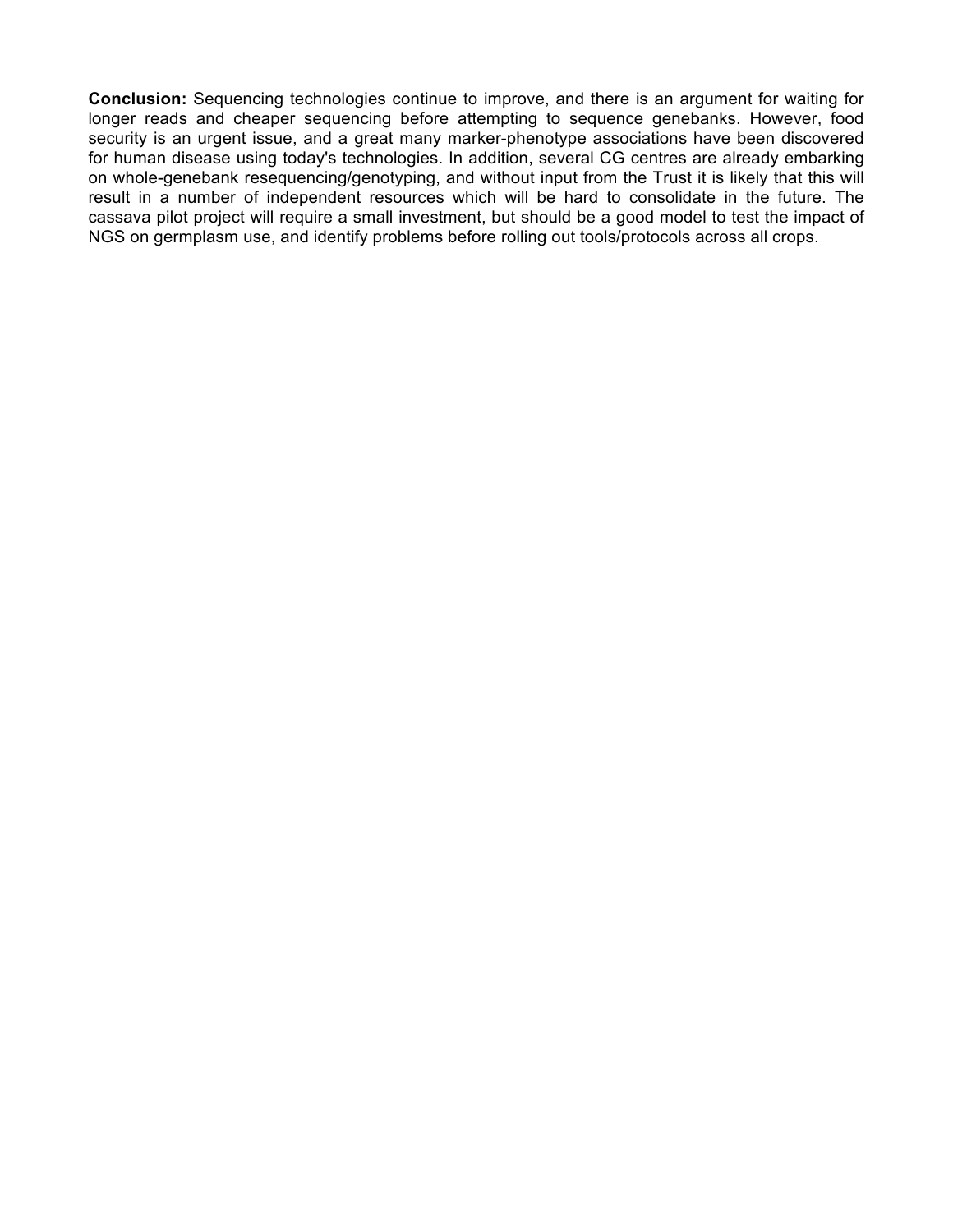**Conclusion:** Sequencing technologies continue to improve, and there is an argument for waiting for longer reads and cheaper sequencing before attempting to sequence genebanks. However, food security is an urgent issue, and a great many marker-phenotype associations have been discovered for human disease using today's technologies. In addition, several CG centres are already embarking on whole-genebank resequencing/genotyping, and without input from the Trust it is likely that this will result in a number of independent resources which will be hard to consolidate in the future. The cassava pilot project will require a small investment, but should be a good model to test the impact of NGS on germplasm use, and identify problems before rolling out tools/protocols across all crops.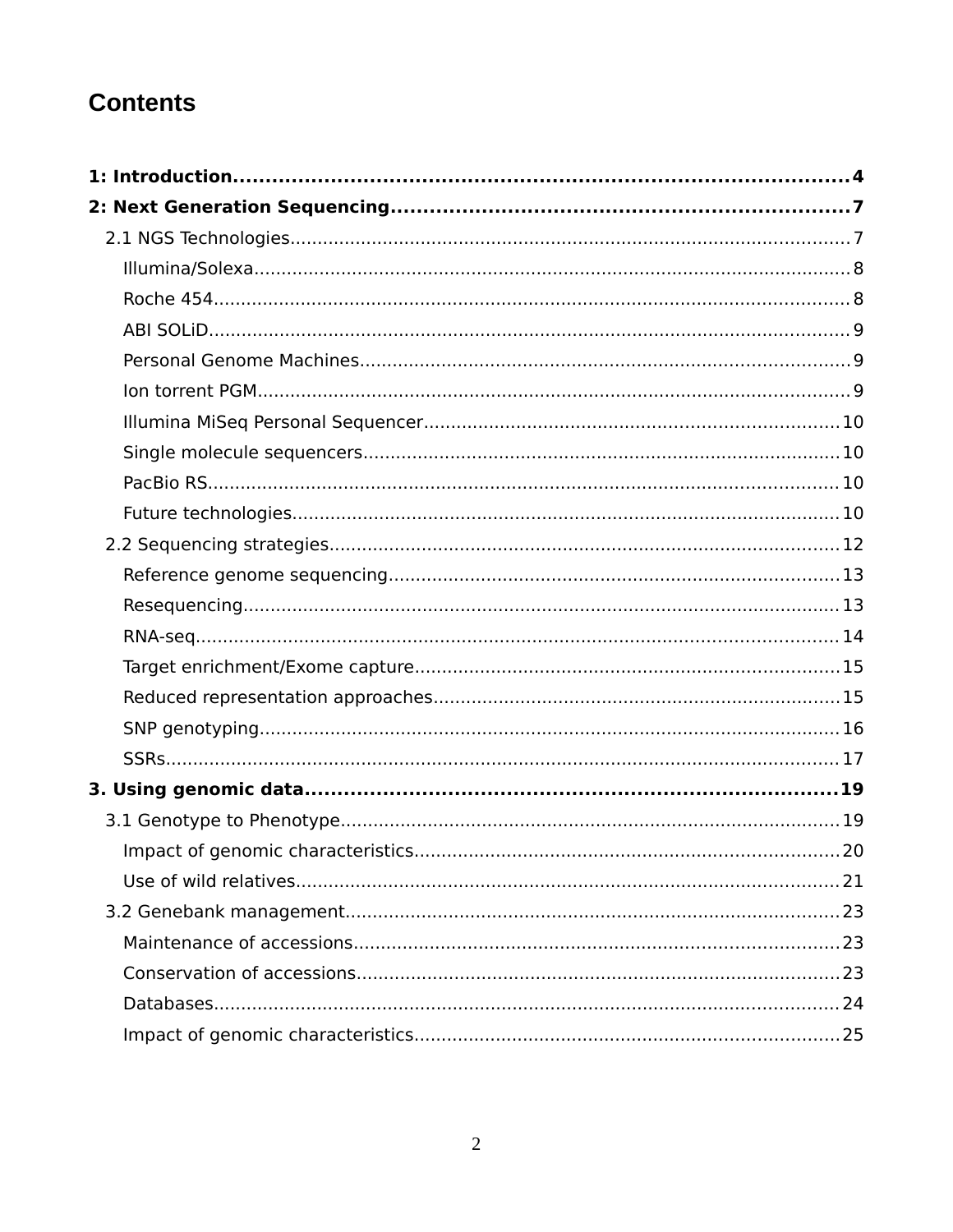# Contents

**1: Introduction....................................................................................4**

**2: Next Generation Sequencing....................................................................7**

- 2.1 NGS Technologies....................................................................................7
  - Illumina/Solexa....................................................................................8
  - Roche 454....................................................................................8
  - ABI SOLiD....................................................................................9
  - Personal Genome Machines....................................................................................9
  - Ion torrent PGM....................................................................................9
  - Illumina MiSeq Personal Sequencer....................................................................................10
  - Single molecule sequencers....................................................................................10
  - PacBio RS....................................................................................10
  - Future technologies....................................................................................10
- 2.2 Sequencing strategies....................................................................................12
  - Reference genome sequencing....................................................................................13
  - Resequencing....................................................................................13
  - RNA-seq....................................................................................14
  - Target enrichment/Exome capture....................................................................................15
  - Reduced representation approaches....................................................................................15
  - SNP genotyping....................................................................................16
  - SSRs....................................................................................17

**3. Using genomic data....................................................................................19**

- 3.1 Genotype to Phenotype....................................................................................19
  - Impact of genomic characteristics....................................................................................20
  - Use of wild relatives....................................................................................21
- 3.2 Genebank management....................................................................................23
  - Maintenance of accessions....................................................................................23
  - Conservation of accessions....................................................................................23
  - Databases....................................................................................24
  - Impact of genomic characteristics....................................................................................25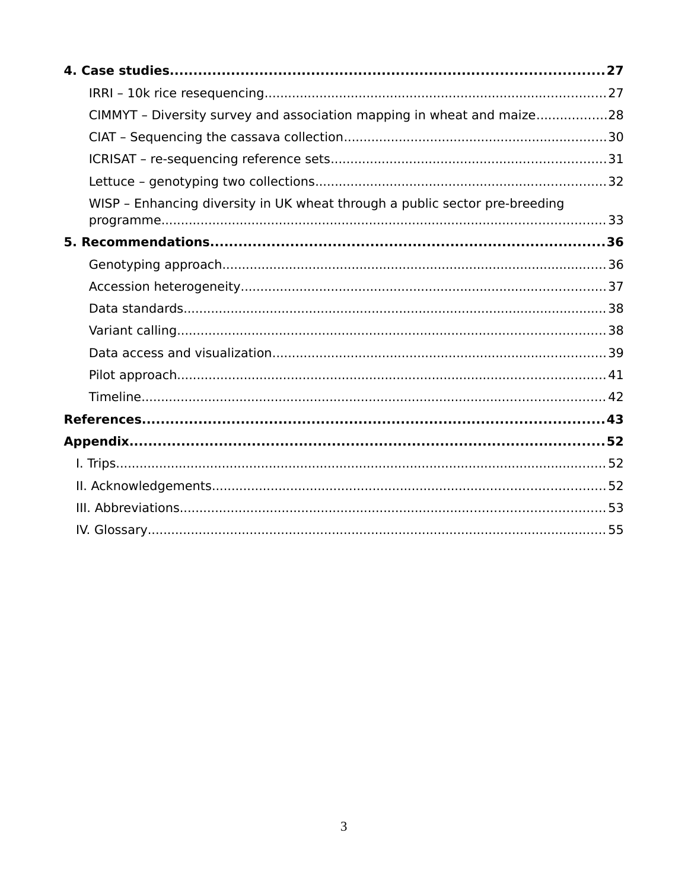**4. Case studies....................27**

- IRRI – 10k rice resequencing....................27
- CIMMYT – Diversity survey and association mapping in wheat and maize....................28
- CIAT – Sequencing the cassava collection....................30
- ICRISAT – re-sequencing reference sets....................31
- Lettuce – genotyping two collections....................32
- WISP – Enhancing diversity in UK wheat through a public sector pre-breeding programme....................33

**5. Recommendations....................36**

- Genotyping approach....................36
- Accession heterogeneity....................37
- Data standards....................38
- Variant calling....................38
- Data access and visualization....................39
- Pilot approach....................41
- Timeline....................42

**References....................43**

**Appendix....................52**

- I. Trips....................52
- II. Acknowledgements....................52
- III. Abbreviations....................53
- IV. Glossary....................55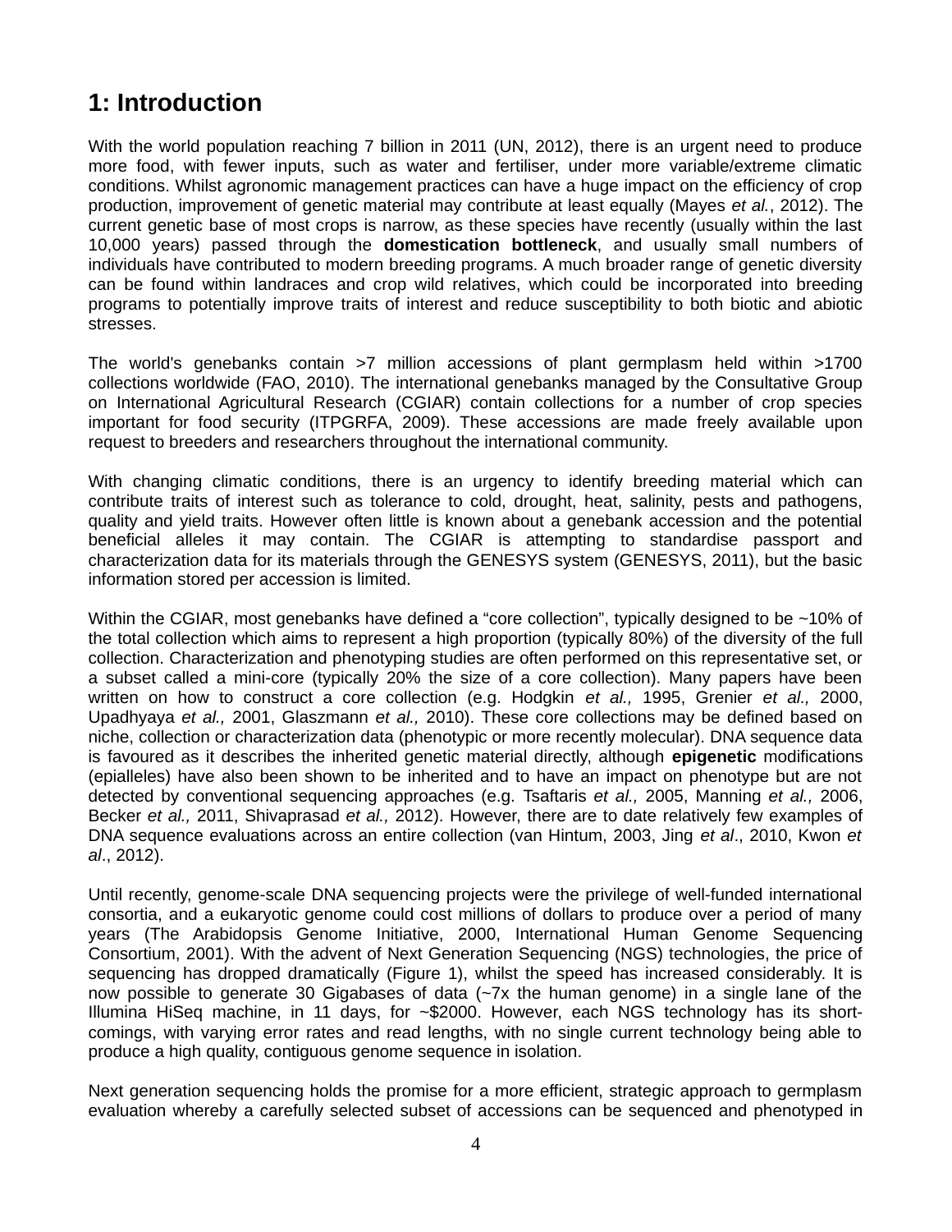# 1: Introduction

With the world population reaching 7 billion in 2011 (UN, 2012), there is an urgent need to produce more food, with fewer inputs, such as water and fertiliser, under more variable/extreme climatic conditions. Whilst agronomic management practices can have a huge impact on the efficiency of crop production, improvement of genetic material may contribute at least equally (Mayes *et al.*, 2012). The current genetic base of most crops is narrow, as these species have recently (usually within the last 10,000 years) passed through the **domestication bottleneck**, and usually small numbers of individuals have contributed to modern breeding programs. A much broader range of genetic diversity can be found within landraces and crop wild relatives, which could be incorporated into breeding programs to potentially improve traits of interest and reduce susceptibility to both biotic and abiotic stresses.

The world's genebanks contain >7 million accessions of plant germplasm held within >1700 collections worldwide (FAO, 2010). The international genebanks managed by the Consultative Group on International Agricultural Research (CGIAR) contain collections for a number of crop species important for food security (ITPGRFA, 2009). These accessions are made freely available upon request to breeders and researchers throughout the international community.

With changing climatic conditions, there is an urgency to identify breeding material which can contribute traits of interest such as tolerance to cold, drought, heat, salinity, pests and pathogens, quality and yield traits. However often little is known about a genebank accession and the potential beneficial alleles it may contain. The CGIAR is attempting to standardise passport and characterization data for its materials through the GENESYS system (GENESYS, 2011), but the basic information stored per accession is limited.

Within the CGIAR, most genebanks have defined a "core collection", typically designed to be ~10% of the total collection which aims to represent a high proportion (typically 80%) of the diversity of the full collection. Characterization and phenotyping studies are often performed on this representative set, or a subset called a mini-core (typically 20% the size of a core collection). Many papers have been written on how to construct a core collection (e.g. Hodgkin *et al.,* 1995, Grenier *et al.,* 2000, Upadhyaya *et al.,* 2001, Glaszmann *et al.,* 2010). These core collections may be defined based on niche, collection or characterization data (phenotypic or more recently molecular). DNA sequence data is favoured as it describes the inherited genetic material directly, although **epigenetic** modifications (epialleles) have also been shown to be inherited and to have an impact on phenotype but are not detected by conventional sequencing approaches (e.g. Tsaftaris *et al.,* 2005, Manning *et al.,* 2006, Becker *et al.,* 2011, Shivaprasad *et al.,* 2012). However, there are to date relatively few examples of DNA sequence evaluations across an entire collection (van Hintum, 2003, Jing *et al*., 2010, Kwon *et al*., 2012).

Until recently, genome-scale DNA sequencing projects were the privilege of well-funded international consortia, and a eukaryotic genome could cost millions of dollars to produce over a period of many years (The Arabidopsis Genome Initiative, 2000, International Human Genome Sequencing Consortium, 2001). With the advent of Next Generation Sequencing (NGS) technologies, the price of sequencing has dropped dramatically (Figure 1), whilst the speed has increased considerably. It is now possible to generate 30 Gigabases of data (~7x the human genome) in a single lane of the Illumina HiSeq machine, in 11 days, for ~$2000. However, each NGS technology has its short-comings, with varying error rates and read lengths, with no single current technology being able to produce a high quality, contiguous genome sequence in isolation.

Next generation sequencing holds the promise for a more efficient, strategic approach to germplasm evaluation whereby a carefully selected subset of accessions can be sequenced and phenotyped in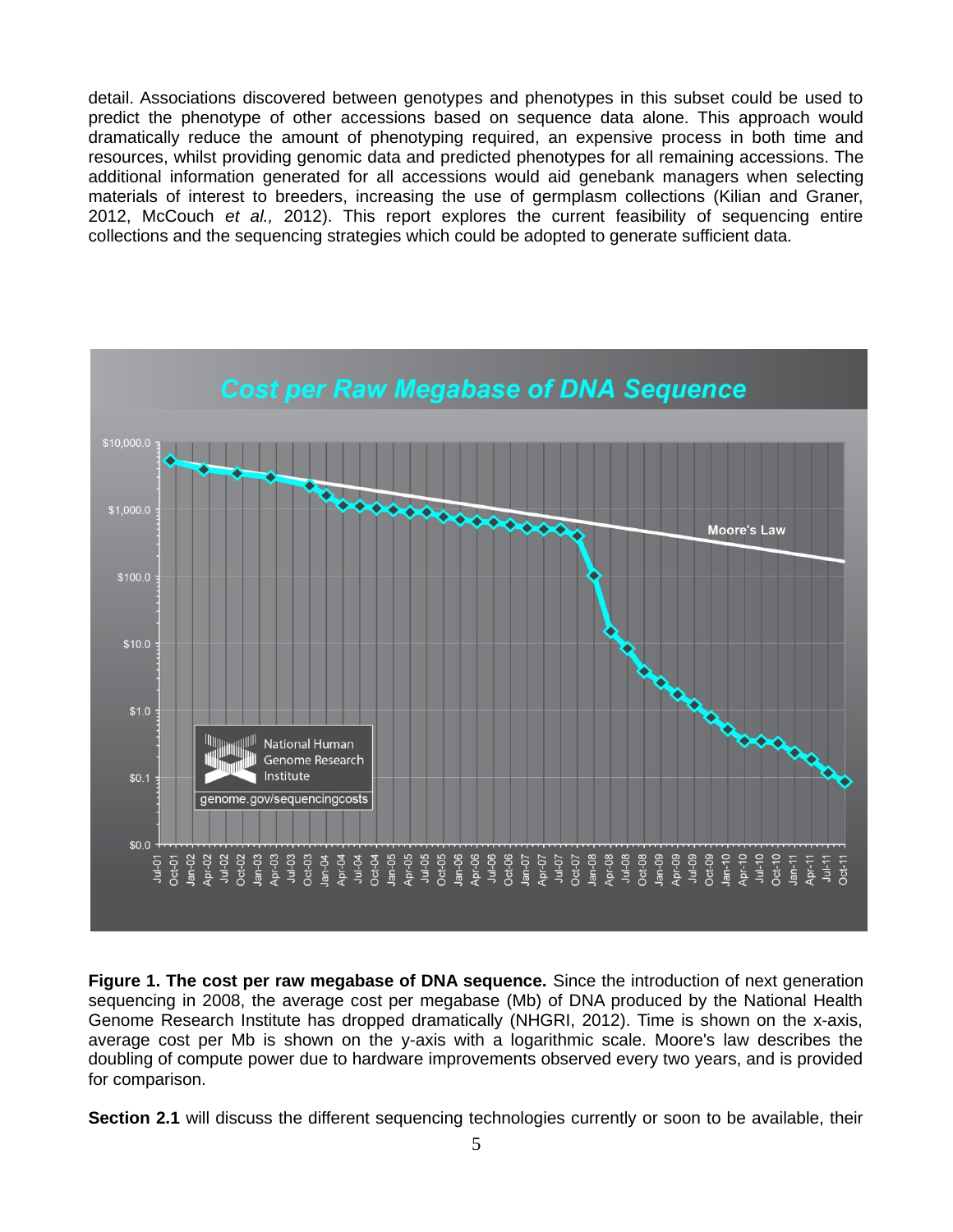detail. Associations discovered between genotypes and phenotypes in this subset could be used to predict the phenotype of other accessions based on sequence data alone. This approach would dramatically reduce the amount of phenotyping required, an expensive process in both time and resources, whilst providing genomic data and predicted phenotypes for all remaining accessions. The additional information generated for all accessions would aid genebank managers when selecting materials of interest to breeders, increasing the use of germplasm collections (Kilian and Graner, 2012, McCouch *et al.,* 2012). This report explores the current feasibility of sequencing entire collections and the sequencing strategies which could be adopted to generate sufficient data.

**Figure 1. The cost per raw megabase of DNA sequence.** Since the introduction of next generation sequencing in 2008, the average cost per megabase (Mb) of DNA produced by the National Health Genome Research Institute has dropped dramatically (NHGRI, 2012). Time is shown on the x-axis, average cost per Mb is shown on the y-axis with a logarithmic scale. Moore's law describes the doubling of compute power due to hardware improvements observed every two years, and is provided for comparison.

**Section 2.1** will discuss the different sequencing technologies currently or soon to be available, their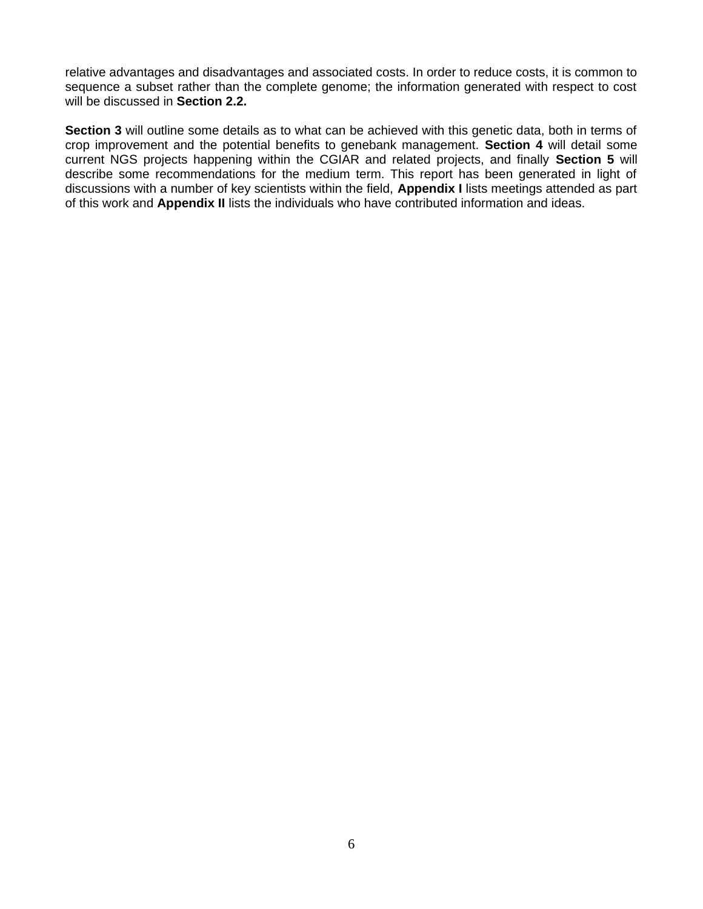relative advantages and disadvantages and associated costs. In order to reduce costs, it is common to sequence a subset rather than the complete genome; the information generated with respect to cost will be discussed in **Section 2.2.**

**Section 3** will outline some details as to what can be achieved with this genetic data, both in terms of crop improvement and the potential benefits to genebank management. **Section 4** will detail some current NGS projects happening within the CGIAR and related projects, and finally **Section 5** will describe some recommendations for the medium term. This report has been generated in light of discussions with a number of key scientists within the field, **Appendix I** lists meetings attended as part of this work and **Appendix II** lists the individuals who have contributed information and ideas.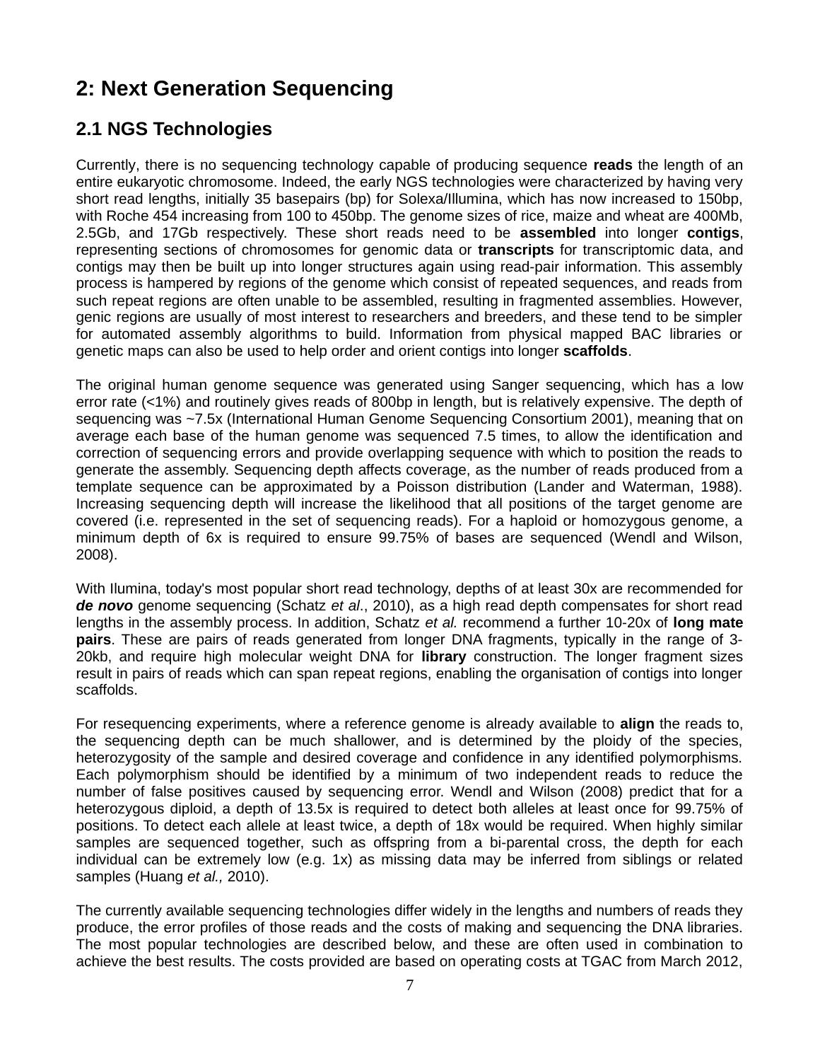# 2: Next Generation Sequencing

## 2.1 NGS Technologies

Currently, there is no sequencing technology capable of producing sequence **reads** the length of an entire eukaryotic chromosome. Indeed, the early NGS technologies were characterized by having very short read lengths, initially 35 basepairs (bp) for Solexa/Illumina, which has now increased to 150bp, with Roche 454 increasing from 100 to 450bp. The genome sizes of rice, maize and wheat are 400Mb, 2.5Gb, and 17Gb respectively. These short reads need to be **assembled** into longer **contigs**, representing sections of chromosomes for genomic data or **transcripts** for transcriptomic data, and contigs may then be built up into longer structures again using read-pair information. This assembly process is hampered by regions of the genome which consist of repeated sequences, and reads from such repeat regions are often unable to be assembled, resulting in fragmented assemblies. However, genic regions are usually of most interest to researchers and breeders, and these tend to be simpler for automated assembly algorithms to build. Information from physical mapped BAC libraries or genetic maps can also be used to help order and orient contigs into longer **scaffolds**.

The original human genome sequence was generated using Sanger sequencing, which has a low error rate (<1%) and routinely gives reads of 800bp in length, but is relatively expensive. The depth of sequencing was ~7.5x (International Human Genome Sequencing Consortium 2001), meaning that on average each base of the human genome was sequenced 7.5 times, to allow the identification and correction of sequencing errors and provide overlapping sequence with which to position the reads to generate the assembly. Sequencing depth affects coverage, as the number of reads produced from a template sequence can be approximated by a Poisson distribution (Lander and Waterman, 1988). Increasing sequencing depth will increase the likelihood that all positions of the target genome are covered (i.e. represented in the set of sequencing reads). For a haploid or homozygous genome, a minimum depth of 6x is required to ensure 99.75% of bases are sequenced (Wendl and Wilson, 2008).

With Ilumina, today's most popular short read technology, depths of at least 30x are recommended for ***de novo*** genome sequencing (Schatz *et al*., 2010), as a high read depth compensates for short read lengths in the assembly process. In addition, Schatz *et al.* recommend a further 10-20x of **long mate pairs**. These are pairs of reads generated from longer DNA fragments, typically in the range of 3-20kb, and require high molecular weight DNA for **library** construction. The longer fragment sizes result in pairs of reads which can span repeat regions, enabling the organisation of contigs into longer scaffolds.

For resequencing experiments, where a reference genome is already available to **align** the reads to, the sequencing depth can be much shallower, and is determined by the ploidy of the species, heterozygosity of the sample and desired coverage and confidence in any identified polymorphisms. Each polymorphism should be identified by a minimum of two independent reads to reduce the number of false positives caused by sequencing error. Wendl and Wilson (2008) predict that for a heterozygous diploid, a depth of 13.5x is required to detect both alleles at least once for 99.75% of positions. To detect each allele at least twice, a depth of 18x would be required. When highly similar samples are sequenced together, such as offspring from a bi-parental cross, the depth for each individual can be extremely low (e.g. 1x) as missing data may be inferred from siblings or related samples (Huang *et al.,* 2010).

The currently available sequencing technologies differ widely in the lengths and numbers of reads they produce, the error profiles of those reads and the costs of making and sequencing the DNA libraries. The most popular technologies are described below, and these are often used in combination to achieve the best results. The costs provided are based on operating costs at TGAC from March 2012,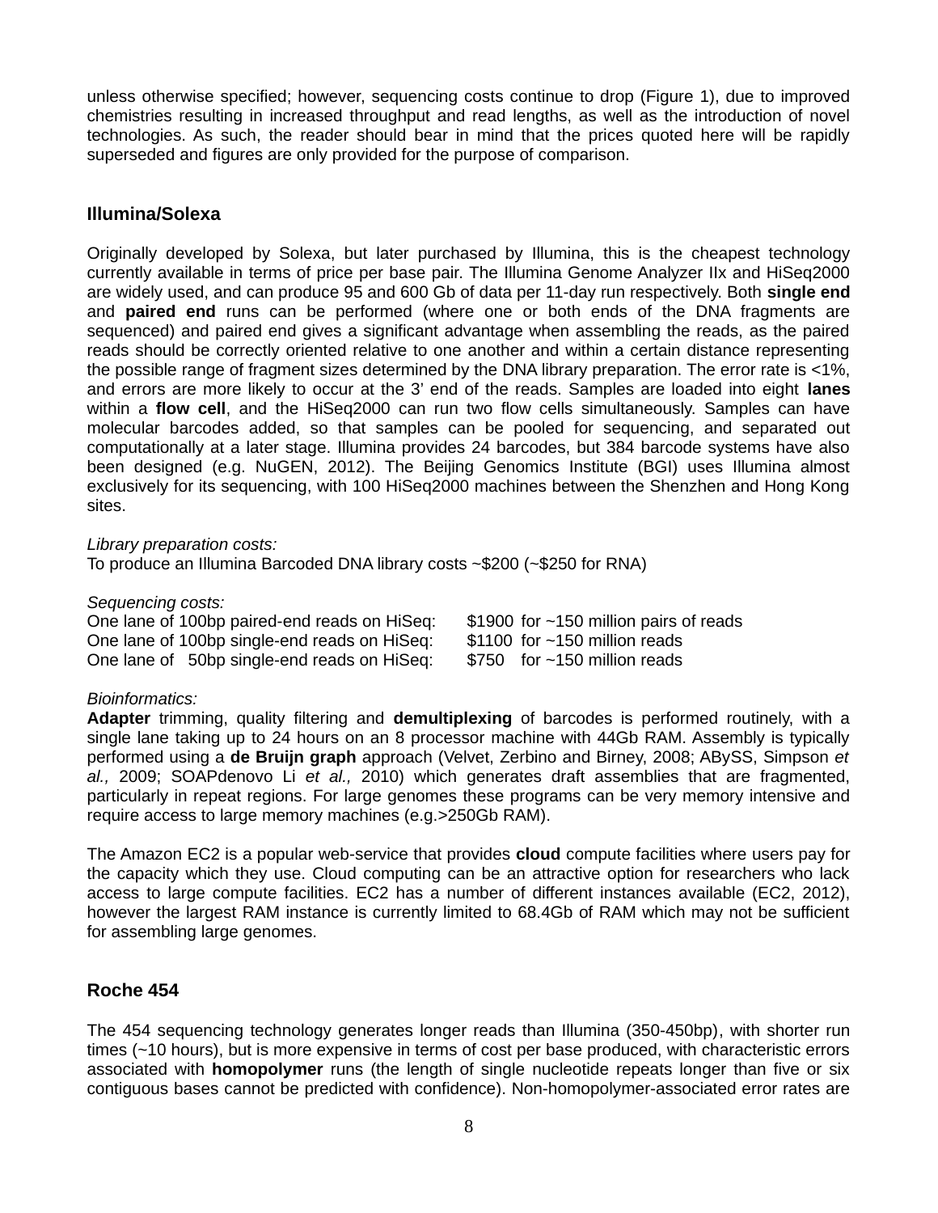unless otherwise specified; however, sequencing costs continue to drop (Figure 1), due to improved chemistries resulting in increased throughput and read lengths, as well as the introduction of novel technologies. As such, the reader should bear in mind that the prices quoted here will be rapidly superseded and figures are only provided for the purpose of comparison.

## Illumina/Solexa

Originally developed by Solexa, but later purchased by Illumina, this is the cheapest technology currently available in terms of price per base pair. The Illumina Genome Analyzer IIx and HiSeq2000 are widely used, and can produce 95 and 600 Gb of data per 11-day run respectively. Both **single end** and **paired end** runs can be performed (where one or both ends of the DNA fragments are sequenced) and paired end gives a significant advantage when assembling the reads, as the paired reads should be correctly oriented relative to one another and within a certain distance representing the possible range of fragment sizes determined by the DNA library preparation. The error rate is <1%, and errors are more likely to occur at the 3' end of the reads. Samples are loaded into eight **lanes** within a **flow cell**, and the HiSeq2000 can run two flow cells simultaneously. Samples can have molecular barcodes added, so that samples can be pooled for sequencing, and separated out computationally at a later stage. Illumina provides 24 barcodes, but 384 barcode systems have also been designed (e.g. NuGEN, 2012). The Beijing Genomics Institute (BGI) uses Illumina almost exclusively for its sequencing, with 100 HiSeq2000 machines between the Shenzhen and Hong Kong sites.

*Library preparation costs:*
To produce an Illumina Barcoded DNA library costs ~$200 (~$250 for RNA)

*Sequencing costs:*

| | | |
|---|---|---|
| One lane of 100bp paired-end reads on HiSeq: | $1900 | for ~150 million pairs of reads |
| One lane of 100bp single-end reads on HiSeq: | $1100 | for ~150 million reads |
| One lane of 50bp single-end reads on HiSeq: | $750 | for ~150 million reads |

*Bioinformatics:*
**Adapter** trimming, quality filtering and **demultiplexing** of barcodes is performed routinely, with a single lane taking up to 24 hours on an 8 processor machine with 44Gb RAM. Assembly is typically performed using a **de Bruijn graph** approach (Velvet, Zerbino and Birney, 2008; ABySS, Simpson *et al.,* 2009; SOAPdenovo Li *et al.,* 2010) which generates draft assemblies that are fragmented, particularly in repeat regions. For large genomes these programs can be very memory intensive and require access to large memory machines (e.g.>250Gb RAM).

The Amazon EC2 is a popular web-service that provides **cloud** compute facilities where users pay for the capacity which they use. Cloud computing can be an attractive option for researchers who lack access to large compute facilities. EC2 has a number of different instances available (EC2, 2012), however the largest RAM instance is currently limited to 68.4Gb of RAM which may not be sufficient for assembling large genomes.

## Roche 454

The 454 sequencing technology generates longer reads than Illumina (350-450bp), with shorter run times (~10 hours), but is more expensive in terms of cost per base produced, with characteristic errors associated with **homopolymer** runs (the length of single nucleotide repeats longer than five or six contiguous bases cannot be predicted with confidence). Non-homopolymer-associated error rates are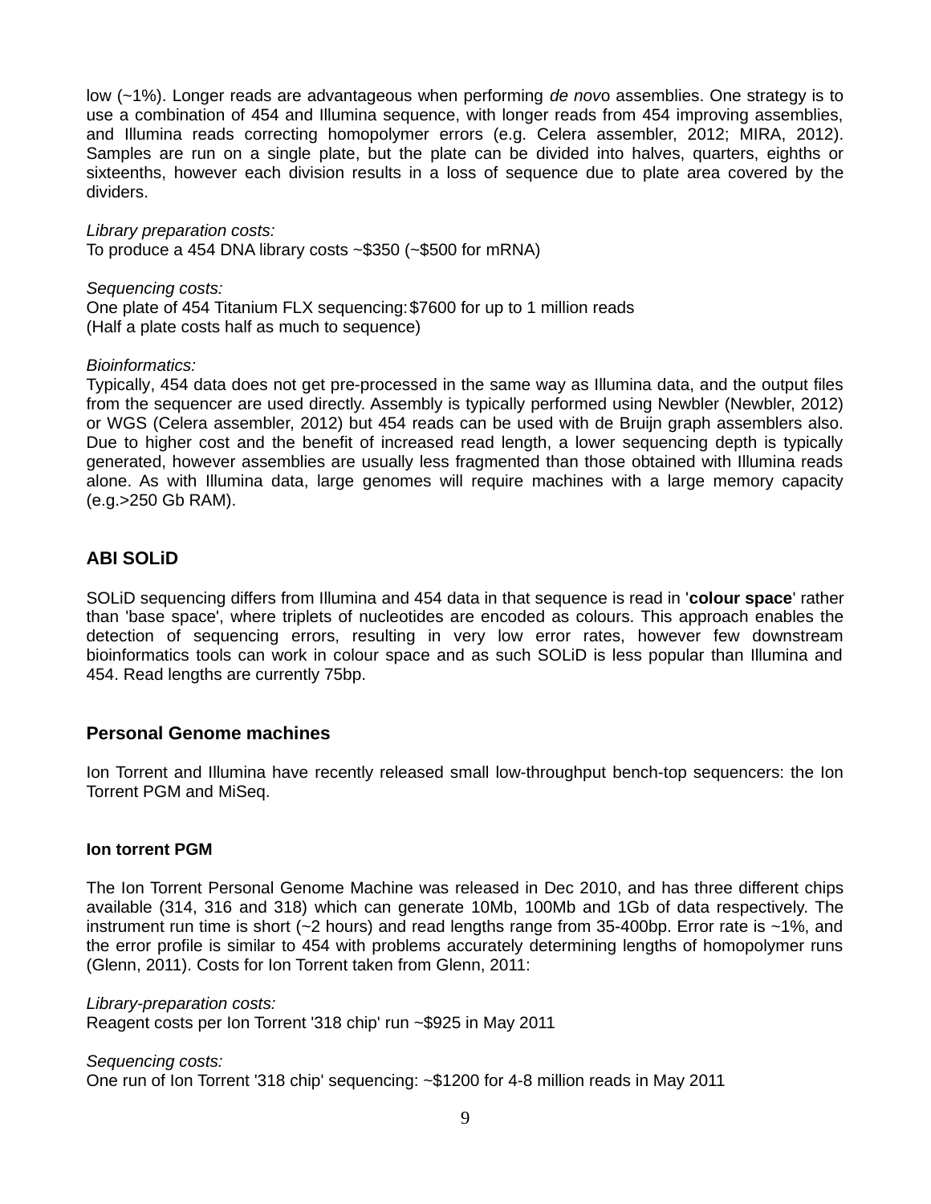low (~1%). Longer reads are advantageous when performing *de novo* assemblies. One strategy is to use a combination of 454 and Illumina sequence, with longer reads from 454 improving assemblies, and Illumina reads correcting homopolymer errors (e.g. Celera assembler, 2012; MIRA, 2012). Samples are run on a single plate, but the plate can be divided into halves, quarters, eighths or sixteenths, however each division results in a loss of sequence due to plate area covered by the dividers.

*Library preparation costs:*
To produce a 454 DNA library costs ~$350 (~$500 for mRNA)

*Sequencing costs:*
One plate of 454 Titanium FLX sequencing: $7600 for up to 1 million reads
(Half a plate costs half as much to sequence)

*Bioinformatics:*
Typically, 454 data does not get pre-processed in the same way as Illumina data, and the output files from the sequencer are used directly. Assembly is typically performed using Newbler (Newbler, 2012) or WGS (Celera assembler, 2012) but 454 reads can be used with de Bruijn graph assemblers also. Due to higher cost and the benefit of increased read length, a lower sequencing depth is typically generated, however assemblies are usually less fragmented than those obtained with Illumina reads alone. As with Illumina data, large genomes will require machines with a large memory capacity (e.g.>250 Gb RAM).

## ABI SOLiD

SOLiD sequencing differs from Illumina and 454 data in that sequence is read in '**colour space**' rather than 'base space', where triplets of nucleotides are encoded as colours. This approach enables the detection of sequencing errors, resulting in very low error rates, however few downstream bioinformatics tools can work in colour space and as such SOLiD is less popular than Illumina and 454. Read lengths are currently 75bp.

## Personal Genome machines

Ion Torrent and Illumina have recently released small low-throughput bench-top sequencers: the Ion Torrent PGM and MiSeq.

### Ion torrent PGM

The Ion Torrent Personal Genome Machine was released in Dec 2010, and has three different chips available (314, 316 and 318) which can generate 10Mb, 100Mb and 1Gb of data respectively. The instrument run time is short (~2 hours) and read lengths range from 35-400bp. Error rate is ~1%, and the error profile is similar to 454 with problems accurately determining lengths of homopolymer runs (Glenn, 2011). Costs for Ion Torrent taken from Glenn, 2011:

*Library-preparation costs:*
Reagent costs per Ion Torrent '318 chip' run ~$925 in May 2011

*Sequencing costs:*
One run of Ion Torrent '318 chip' sequencing: ~$1200 for 4-8 million reads in May 2011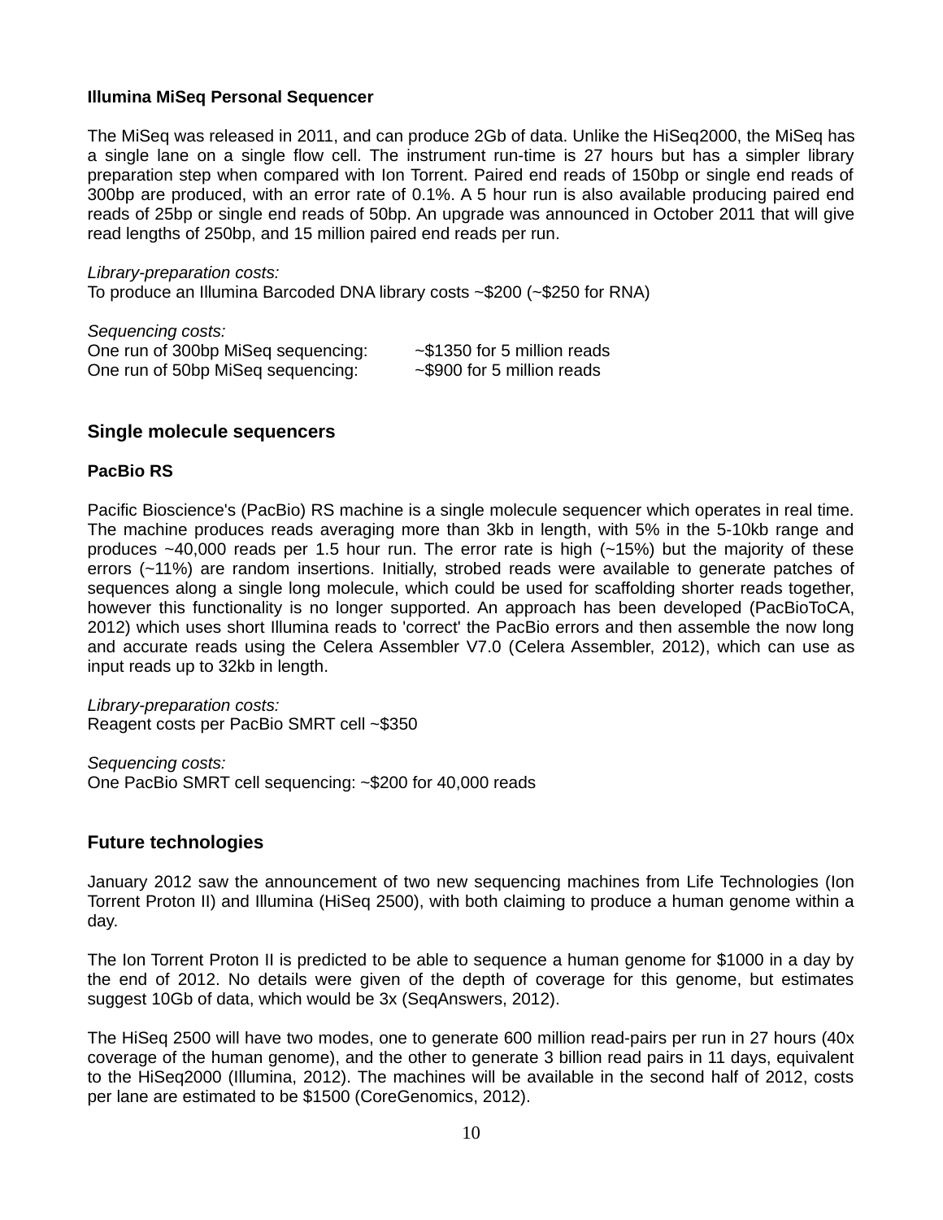**Illumina MiSeq Personal Sequencer**

The MiSeq was released in 2011, and can produce 2Gb of data. Unlike the HiSeq2000, the MiSeq has a single lane on a single flow cell. The instrument run-time is 27 hours but has a simpler library preparation step when compared with Ion Torrent. Paired end reads of 150bp or single end reads of 300bp are produced, with an error rate of 0.1%. A 5 hour run is also available producing paired end reads of 25bp or single end reads of 50bp. An upgrade was announced in October 2011 that will give read lengths of 250bp, and 15 million paired end reads per run.

*Library-preparation costs:*
To produce an Illumina Barcoded DNA library costs ~$200 (~$250 for RNA)

*Sequencing costs:*
One run of 300bp MiSeq sequencing: ~$1350 for 5 million reads
One run of 50bp MiSeq sequencing: ~$900 for 5 million reads

## Single molecule sequencers

**PacBio RS**

Pacific Bioscience's (PacBio) RS machine is a single molecule sequencer which operates in real time. The machine produces reads averaging more than 3kb in length, with 5% in the 5-10kb range and produces ~40,000 reads per 1.5 hour run. The error rate is high (~15%) but the majority of these errors (~11%) are random insertions. Initially, strobed reads were available to generate patches of sequences along a single long molecule, which could be used for scaffolding shorter reads together, however this functionality is no longer supported. An approach has been developed (PacBioToCA, 2012) which uses short Illumina reads to 'correct' the PacBio errors and then assemble the now long and accurate reads using the Celera Assembler V7.0 (Celera Assembler, 2012), which can use as input reads up to 32kb in length.

*Library-preparation costs:*
Reagent costs per PacBio SMRT cell ~$350

*Sequencing costs:*
One PacBio SMRT cell sequencing: ~$200 for 40,000 reads

## Future technologies

January 2012 saw the announcement of two new sequencing machines from Life Technologies (Ion Torrent Proton II) and Illumina (HiSeq 2500), with both claiming to produce a human genome within a day.

The Ion Torrent Proton II is predicted to be able to sequence a human genome for $1000 in a day by the end of 2012. No details were given of the depth of coverage for this genome, but estimates suggest 10Gb of data, which would be 3x (SeqAnswers, 2012).

The HiSeq 2500 will have two modes, one to generate 600 million read-pairs per run in 27 hours (40x coverage of the human genome), and the other to generate 3 billion read pairs in 11 days, equivalent to the HiSeq2000 (Illumina, 2012). The machines will be available in the second half of 2012, costs per lane are estimated to be $1500 (CoreGenomics, 2012).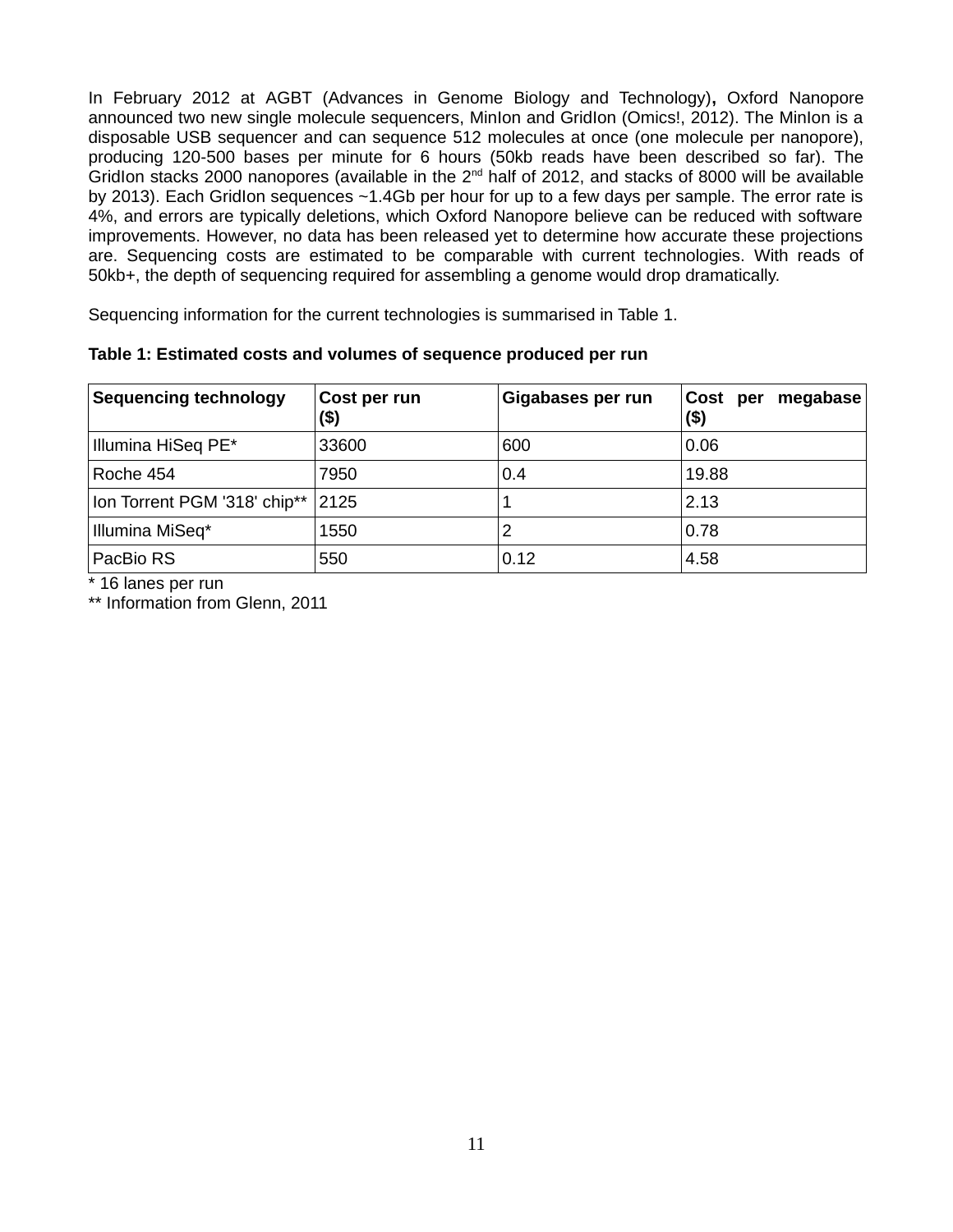In February 2012 at AGBT (Advances in Genome Biology and Technology), Oxford Nanopore announced two new single molecule sequencers, MinIon and GridIon (Omics!, 2012). The MinIon is a disposable USB sequencer and can sequence 512 molecules at once (one molecule per nanopore), producing 120-500 bases per minute for 6 hours (50kb reads have been described so far). The GridIon stacks 2000 nanopores (available in the 2nd half of 2012, and stacks of 8000 will be available by 2013). Each GridIon sequences ~1.4Gb per hour for up to a few days per sample. The error rate is 4%, and errors are typically deletions, which Oxford Nanopore believe can be reduced with software improvements. However, no data has been released yet to determine how accurate these projections are. Sequencing costs are estimated to be comparable with current technologies. With reads of 50kb+, the depth of sequencing required for assembling a genome would drop dramatically.

Sequencing information for the current technologies is summarised in Table 1.

**Table 1: Estimated costs and volumes of sequence produced per run**

| Sequencing technology | Cost per run ($) | Gigabases per run | Cost per megabase ($) |
|---|---|---|---|
| Illumina HiSeq PE* | 33600 | 600 | 0.06 |
| Roche 454 | 7950 | 0.4 | 19.88 |
| Ion Torrent PGM '318' chip** | 2125 | 1 | 2.13 |
| Illumina MiSeq* | 1550 | 2 | 0.78 |
| PacBio RS | 550 | 0.12 | 4.58 |

* 16 lanes per run
** Information from Glenn, 2011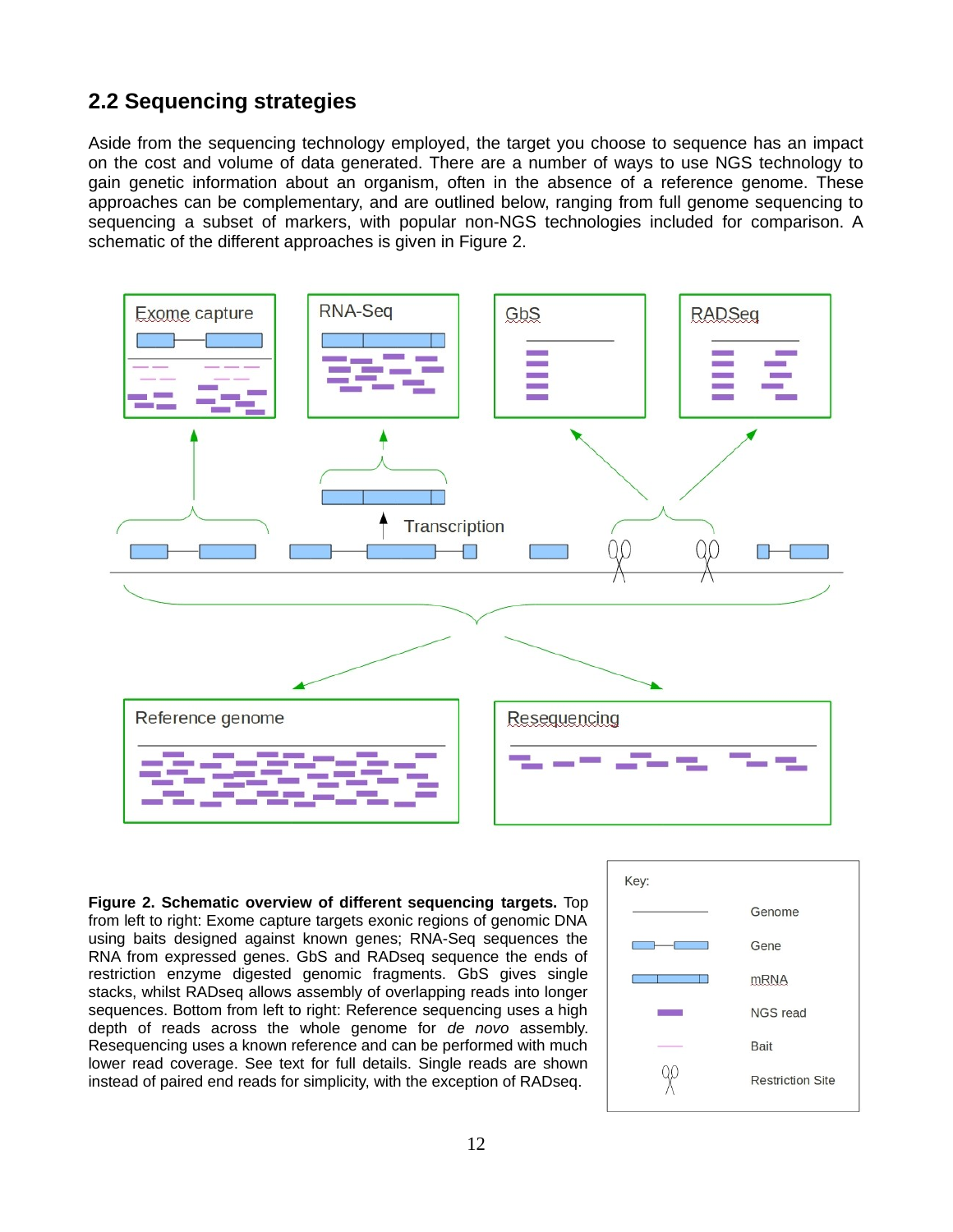## 2.2 Sequencing strategies

Aside from the sequencing technology employed, the target you choose to sequence has an impact on the cost and volume of data generated. There are a number of ways to use NGS technology to gain genetic information about an organism, often in the absence of a reference genome. These approaches can be complementary, and are outlined below, ranging from full genome sequencing to sequencing a subset of markers, with popular non-NGS technologies included for comparison. A schematic of the different approaches is given in Figure 2.

**Figure 2. Schematic overview of different sequencing targets.** Top from left to right: Exome capture targets exonic regions of genomic DNA using baits designed against known genes; RNA-Seq sequences the RNA from expressed genes. GbS and RADseq sequence the ends of restriction enzyme digested genomic fragments. GbS gives single stacks, whilst RADseq allows assembly of overlapping reads into longer sequences. Bottom from left to right: Reference sequencing uses a high depth of reads across the whole genome for *de novo* assembly. Resequencing uses a known reference and can be performed with much lower read coverage. See text for full details. Single reads are shown instead of paired end reads for simplicity, with the exception of RADseq.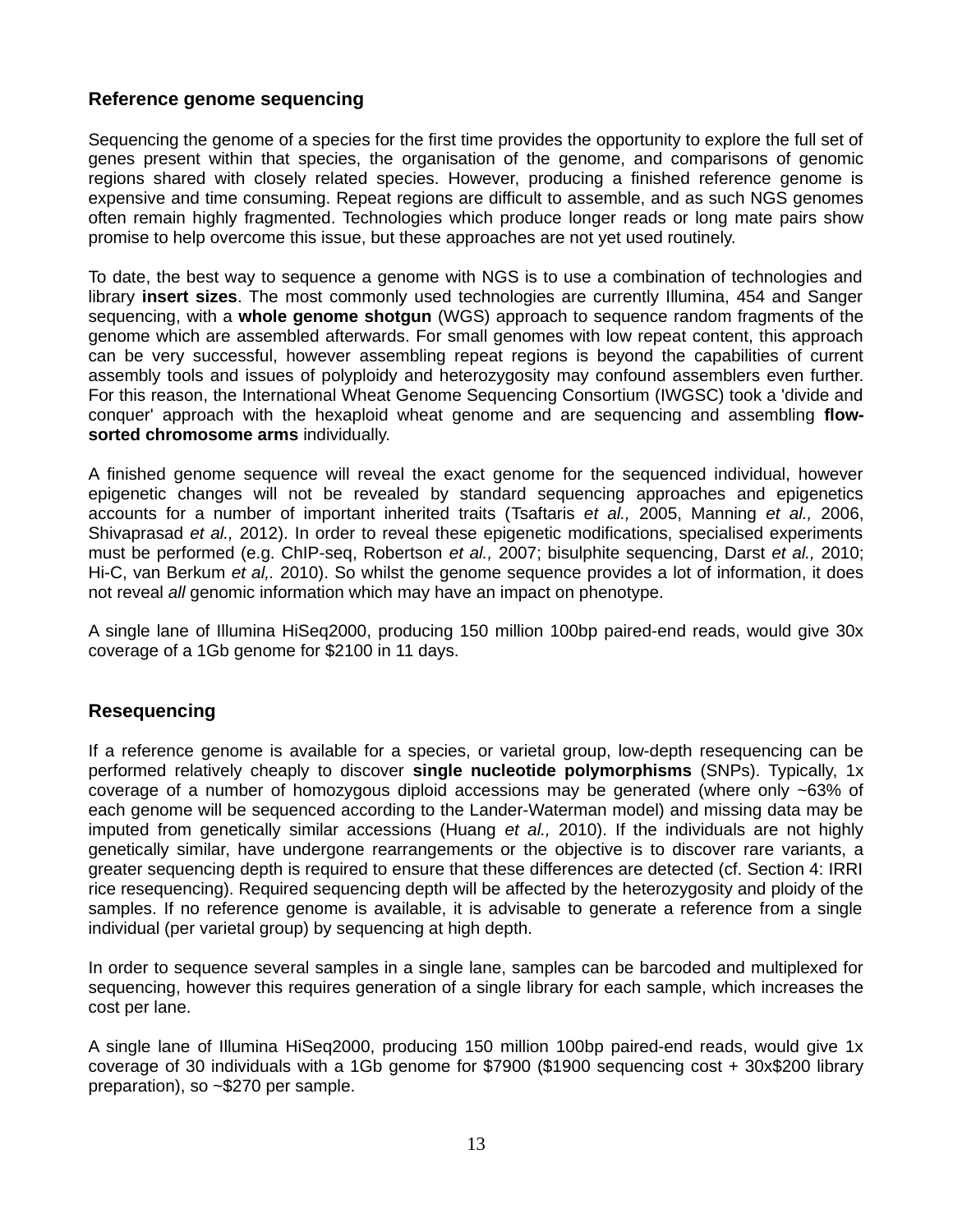## Reference genome sequencing

Sequencing the genome of a species for the first time provides the opportunity to explore the full set of genes present within that species, the organisation of the genome, and comparisons of genomic regions shared with closely related species. However, producing a finished reference genome is expensive and time consuming. Repeat regions are difficult to assemble, and as such NGS genomes often remain highly fragmented. Technologies which produce longer reads or long mate pairs show promise to help overcome this issue, but these approaches are not yet used routinely.

To date, the best way to sequence a genome with NGS is to use a combination of technologies and library **insert sizes**. The most commonly used technologies are currently Illumina, 454 and Sanger sequencing, with a **whole genome shotgun** (WGS) approach to sequence random fragments of the genome which are assembled afterwards. For small genomes with low repeat content, this approach can be very successful, however assembling repeat regions is beyond the capabilities of current assembly tools and issues of polyploidy and heterozygosity may confound assemblers even further. For this reason, the International Wheat Genome Sequencing Consortium (IWGSC) took a 'divide and conquer' approach with the hexaploid wheat genome and are sequencing and assembling **flow-sorted chromosome arms** individually.

A finished genome sequence will reveal the exact genome for the sequenced individual, however epigenetic changes will not be revealed by standard sequencing approaches and epigenetics accounts for a number of important inherited traits (Tsaftaris *et al.,* 2005, Manning *et al.,* 2006, Shivaprasad *et al.,* 2012). In order to reveal these epigenetic modifications, specialised experiments must be performed (e.g. ChIP-seq, Robertson *et al.,* 2007; bisulphite sequencing, Darst *et al.,* 2010; Hi-C, van Berkum *et al,.* 2010). So whilst the genome sequence provides a lot of information, it does not reveal *all* genomic information which may have an impact on phenotype.

A single lane of Illumina HiSeq2000, producing 150 million 100bp paired-end reads, would give 30x coverage of a 1Gb genome for $2100 in 11 days.

## Resequencing

If a reference genome is available for a species, or varietal group, low-depth resequencing can be performed relatively cheaply to discover **single nucleotide polymorphisms** (SNPs). Typically, 1x coverage of a number of homozygous diploid accessions may be generated (where only ~63% of each genome will be sequenced according to the Lander-Waterman model) and missing data may be imputed from genetically similar accessions (Huang *et al.,* 2010). If the individuals are not highly genetically similar, have undergone rearrangements or the objective is to discover rare variants, a greater sequencing depth is required to ensure that these differences are detected (cf. Section 4: IRRI rice resequencing). Required sequencing depth will be affected by the heterozygosity and ploidy of the samples. If no reference genome is available, it is advisable to generate a reference from a single individual (per varietal group) by sequencing at high depth.

In order to sequence several samples in a single lane, samples can be barcoded and multiplexed for sequencing, however this requires generation of a single library for each sample, which increases the cost per lane.

A single lane of Illumina HiSeq2000, producing 150 million 100bp paired-end reads, would give 1x coverage of 30 individuals with a 1Gb genome for $7900 ($1900 sequencing cost + 30x$200 library preparation), so ~$270 per sample.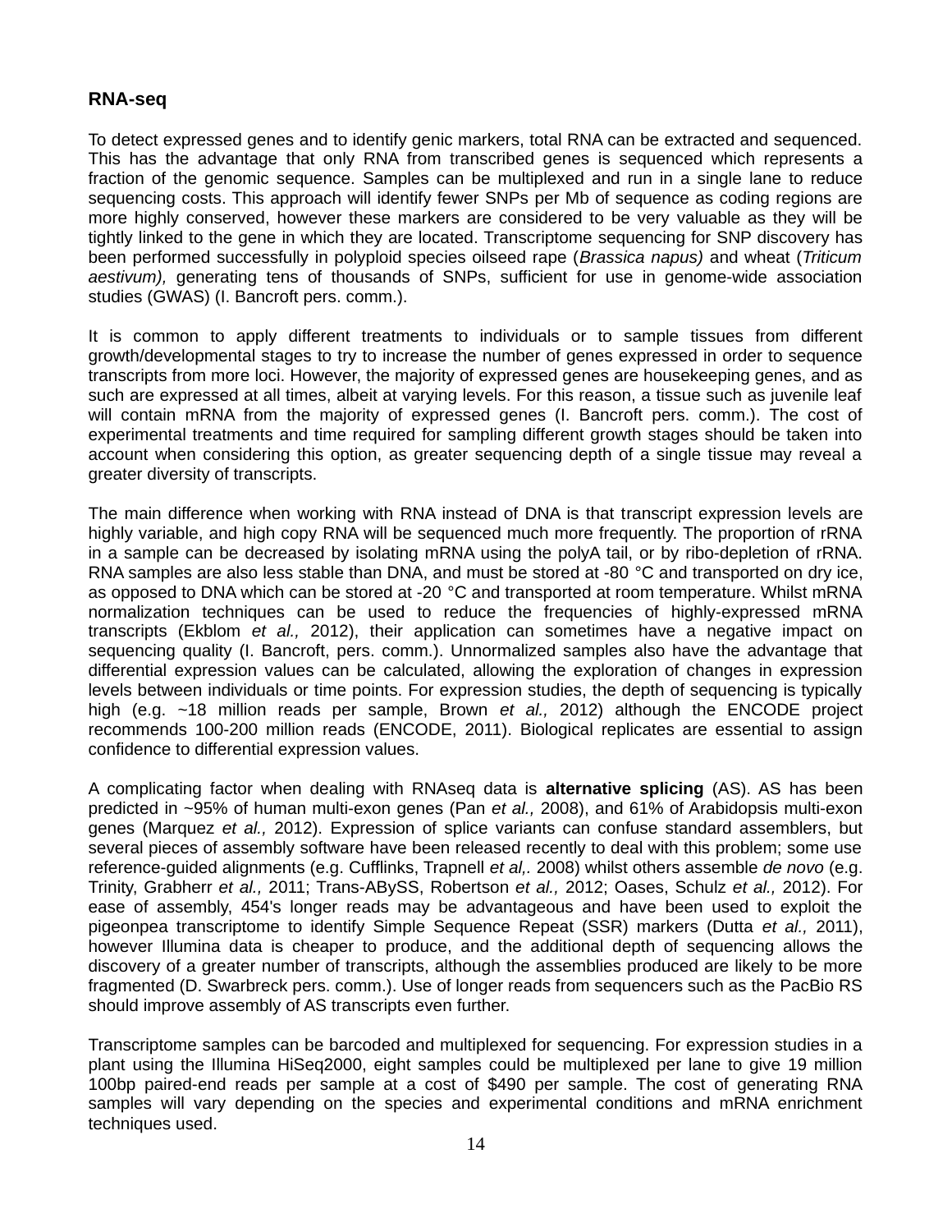## RNA-seq

To detect expressed genes and to identify genic markers, total RNA can be extracted and sequenced. This has the advantage that only RNA from transcribed genes is sequenced which represents a fraction of the genomic sequence. Samples can be multiplexed and run in a single lane to reduce sequencing costs. This approach will identify fewer SNPs per Mb of sequence as coding regions are more highly conserved, however these markers are considered to be very valuable as they will be tightly linked to the gene in which they are located. Transcriptome sequencing for SNP discovery has been performed successfully in polyploid species oilseed rape (*Brassica napus)* and wheat (*Triticum aestivum),* generating tens of thousands of SNPs, sufficient for use in genome-wide association studies (GWAS) (I. Bancroft pers. comm.).

It is common to apply different treatments to individuals or to sample tissues from different growth/developmental stages to try to increase the number of genes expressed in order to sequence transcripts from more loci. However, the majority of expressed genes are housekeeping genes, and as such are expressed at all times, albeit at varying levels. For this reason, a tissue such as juvenile leaf will contain mRNA from the majority of expressed genes (I. Bancroft pers. comm.). The cost of experimental treatments and time required for sampling different growth stages should be taken into account when considering this option, as greater sequencing depth of a single tissue may reveal a greater diversity of transcripts.

The main difference when working with RNA instead of DNA is that transcript expression levels are highly variable, and high copy RNA will be sequenced much more frequently. The proportion of rRNA in a sample can be decreased by isolating mRNA using the polyA tail, or by ribo-depletion of rRNA. RNA samples are also less stable than DNA, and must be stored at -80 °C and transported on dry ice, as opposed to DNA which can be stored at -20 °C and transported at room temperature. Whilst mRNA normalization techniques can be used to reduce the frequencies of highly-expressed mRNA transcripts (Ekblom *et al.,* 2012), their application can sometimes have a negative impact on sequencing quality (I. Bancroft, pers. comm.). Unnormalized samples also have the advantage that differential expression values can be calculated, allowing the exploration of changes in expression levels between individuals or time points. For expression studies, the depth of sequencing is typically high (e.g. ~18 million reads per sample, Brown *et al.,* 2012) although the ENCODE project recommends 100-200 million reads (ENCODE, 2011). Biological replicates are essential to assign confidence to differential expression values.

A complicating factor when dealing with RNAseq data is **alternative splicing** (AS). AS has been predicted in ~95% of human multi-exon genes (Pan *et al.,* 2008), and 61% of Arabidopsis multi-exon genes (Marquez *et al.,* 2012). Expression of splice variants can confuse standard assemblers, but several pieces of assembly software have been released recently to deal with this problem; some use reference-guided alignments (e.g. Cufflinks, Trapnell *et al,.* 2008) whilst others assemble *de novo* (e.g. Trinity, Grabherr *et al.,* 2011; Trans-ABySS, Robertson *et al.,* 2012; Oases, Schulz *et al.,* 2012). For ease of assembly, 454's longer reads may be advantageous and have been used to exploit the pigeonpea transcriptome to identify Simple Sequence Repeat (SSR) markers (Dutta *et al.,* 2011), however Illumina data is cheaper to produce, and the additional depth of sequencing allows the discovery of a greater number of transcripts, although the assemblies produced are likely to be more fragmented (D. Swarbreck pers. comm.). Use of longer reads from sequencers such as the PacBio RS should improve assembly of AS transcripts even further.

Transcriptome samples can be barcoded and multiplexed for sequencing. For expression studies in a plant using the Illumina HiSeq2000, eight samples could be multiplexed per lane to give 19 million 100bp paired-end reads per sample at a cost of $490 per sample. The cost of generating RNA samples will vary depending on the species and experimental conditions and mRNA enrichment techniques used.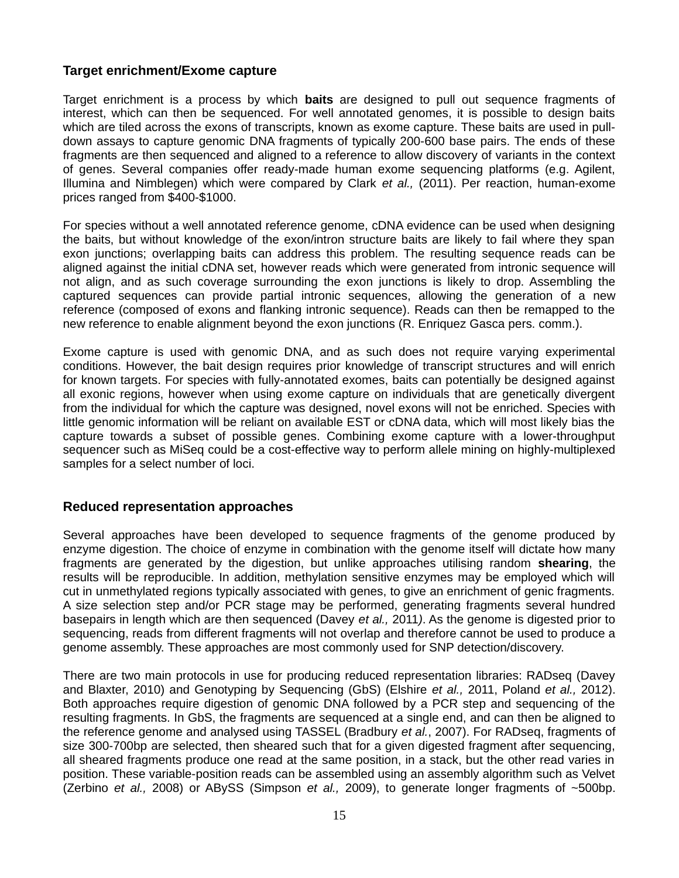## Target enrichment/Exome capture

Target enrichment is a process by which **baits** are designed to pull out sequence fragments of interest, which can then be sequenced. For well annotated genomes, it is possible to design baits which are tiled across the exons of transcripts, known as exome capture. These baits are used in pull-down assays to capture genomic DNA fragments of typically 200-600 base pairs. The ends of these fragments are then sequenced and aligned to a reference to allow discovery of variants in the context of genes. Several companies offer ready-made human exome sequencing platforms (e.g. Agilent, Illumina and Nimblegen) which were compared by Clark *et al.,* (2011). Per reaction, human-exome prices ranged from $400-$1000.

For species without a well annotated reference genome, cDNA evidence can be used when designing the baits, but without knowledge of the exon/intron structure baits are likely to fail where they span exon junctions; overlapping baits can address this problem. The resulting sequence reads can be aligned against the initial cDNA set, however reads which were generated from intronic sequence will not align, and as such coverage surrounding the exon junctions is likely to drop. Assembling the captured sequences can provide partial intronic sequences, allowing the generation of a new reference (composed of exons and flanking intronic sequence). Reads can then be remapped to the new reference to enable alignment beyond the exon junctions (R. Enriquez Gasca pers. comm.).

Exome capture is used with genomic DNA, and as such does not require varying experimental conditions. However, the bait design requires prior knowledge of transcript structures and will enrich for known targets. For species with fully-annotated exomes, baits can potentially be designed against all exonic regions, however when using exome capture on individuals that are genetically divergent from the individual for which the capture was designed, novel exons will not be enriched. Species with little genomic information will be reliant on available EST or cDNA data, which will most likely bias the capture towards a subset of possible genes. Combining exome capture with a lower-throughput sequencer such as MiSeq could be a cost-effective way to perform allele mining on highly-multiplexed samples for a select number of loci.

## Reduced representation approaches

Several approaches have been developed to sequence fragments of the genome produced by enzyme digestion. The choice of enzyme in combination with the genome itself will dictate how many fragments are generated by the digestion, but unlike approaches utilising random **shearing**, the results will be reproducible. In addition, methylation sensitive enzymes may be employed which will cut in unmethylated regions typically associated with genes, to give an enrichment of genic fragments. A size selection step and/or PCR stage may be performed, generating fragments several hundred basepairs in length which are then sequenced (Davey *et al.,* 2011). As the genome is digested prior to sequencing, reads from different fragments will not overlap and therefore cannot be used to produce a genome assembly. These approaches are most commonly used for SNP detection/discovery.

There are two main protocols in use for producing reduced representation libraries: RADseq (Davey and Blaxter, 2010) and Genotyping by Sequencing (GbS) (Elshire *et al.,* 2011, Poland *et al.,* 2012). Both approaches require digestion of genomic DNA followed by a PCR step and sequencing of the resulting fragments. In GbS, the fragments are sequenced at a single end, and can then be aligned to the reference genome and analysed using TASSEL (Bradbury *et al.*, 2007). For RADseq, fragments of size 300-700bp are selected, then sheared such that for a given digested fragment after sequencing, all sheared fragments produce one read at the same position, in a stack, but the other read varies in position. These variable-position reads can be assembled using an assembly algorithm such as Velvet (Zerbino *et al.,* 2008) or ABySS (Simpson *et al.,* 2009), to generate longer fragments of ~500bp.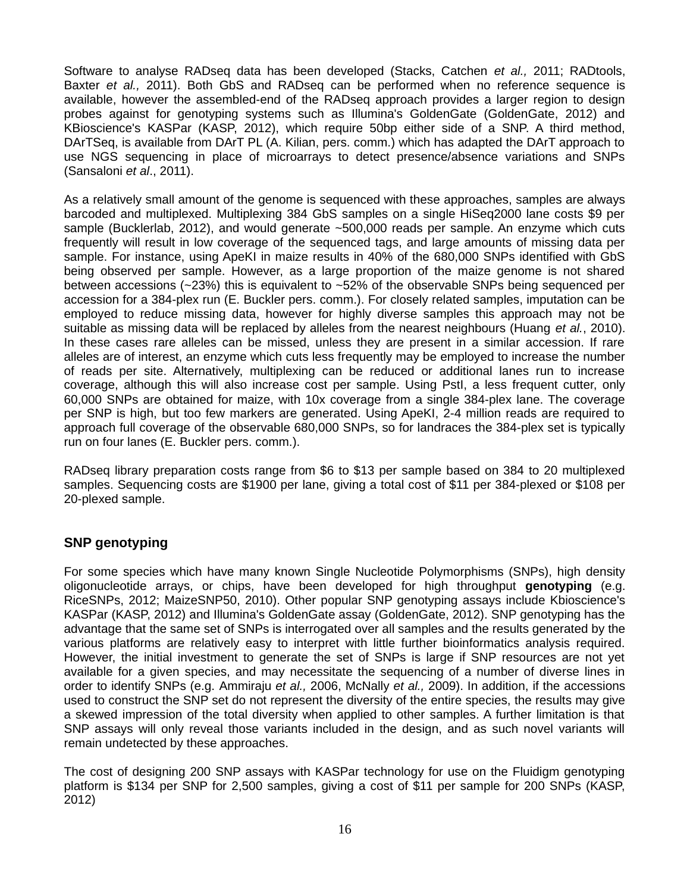Software to analyse RADseq data has been developed (Stacks, Catchen *et al.,* 2011; RADtools, Baxter *et al.,* 2011). Both GbS and RADseq can be performed when no reference sequence is available, however the assembled-end of the RADseq approach provides a larger region to design probes against for genotyping systems such as Illumina's GoldenGate (GoldenGate, 2012) and KBioscience's KASPar (KASP, 2012), which require 50bp either side of a SNP. A third method, DArTSeq, is available from DArT PL (A. Kilian, pers. comm.) which has adapted the DArT approach to use NGS sequencing in place of microarrays to detect presence/absence variations and SNPs (Sansaloni *et al*., 2011).

As a relatively small amount of the genome is sequenced with these approaches, samples are always barcoded and multiplexed. Multiplexing 384 GbS samples on a single HiSeq2000 lane costs $9 per sample (Bucklerlab, 2012), and would generate ~500,000 reads per sample. An enzyme which cuts frequently will result in low coverage of the sequenced tags, and large amounts of missing data per sample. For instance, using ApeKI in maize results in 40% of the 680,000 SNPs identified with GbS being observed per sample. However, as a large proportion of the maize genome is not shared between accessions (~23%) this is equivalent to ~52% of the observable SNPs being sequenced per accession for a 384-plex run (E. Buckler pers. comm.). For closely related samples, imputation can be employed to reduce missing data, however for highly diverse samples this approach may not be suitable as missing data will be replaced by alleles from the nearest neighbours (Huang *et al.*, 2010). In these cases rare alleles can be missed, unless they are present in a similar accession. If rare alleles are of interest, an enzyme which cuts less frequently may be employed to increase the number of reads per site. Alternatively, multiplexing can be reduced or additional lanes run to increase coverage, although this will also increase cost per sample. Using PstI, a less frequent cutter, only 60,000 SNPs are obtained for maize, with 10x coverage from a single 384-plex lane. The coverage per SNP is high, but too few markers are generated. Using ApeKI, 2-4 million reads are required to approach full coverage of the observable 680,000 SNPs, so for landraces the 384-plex set is typically run on four lanes (E. Buckler pers. comm.).

RADseq library preparation costs range from $6 to $13 per sample based on 384 to 20 multiplexed samples. Sequencing costs are $1900 per lane, giving a total cost of $11 per 384-plexed or $108 per 20-plexed sample.

## SNP genotyping

For some species which have many known Single Nucleotide Polymorphisms (SNPs), high density oligonucleotide arrays, or chips, have been developed for high throughput **genotyping** (e.g. RiceSNPs, 2012; MaizeSNP50, 2010). Other popular SNP genotyping assays include Kbioscience's KASPar (KASP, 2012) and Illumina's GoldenGate assay (GoldenGate, 2012). SNP genotyping has the advantage that the same set of SNPs is interrogated over all samples and the results generated by the various platforms are relatively easy to interpret with little further bioinformatics analysis required. However, the initial investment to generate the set of SNPs is large if SNP resources are not yet available for a given species, and may necessitate the sequencing of a number of diverse lines in order to identify SNPs (e.g. Ammiraju *et al.,* 2006, McNally *et al.,* 2009). In addition, if the accessions used to construct the SNP set do not represent the diversity of the entire species, the results may give a skewed impression of the total diversity when applied to other samples. A further limitation is that SNP assays will only reveal those variants included in the design, and as such novel variants will remain undetected by these approaches.

The cost of designing 200 SNP assays with KASPar technology for use on the Fluidigm genotyping platform is $134 per SNP for 2,500 samples, giving a cost of $11 per sample for 200 SNPs (KASP, 2012)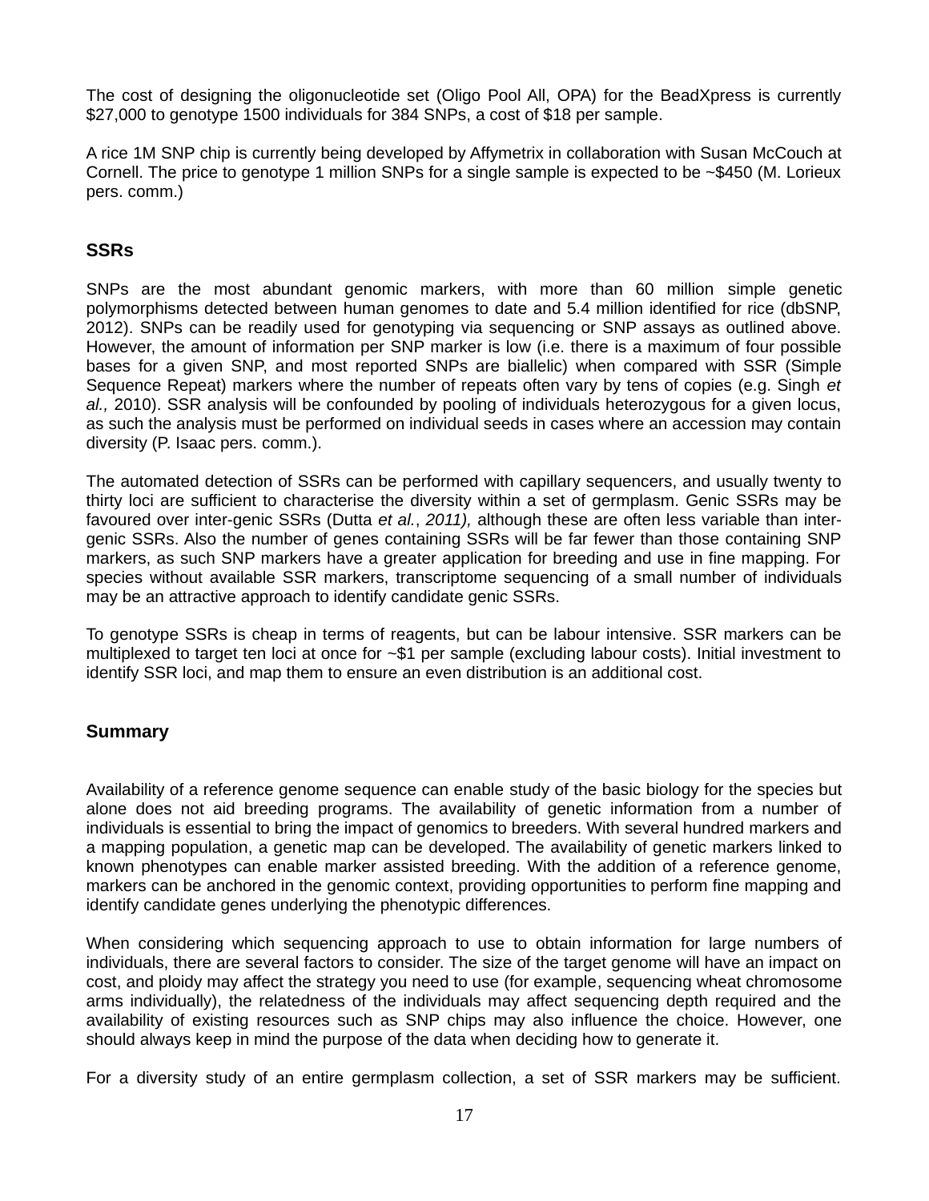The cost of designing the oligonucleotide set (Oligo Pool All, OPA) for the BeadXpress is currently $27,000 to genotype 1500 individuals for 384 SNPs, a cost of $18 per sample.

A rice 1M SNP chip is currently being developed by Affymetrix in collaboration with Susan McCouch at Cornell. The price to genotype 1 million SNPs for a single sample is expected to be ~$450 (M. Lorieux pers. comm.)

## SSRs

SNPs are the most abundant genomic markers, with more than 60 million simple genetic polymorphisms detected between human genomes to date and 5.4 million identified for rice (dbSNP, 2012). SNPs can be readily used for genotyping via sequencing or SNP assays as outlined above. However, the amount of information per SNP marker is low (i.e. there is a maximum of four possible bases for a given SNP, and most reported SNPs are biallelic) when compared with SSR (Simple Sequence Repeat) markers where the number of repeats often vary by tens of copies (e.g. Singh *et al.,* 2010). SSR analysis will be confounded by pooling of individuals heterozygous for a given locus, as such the analysis must be performed on individual seeds in cases where an accession may contain diversity (P. Isaac pers. comm.).

The automated detection of SSRs can be performed with capillary sequencers, and usually twenty to thirty loci are sufficient to characterise the diversity within a set of germplasm. Genic SSRs may be favoured over inter-genic SSRs (Dutta *et al.*, *2011),* although these are often less variable than inter-genic SSRs. Also the number of genes containing SSRs will be far fewer than those containing SNP markers, as such SNP markers have a greater application for breeding and use in fine mapping. For species without available SSR markers, transcriptome sequencing of a small number of individuals may be an attractive approach to identify candidate genic SSRs.

To genotype SSRs is cheap in terms of reagents, but can be labour intensive. SSR markers can be multiplexed to target ten loci at once for ~$1 per sample (excluding labour costs). Initial investment to identify SSR loci, and map them to ensure an even distribution is an additional cost.

## Summary

Availability of a reference genome sequence can enable study of the basic biology for the species but alone does not aid breeding programs. The availability of genetic information from a number of individuals is essential to bring the impact of genomics to breeders. With several hundred markers and a mapping population, a genetic map can be developed. The availability of genetic markers linked to known phenotypes can enable marker assisted breeding. With the addition of a reference genome, markers can be anchored in the genomic context, providing opportunities to perform fine mapping and identify candidate genes underlying the phenotypic differences.

When considering which sequencing approach to use to obtain information for large numbers of individuals, there are several factors to consider. The size of the target genome will have an impact on cost, and ploidy may affect the strategy you need to use (for example, sequencing wheat chromosome arms individually), the relatedness of the individuals may affect sequencing depth required and the availability of existing resources such as SNP chips may also influence the choice. However, one should always keep in mind the purpose of the data when deciding how to generate it.

For a diversity study of an entire germplasm collection, a set of SSR markers may be sufficient.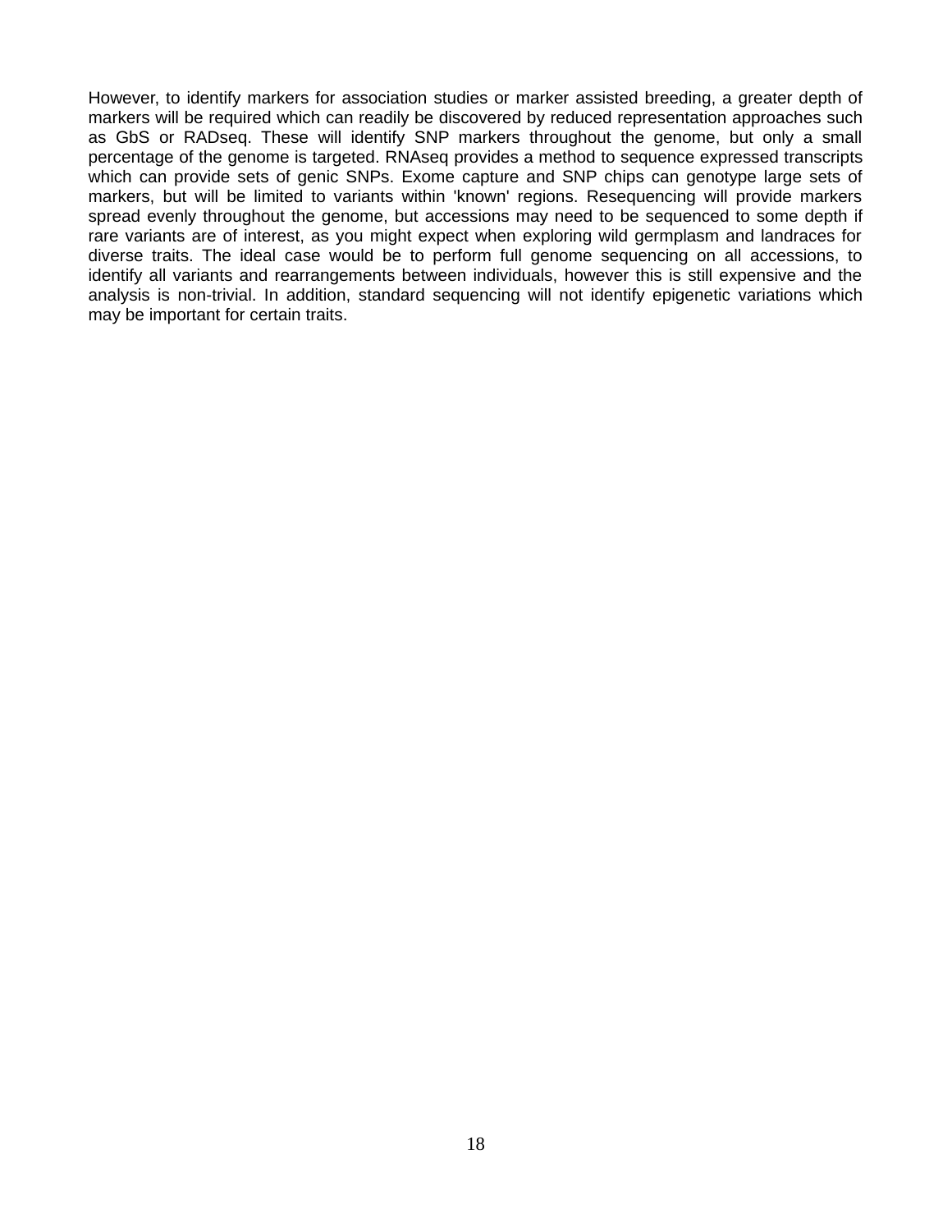However, to identify markers for association studies or marker assisted breeding, a greater depth of markers will be required which can readily be discovered by reduced representation approaches such as GbS or RADseq. These will identify SNP markers throughout the genome, but only a small percentage of the genome is targeted. RNAseq provides a method to sequence expressed transcripts which can provide sets of genic SNPs. Exome capture and SNP chips can genotype large sets of markers, but will be limited to variants within 'known' regions. Resequencing will provide markers spread evenly throughout the genome, but accessions may need to be sequenced to some depth if rare variants are of interest, as you might expect when exploring wild germplasm and landraces for diverse traits. The ideal case would be to perform full genome sequencing on all accessions, to identify all variants and rearrangements between individuals, however this is still expensive and the analysis is non-trivial. In addition, standard sequencing will not identify epigenetic variations which may be important for certain traits.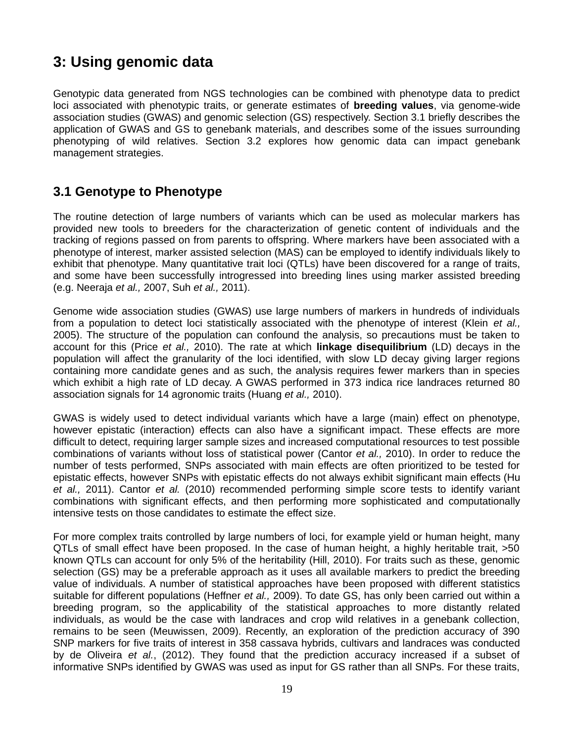# 3: Using genomic data

Genotypic data generated from NGS technologies can be combined with phenotype data to predict loci associated with phenotypic traits, or generate estimates of **breeding values**, via genome-wide association studies (GWAS) and genomic selection (GS) respectively. Section 3.1 briefly describes the application of GWAS and GS to genebank materials, and describes some of the issues surrounding phenotyping of wild relatives. Section 3.2 explores how genomic data can impact genebank management strategies.

## 3.1 Genotype to Phenotype

The routine detection of large numbers of variants which can be used as molecular markers has provided new tools to breeders for the characterization of genetic content of individuals and the tracking of regions passed on from parents to offspring. Where markers have been associated with a phenotype of interest, marker assisted selection (MAS) can be employed to identify individuals likely to exhibit that phenotype. Many quantitative trait loci (QTLs) have been discovered for a range of traits, and some have been successfully introgressed into breeding lines using marker assisted breeding (e.g. Neeraja *et al.,* 2007, Suh *et al.,* 2011).

Genome wide association studies (GWAS) use large numbers of markers in hundreds of individuals from a population to detect loci statistically associated with the phenotype of interest (Klein *et al.,* 2005). The structure of the population can confound the analysis, so precautions must be taken to account for this (Price *et al.,* 2010). The rate at which **linkage disequilibrium** (LD) decays in the population will affect the granularity of the loci identified, with slow LD decay giving larger regions containing more candidate genes and as such, the analysis requires fewer markers than in species which exhibit a high rate of LD decay. A GWAS performed in 373 indica rice landraces returned 80 association signals for 14 agronomic traits (Huang *et al.,* 2010).

GWAS is widely used to detect individual variants which have a large (main) effect on phenotype, however epistatic (interaction) effects can also have a significant impact. These effects are more difficult to detect, requiring larger sample sizes and increased computational resources to test possible combinations of variants without loss of statistical power (Cantor *et al.,* 2010). In order to reduce the number of tests performed, SNPs associated with main effects are often prioritized to be tested for epistatic effects, however SNPs with epistatic effects do not always exhibit significant main effects (Hu *et al.,* 2011). Cantor *et al.* (2010) recommended performing simple score tests to identify variant combinations with significant effects, and then performing more sophisticated and computationally intensive tests on those candidates to estimate the effect size.

For more complex traits controlled by large numbers of loci, for example yield or human height, many QTLs of small effect have been proposed. In the case of human height, a highly heritable trait, >50 known QTLs can account for only 5% of the heritability (Hill, 2010). For traits such as these, genomic selection (GS) may be a preferable approach as it uses all available markers to predict the breeding value of individuals. A number of statistical approaches have been proposed with different statistics suitable for different populations (Heffner *et al.,* 2009). To date GS, has only been carried out within a breeding program, so the applicability of the statistical approaches to more distantly related individuals, as would be the case with landraces and crop wild relatives in a genebank collection, remains to be seen (Meuwissen, 2009). Recently, an exploration of the prediction accuracy of 390 SNP markers for five traits of interest in 358 cassava hybrids, cultivars and landraces was conducted by de Oliveira *et al.*, (2012). They found that the prediction accuracy increased if a subset of informative SNPs identified by GWAS was used as input for GS rather than all SNPs. For these traits,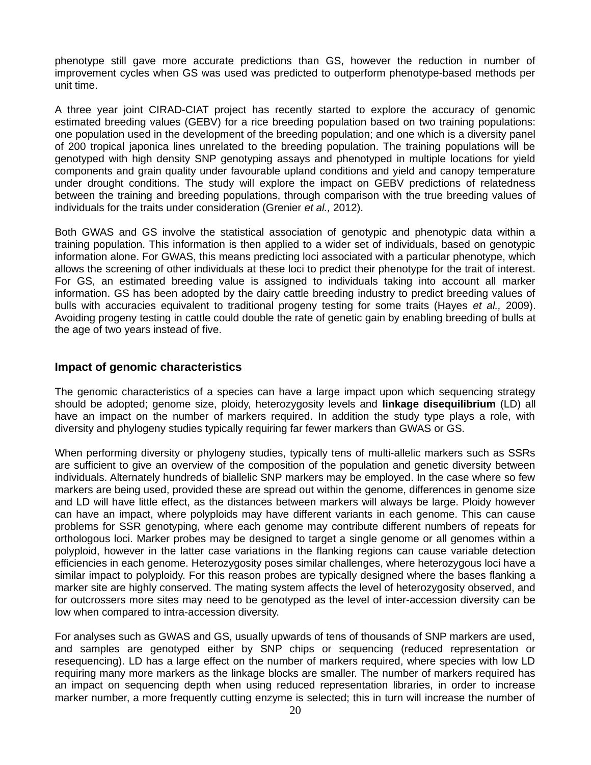phenotype still gave more accurate predictions than GS, however the reduction in number of improvement cycles when GS was used was predicted to outperform phenotype-based methods per unit time.

A three year joint CIRAD-CIAT project has recently started to explore the accuracy of genomic estimated breeding values (GEBV) for a rice breeding population based on two training populations: one population used in the development of the breeding population; and one which is a diversity panel of 200 tropical japonica lines unrelated to the breeding population. The training populations will be genotyped with high density SNP genotyping assays and phenotyped in multiple locations for yield components and grain quality under favourable upland conditions and yield and canopy temperature under drought conditions. The study will explore the impact on GEBV predictions of relatedness between the training and breeding populations, through comparison with the true breeding values of individuals for the traits under consideration (Grenier *et al.,* 2012).

Both GWAS and GS involve the statistical association of genotypic and phenotypic data within a training population. This information is then applied to a wider set of individuals, based on genotypic information alone. For GWAS, this means predicting loci associated with a particular phenotype, which allows the screening of other individuals at these loci to predict their phenotype for the trait of interest. For GS, an estimated breeding value is assigned to individuals taking into account all marker information. GS has been adopted by the dairy cattle breeding industry to predict breeding values of bulls with accuracies equivalent to traditional progeny testing for some traits (Hayes *et al.,* 2009). Avoiding progeny testing in cattle could double the rate of genetic gain by enabling breeding of bulls at the age of two years instead of five.

## Impact of genomic characteristics

The genomic characteristics of a species can have a large impact upon which sequencing strategy should be adopted; genome size, ploidy, heterozygosity levels and **linkage disequilibrium** (LD) all have an impact on the number of markers required. In addition the study type plays a role, with diversity and phylogeny studies typically requiring far fewer markers than GWAS or GS.

When performing diversity or phylogeny studies, typically tens of multi-allelic markers such as SSRs are sufficient to give an overview of the composition of the population and genetic diversity between individuals. Alternately hundreds of biallelic SNP markers may be employed. In the case where so few markers are being used, provided these are spread out within the genome, differences in genome size and LD will have little effect, as the distances between markers will always be large. Ploidy however can have an impact, where polyploids may have different variants in each genome. This can cause problems for SSR genotyping, where each genome may contribute different numbers of repeats for orthologous loci. Marker probes may be designed to target a single genome or all genomes within a polyploid, however in the latter case variations in the flanking regions can cause variable detection efficiencies in each genome. Heterozygosity poses similar challenges, where heterozygous loci have a similar impact to polyploidy. For this reason probes are typically designed where the bases flanking a marker site are highly conserved. The mating system affects the level of heterozygosity observed, and for outcrossers more sites may need to be genotyped as the level of inter-accession diversity can be low when compared to intra-accession diversity.

For analyses such as GWAS and GS, usually upwards of tens of thousands of SNP markers are used, and samples are genotyped either by SNP chips or sequencing (reduced representation or resequencing). LD has a large effect on the number of markers required, where species with low LD requiring many more markers as the linkage blocks are smaller. The number of markers required has an impact on sequencing depth when using reduced representation libraries, in order to increase marker number, a more frequently cutting enzyme is selected; this in turn will increase the number of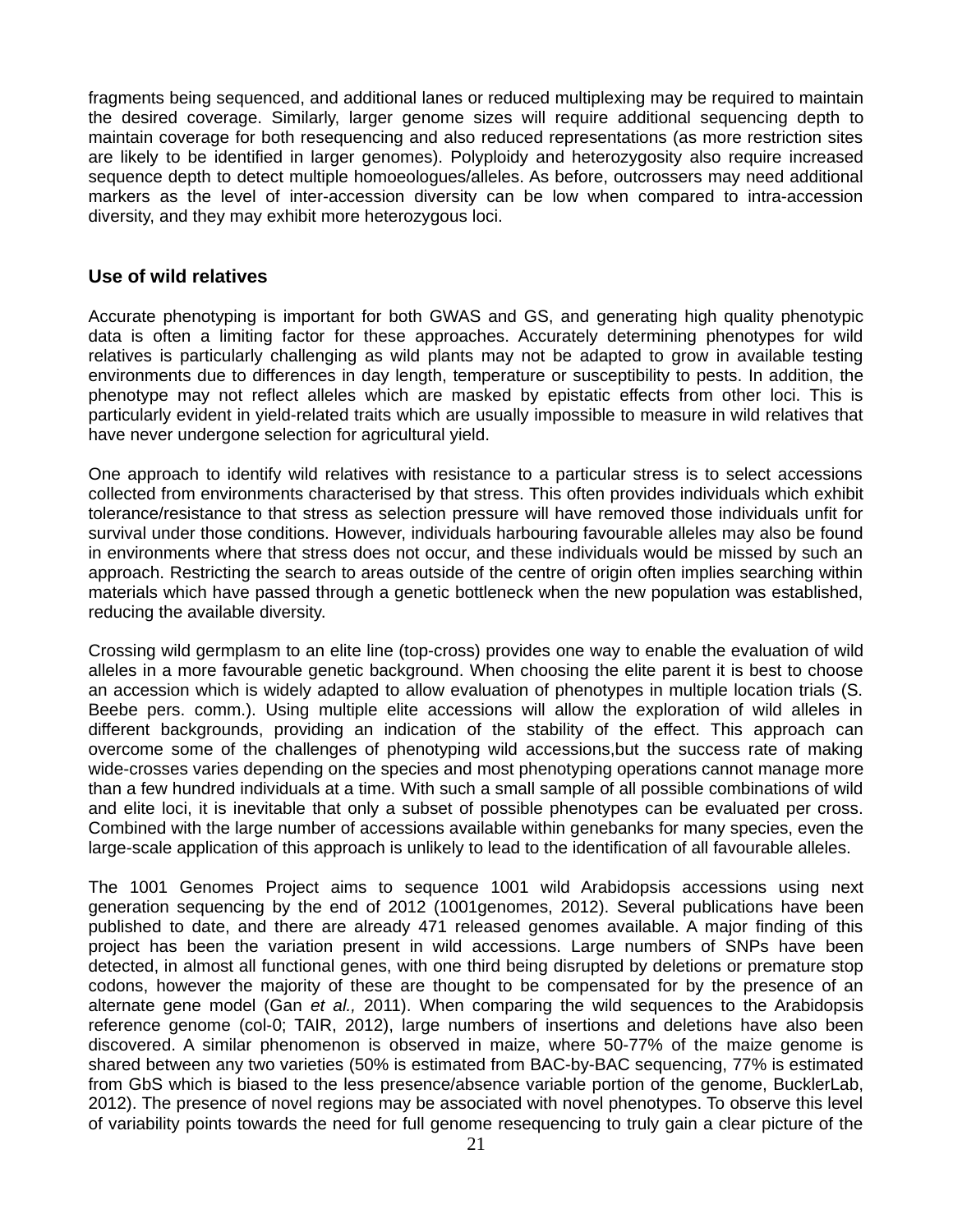fragments being sequenced, and additional lanes or reduced multiplexing may be required to maintain the desired coverage. Similarly, larger genome sizes will require additional sequencing depth to maintain coverage for both resequencing and also reduced representations (as more restriction sites are likely to be identified in larger genomes). Polyploidy and heterozygosity also require increased sequence depth to detect multiple homoeologues/alleles. As before, outcrossers may need additional markers as the level of inter-accession diversity can be low when compared to intra-accession diversity, and they may exhibit more heterozygous loci.

## Use of wild relatives

Accurate phenotyping is important for both GWAS and GS, and generating high quality phenotypic data is often a limiting factor for these approaches. Accurately determining phenotypes for wild relatives is particularly challenging as wild plants may not be adapted to grow in available testing environments due to differences in day length, temperature or susceptibility to pests. In addition, the phenotype may not reflect alleles which are masked by epistatic effects from other loci. This is particularly evident in yield-related traits which are usually impossible to measure in wild relatives that have never undergone selection for agricultural yield.

One approach to identify wild relatives with resistance to a particular stress is to select accessions collected from environments characterised by that stress. This often provides individuals which exhibit tolerance/resistance to that stress as selection pressure will have removed those individuals unfit for survival under those conditions. However, individuals harbouring favourable alleles may also be found in environments where that stress does not occur, and these individuals would be missed by such an approach. Restricting the search to areas outside of the centre of origin often implies searching within materials which have passed through a genetic bottleneck when the new population was established, reducing the available diversity.

Crossing wild germplasm to an elite line (top-cross) provides one way to enable the evaluation of wild alleles in a more favourable genetic background. When choosing the elite parent it is best to choose an accession which is widely adapted to allow evaluation of phenotypes in multiple location trials (S. Beebe pers. comm.). Using multiple elite accessions will allow the exploration of wild alleles in different backgrounds, providing an indication of the stability of the effect. This approach can overcome some of the challenges of phenotyping wild accessions,but the success rate of making wide-crosses varies depending on the species and most phenotyping operations cannot manage more than a few hundred individuals at a time. With such a small sample of all possible combinations of wild and elite loci, it is inevitable that only a subset of possible phenotypes can be evaluated per cross. Combined with the large number of accessions available within genebanks for many species, even the large-scale application of this approach is unlikely to lead to the identification of all favourable alleles.

The 1001 Genomes Project aims to sequence 1001 wild Arabidopsis accessions using next generation sequencing by the end of 2012 (1001genomes, 2012). Several publications have been published to date, and there are already 471 released genomes available. A major finding of this project has been the variation present in wild accessions. Large numbers of SNPs have been detected, in almost all functional genes, with one third being disrupted by deletions or premature stop codons, however the majority of these are thought to be compensated for by the presence of an alternate gene model (Gan *et al.,* 2011). When comparing the wild sequences to the Arabidopsis reference genome (col-0; TAIR, 2012), large numbers of insertions and deletions have also been discovered. A similar phenomenon is observed in maize, where 50-77% of the maize genome is shared between any two varieties (50% is estimated from BAC-by-BAC sequencing, 77% is estimated from GbS which is biased to the less presence/absence variable portion of the genome, BucklerLab, 2012). The presence of novel regions may be associated with novel phenotypes. To observe this level of variability points towards the need for full genome resequencing to truly gain a clear picture of the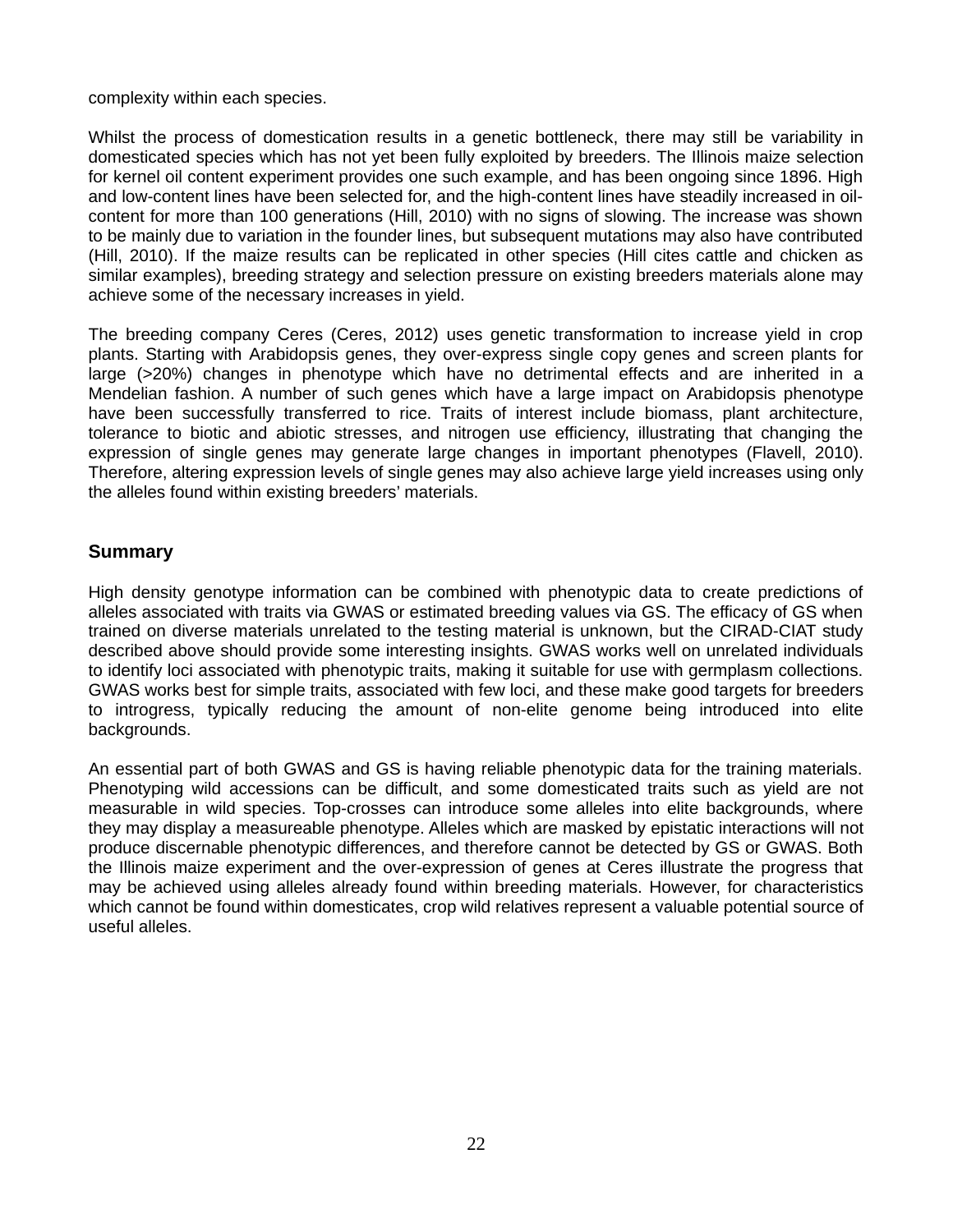complexity within each species.

Whilst the process of domestication results in a genetic bottleneck, there may still be variability in domesticated species which has not yet been fully exploited by breeders. The Illinois maize selection for kernel oil content experiment provides one such example, and has been ongoing since 1896. High and low-content lines have been selected for, and the high-content lines have steadily increased in oil-content for more than 100 generations (Hill, 2010) with no signs of slowing. The increase was shown to be mainly due to variation in the founder lines, but subsequent mutations may also have contributed (Hill, 2010). If the maize results can be replicated in other species (Hill cites cattle and chicken as similar examples), breeding strategy and selection pressure on existing breeders materials alone may achieve some of the necessary increases in yield.

The breeding company Ceres (Ceres, 2012) uses genetic transformation to increase yield in crop plants. Starting with Arabidopsis genes, they over-express single copy genes and screen plants for large (>20%) changes in phenotype which have no detrimental effects and are inherited in a Mendelian fashion. A number of such genes which have a large impact on Arabidopsis phenotype have been successfully transferred to rice. Traits of interest include biomass, plant architecture, tolerance to biotic and abiotic stresses, and nitrogen use efficiency, illustrating that changing the expression of single genes may generate large changes in important phenotypes (Flavell, 2010). Therefore, altering expression levels of single genes may also achieve large yield increases using only the alleles found within existing breeders' materials.

## Summary

High density genotype information can be combined with phenotypic data to create predictions of alleles associated with traits via GWAS or estimated breeding values via GS. The efficacy of GS when trained on diverse materials unrelated to the testing material is unknown, but the CIRAD-CIAT study described above should provide some interesting insights. GWAS works well on unrelated individuals to identify loci associated with phenotypic traits, making it suitable for use with germplasm collections. GWAS works best for simple traits, associated with few loci, and these make good targets for breeders to introgress, typically reducing the amount of non-elite genome being introduced into elite backgrounds.

An essential part of both GWAS and GS is having reliable phenotypic data for the training materials. Phenotyping wild accessions can be difficult, and some domesticated traits such as yield are not measurable in wild species. Top-crosses can introduce some alleles into elite backgrounds, where they may display a measureable phenotype. Alleles which are masked by epistatic interactions will not produce discernable phenotypic differences, and therefore cannot be detected by GS or GWAS. Both the Illinois maize experiment and the over-expression of genes at Ceres illustrate the progress that may be achieved using alleles already found within breeding materials. However, for characteristics which cannot be found within domesticates, crop wild relatives represent a valuable potential source of useful alleles.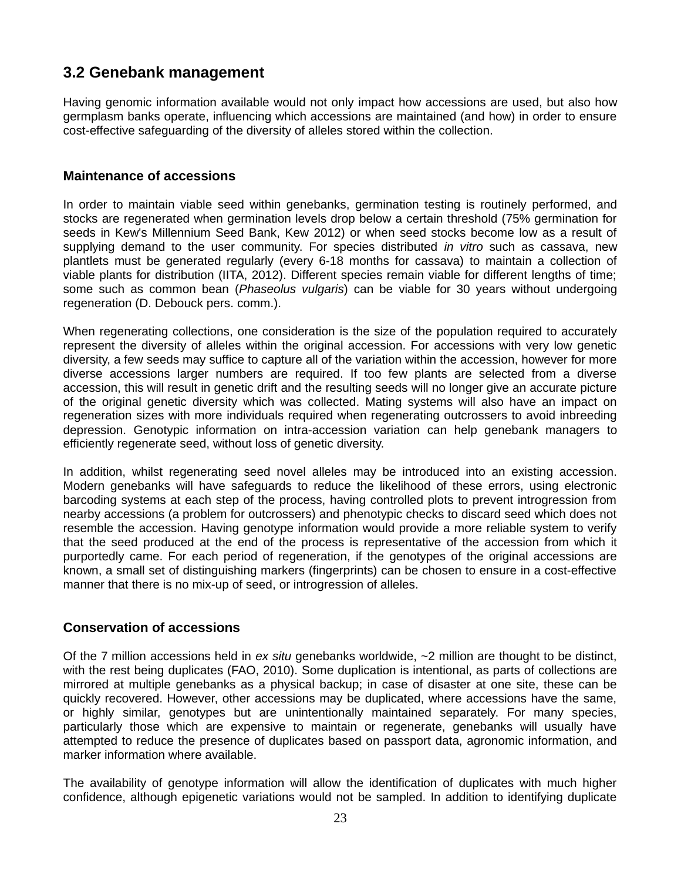## 3.2 Genebank management

Having genomic information available would not only impact how accessions are used, but also how germplasm banks operate, influencing which accessions are maintained (and how) in order to ensure cost-effective safeguarding of the diversity of alleles stored within the collection.

### Maintenance of accessions

In order to maintain viable seed within genebanks, germination testing is routinely performed, and stocks are regenerated when germination levels drop below a certain threshold (75% germination for seeds in Kew's Millennium Seed Bank, Kew 2012) or when seed stocks become low as a result of supplying demand to the user community. For species distributed *in vitro* such as cassava, new plantlets must be generated regularly (every 6-18 months for cassava) to maintain a collection of viable plants for distribution (IITA, 2012). Different species remain viable for different lengths of time; some such as common bean (*Phaseolus vulgaris*) can be viable for 30 years without undergoing regeneration (D. Debouck pers. comm.).

When regenerating collections, one consideration is the size of the population required to accurately represent the diversity of alleles within the original accession. For accessions with very low genetic diversity, a few seeds may suffice to capture all of the variation within the accession, however for more diverse accessions larger numbers are required. If too few plants are selected from a diverse accession, this will result in genetic drift and the resulting seeds will no longer give an accurate picture of the original genetic diversity which was collected. Mating systems will also have an impact on regeneration sizes with more individuals required when regenerating outcrossers to avoid inbreeding depression. Genotypic information on intra-accession variation can help genebank managers to efficiently regenerate seed, without loss of genetic diversity.

In addition, whilst regenerating seed novel alleles may be introduced into an existing accession. Modern genebanks will have safeguards to reduce the likelihood of these errors, using electronic barcoding systems at each step of the process, having controlled plots to prevent introgression from nearby accessions (a problem for outcrossers) and phenotypic checks to discard seed which does not resemble the accession. Having genotype information would provide a more reliable system to verify that the seed produced at the end of the process is representative of the accession from which it purportedly came. For each period of regeneration, if the genotypes of the original accessions are known, a small set of distinguishing markers (fingerprints) can be chosen to ensure in a cost-effective manner that there is no mix-up of seed, or introgression of alleles.

### Conservation of accessions

Of the 7 million accessions held in *ex situ* genebanks worldwide, ~2 million are thought to be distinct, with the rest being duplicates (FAO, 2010). Some duplication is intentional, as parts of collections are mirrored at multiple genebanks as a physical backup; in case of disaster at one site, these can be quickly recovered. However, other accessions may be duplicated, where accessions have the same, or highly similar, genotypes but are unintentionally maintained separately. For many species, particularly those which are expensive to maintain or regenerate, genebanks will usually have attempted to reduce the presence of duplicates based on passport data, agronomic information, and marker information where available.

The availability of genotype information will allow the identification of duplicates with much higher confidence, although epigenetic variations would not be sampled. In addition to identifying duplicate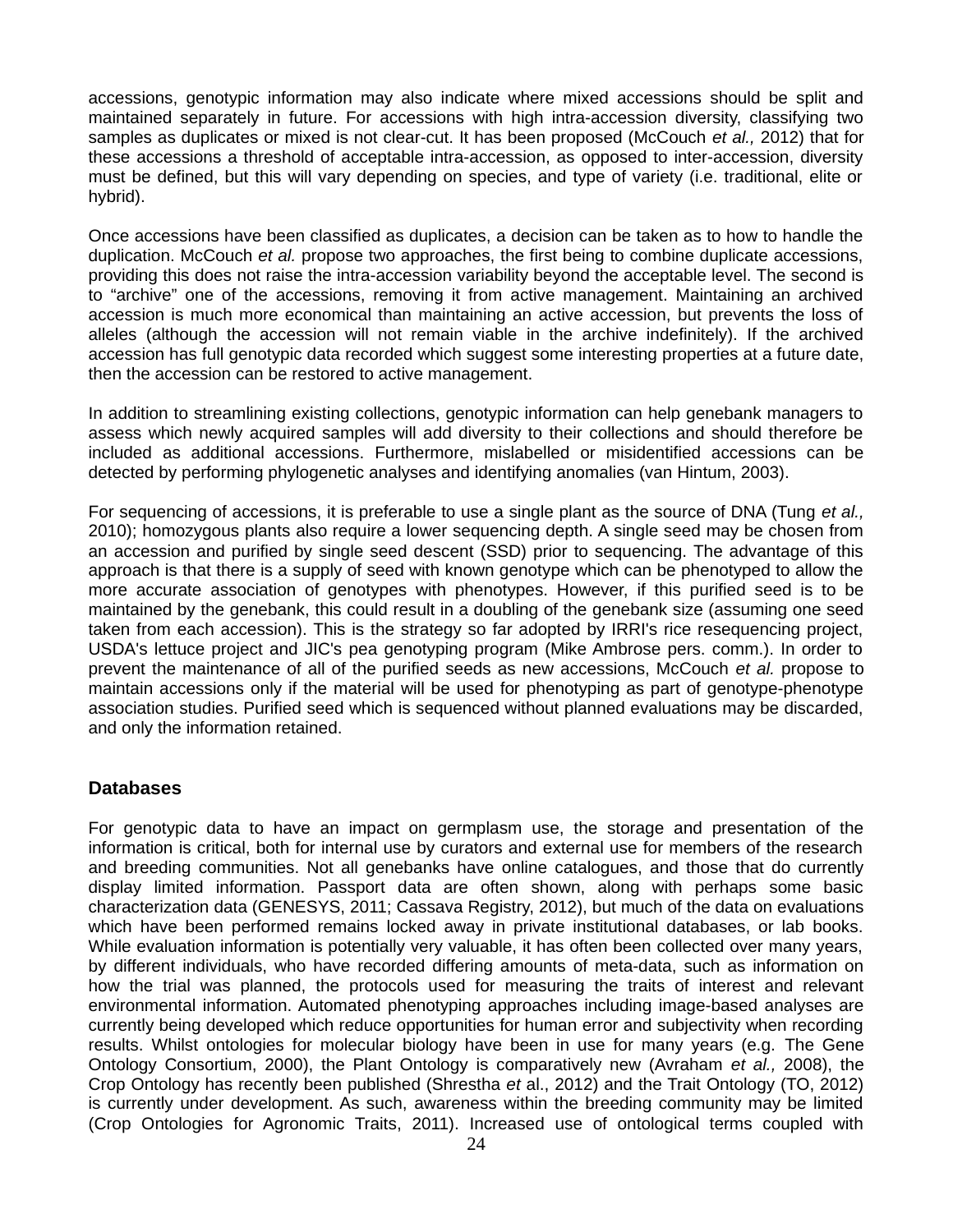accessions, genotypic information may also indicate where mixed accessions should be split and maintained separately in future. For accessions with high intra-accession diversity, classifying two samples as duplicates or mixed is not clear-cut. It has been proposed (McCouch *et al.,* 2012) that for these accessions a threshold of acceptable intra-accession, as opposed to inter-accession, diversity must be defined, but this will vary depending on species, and type of variety (i.e. traditional, elite or hybrid).

Once accessions have been classified as duplicates, a decision can be taken as to how to handle the duplication. McCouch *et al.* propose two approaches, the first being to combine duplicate accessions, providing this does not raise the intra-accession variability beyond the acceptable level. The second is to "archive" one of the accessions, removing it from active management. Maintaining an archived accession is much more economical than maintaining an active accession, but prevents the loss of alleles (although the accession will not remain viable in the archive indefinitely). If the archived accession has full genotypic data recorded which suggest some interesting properties at a future date, then the accession can be restored to active management.

In addition to streamlining existing collections, genotypic information can help genebank managers to assess which newly acquired samples will add diversity to their collections and should therefore be included as additional accessions. Furthermore, mislabelled or misidentified accessions can be detected by performing phylogenetic analyses and identifying anomalies (van Hintum, 2003).

For sequencing of accessions, it is preferable to use a single plant as the source of DNA (Tung *et al.,* 2010); homozygous plants also require a lower sequencing depth. A single seed may be chosen from an accession and purified by single seed descent (SSD) prior to sequencing. The advantage of this approach is that there is a supply of seed with known genotype which can be phenotyped to allow the more accurate association of genotypes with phenotypes. However, if this purified seed is to be maintained by the genebank, this could result in a doubling of the genebank size (assuming one seed taken from each accession). This is the strategy so far adopted by IRRI's rice resequencing project, USDA's lettuce project and JIC's pea genotyping program (Mike Ambrose pers. comm.). In order to prevent the maintenance of all of the purified seeds as new accessions, McCouch *et al.* propose to maintain accessions only if the material will be used for phenotyping as part of genotype-phenotype association studies. Purified seed which is sequenced without planned evaluations may be discarded, and only the information retained.

## Databases

For genotypic data to have an impact on germplasm use, the storage and presentation of the information is critical, both for internal use by curators and external use for members of the research and breeding communities. Not all genebanks have online catalogues, and those that do currently display limited information. Passport data are often shown, along with perhaps some basic characterization data (GENESYS, 2011; Cassava Registry, 2012), but much of the data on evaluations which have been performed remains locked away in private institutional databases, or lab books. While evaluation information is potentially very valuable, it has often been collected over many years, by different individuals, who have recorded differing amounts of meta-data, such as information on how the trial was planned, the protocols used for measuring the traits of interest and relevant environmental information. Automated phenotyping approaches including image-based analyses are currently being developed which reduce opportunities for human error and subjectivity when recording results. Whilst ontologies for molecular biology have been in use for many years (e.g. The Gene Ontology Consortium, 2000), the Plant Ontology is comparatively new (Avraham *et al.,* 2008), the Crop Ontology has recently been published (Shrestha *et* al., 2012) and the Trait Ontology (TO, 2012) is currently under development. As such, awareness within the breeding community may be limited (Crop Ontologies for Agronomic Traits, 2011). Increased use of ontological terms coupled with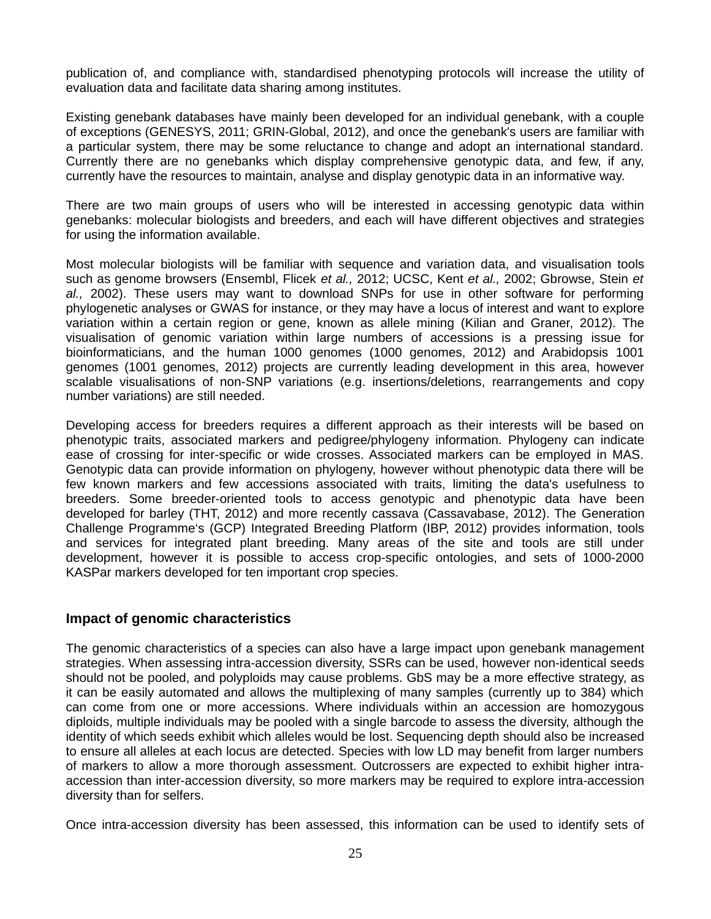publication of, and compliance with, standardised phenotyping protocols will increase the utility of evaluation data and facilitate data sharing among institutes.

Existing genebank databases have mainly been developed for an individual genebank, with a couple of exceptions (GENESYS, 2011; GRIN-Global, 2012), and once the genebank's users are familiar with a particular system, there may be some reluctance to change and adopt an international standard. Currently there are no genebanks which display comprehensive genotypic data, and few, if any, currently have the resources to maintain, analyse and display genotypic data in an informative way.

There are two main groups of users who will be interested in accessing genotypic data within genebanks: molecular biologists and breeders, and each will have different objectives and strategies for using the information available.

Most molecular biologists will be familiar with sequence and variation data, and visualisation tools such as genome browsers (Ensembl, Flicek *et al.,* 2012; UCSC, Kent *et al.,* 2002; Gbrowse, Stein *et al.,* 2002). These users may want to download SNPs for use in other software for performing phylogenetic analyses or GWAS for instance, or they may have a locus of interest and want to explore variation within a certain region or gene, known as allele mining (Kilian and Graner, 2012). The visualisation of genomic variation within large numbers of accessions is a pressing issue for bioinformaticians, and the human 1000 genomes (1000 genomes, 2012) and Arabidopsis 1001 genomes (1001 genomes, 2012) projects are currently leading development in this area, however scalable visualisations of non-SNP variations (e.g. insertions/deletions, rearrangements and copy number variations) are still needed.

Developing access for breeders requires a different approach as their interests will be based on phenotypic traits, associated markers and pedigree/phylogeny information. Phylogeny can indicate ease of crossing for inter-specific or wide crosses. Associated markers can be employed in MAS. Genotypic data can provide information on phylogeny, however without phenotypic data there will be few known markers and few accessions associated with traits, limiting the data's usefulness to breeders. Some breeder-oriented tools to access genotypic and phenotypic data have been developed for barley (THT, 2012) and more recently cassava (Cassavabase, 2012). The Generation Challenge Programme's (GCP) Integrated Breeding Platform (IBP, 2012) provides information, tools and services for integrated plant breeding. Many areas of the site and tools are still under development, however it is possible to access crop-specific ontologies, and sets of 1000-2000 KASPar markers developed for ten important crop species.

## Impact of genomic characteristics

The genomic characteristics of a species can also have a large impact upon genebank management strategies. When assessing intra-accession diversity, SSRs can be used, however non-identical seeds should not be pooled, and polyploids may cause problems. GbS may be a more effective strategy, as it can be easily automated and allows the multiplexing of many samples (currently up to 384) which can come from one or more accessions. Where individuals within an accession are homozygous diploids, multiple individuals may be pooled with a single barcode to assess the diversity, although the identity of which seeds exhibit which alleles would be lost. Sequencing depth should also be increased to ensure all alleles at each locus are detected. Species with low LD may benefit from larger numbers of markers to allow a more thorough assessment. Outcrossers are expected to exhibit higher intra-accession than inter-accession diversity, so more markers may be required to explore intra-accession diversity than for selfers.

Once intra-accession diversity has been assessed, this information can be used to identify sets of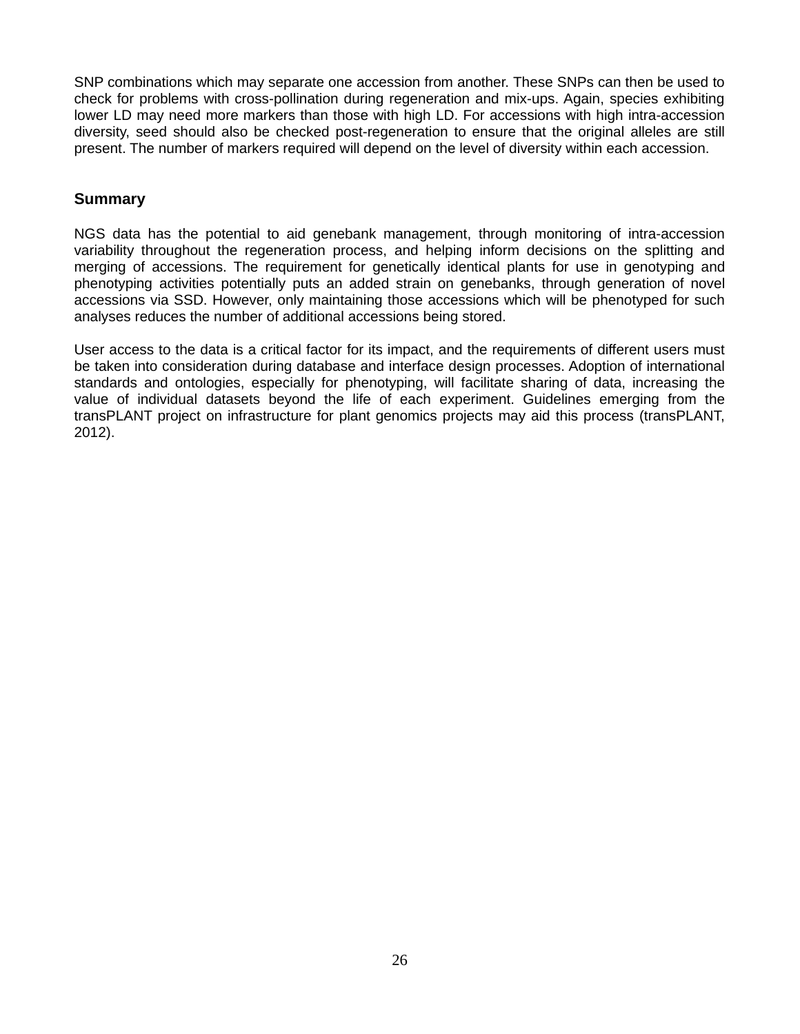SNP combinations which may separate one accession from another. These SNPs can then be used to check for problems with cross-pollination during regeneration and mix-ups. Again, species exhibiting lower LD may need more markers than those with high LD. For accessions with high intra-accession diversity, seed should also be checked post-regeneration to ensure that the original alleles are still present. The number of markers required will depend on the level of diversity within each accession.

## Summary

NGS data has the potential to aid genebank management, through monitoring of intra-accession variability throughout the regeneration process, and helping inform decisions on the splitting and merging of accessions. The requirement for genetically identical plants for use in genotyping and phenotyping activities potentially puts an added strain on genebanks, through generation of novel accessions via SSD. However, only maintaining those accessions which will be phenotyped for such analyses reduces the number of additional accessions being stored.

User access to the data is a critical factor for its impact, and the requirements of different users must be taken into consideration during database and interface design processes. Adoption of international standards and ontologies, especially for phenotyping, will facilitate sharing of data, increasing the value of individual datasets beyond the life of each experiment. Guidelines emerging from the transPLANT project on infrastructure for plant genomics projects may aid this process (transPLANT, 2012).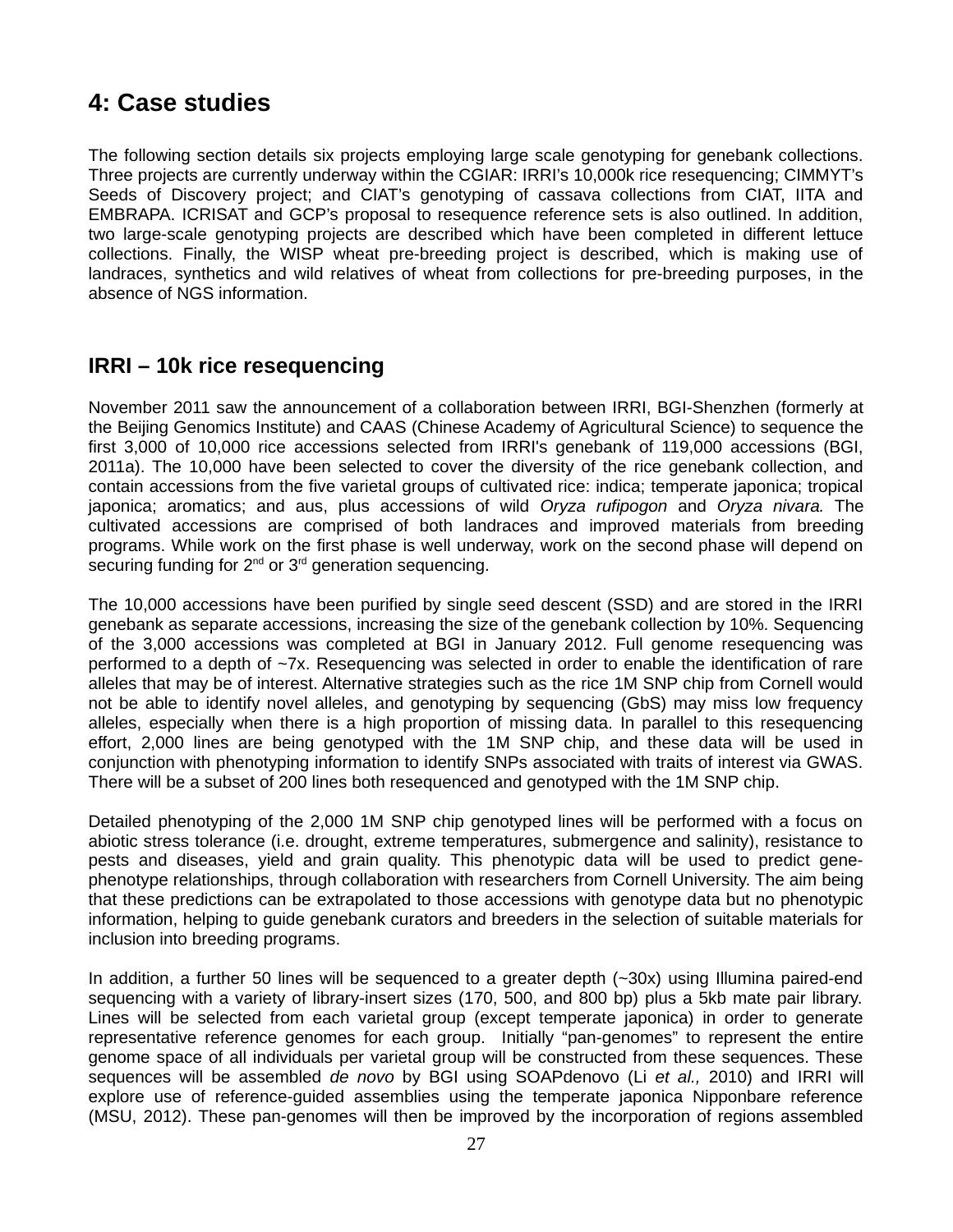## 4: Case studies

The following section details six projects employing large scale genotyping for genebank collections. Three projects are currently underway within the CGIAR: IRRI's 10,000k rice resequencing; CIMMYT's Seeds of Discovery project; and CIAT's genotyping of cassava collections from CIAT, IITA and EMBRAPA. ICRISAT and GCP's proposal to resequence reference sets is also outlined. In addition, two large-scale genotyping projects are described which have been completed in different lettuce collections. Finally, the WISP wheat pre-breeding project is described, which is making use of landraces, synthetics and wild relatives of wheat from collections for pre-breeding purposes, in the absence of NGS information.

### IRRI – 10k rice resequencing

November 2011 saw the announcement of a collaboration between IRRI, BGI-Shenzhen (formerly at the Beijing Genomics Institute) and CAAS (Chinese Academy of Agricultural Science) to sequence the first 3,000 of 10,000 rice accessions selected from IRRI's genebank of 119,000 accessions (BGI, 2011a). The 10,000 have been selected to cover the diversity of the rice genebank collection, and contain accessions from the five varietal groups of cultivated rice: indica; temperate japonica; tropical japonica; aromatics; and aus, plus accessions of wild *Oryza rufipogon* and *Oryza nivara.* The cultivated accessions are comprised of both landraces and improved materials from breeding programs. While work on the first phase is well underway, work on the second phase will depend on securing funding for 2nd or 3rd generation sequencing.

The 10,000 accessions have been purified by single seed descent (SSD) and are stored in the IRRI genebank as separate accessions, increasing the size of the genebank collection by 10%. Sequencing of the 3,000 accessions was completed at BGI in January 2012. Full genome resequencing was performed to a depth of ~7x. Resequencing was selected in order to enable the identification of rare alleles that may be of interest. Alternative strategies such as the rice 1M SNP chip from Cornell would not be able to identify novel alleles, and genotyping by sequencing (GbS) may miss low frequency alleles, especially when there is a high proportion of missing data. In parallel to this resequencing effort, 2,000 lines are being genotyped with the 1M SNP chip, and these data will be used in conjunction with phenotyping information to identify SNPs associated with traits of interest via GWAS. There will be a subset of 200 lines both resequenced and genotyped with the 1M SNP chip.

Detailed phenotyping of the 2,000 1M SNP chip genotyped lines will be performed with a focus on abiotic stress tolerance (i.e. drought, extreme temperatures, submergence and salinity), resistance to pests and diseases, yield and grain quality. This phenotypic data will be used to predict gene-phenotype relationships, through collaboration with researchers from Cornell University. The aim being that these predictions can be extrapolated to those accessions with genotype data but no phenotypic information, helping to guide genebank curators and breeders in the selection of suitable materials for inclusion into breeding programs.

In addition, a further 50 lines will be sequenced to a greater depth (~30x) using Illumina paired-end sequencing with a variety of library-insert sizes (170, 500, and 800 bp) plus a 5kb mate pair library. Lines will be selected from each varietal group (except temperate japonica) in order to generate representative reference genomes for each group. Initially "pan-genomes" to represent the entire genome space of all individuals per varietal group will be constructed from these sequences. These sequences will be assembled *de novo* by BGI using SOAPdenovo (Li *et al.,* 2010) and IRRI will explore use of reference-guided assemblies using the temperate japonica Nipponbare reference (MSU, 2012). These pan-genomes will then be improved by the incorporation of regions assembled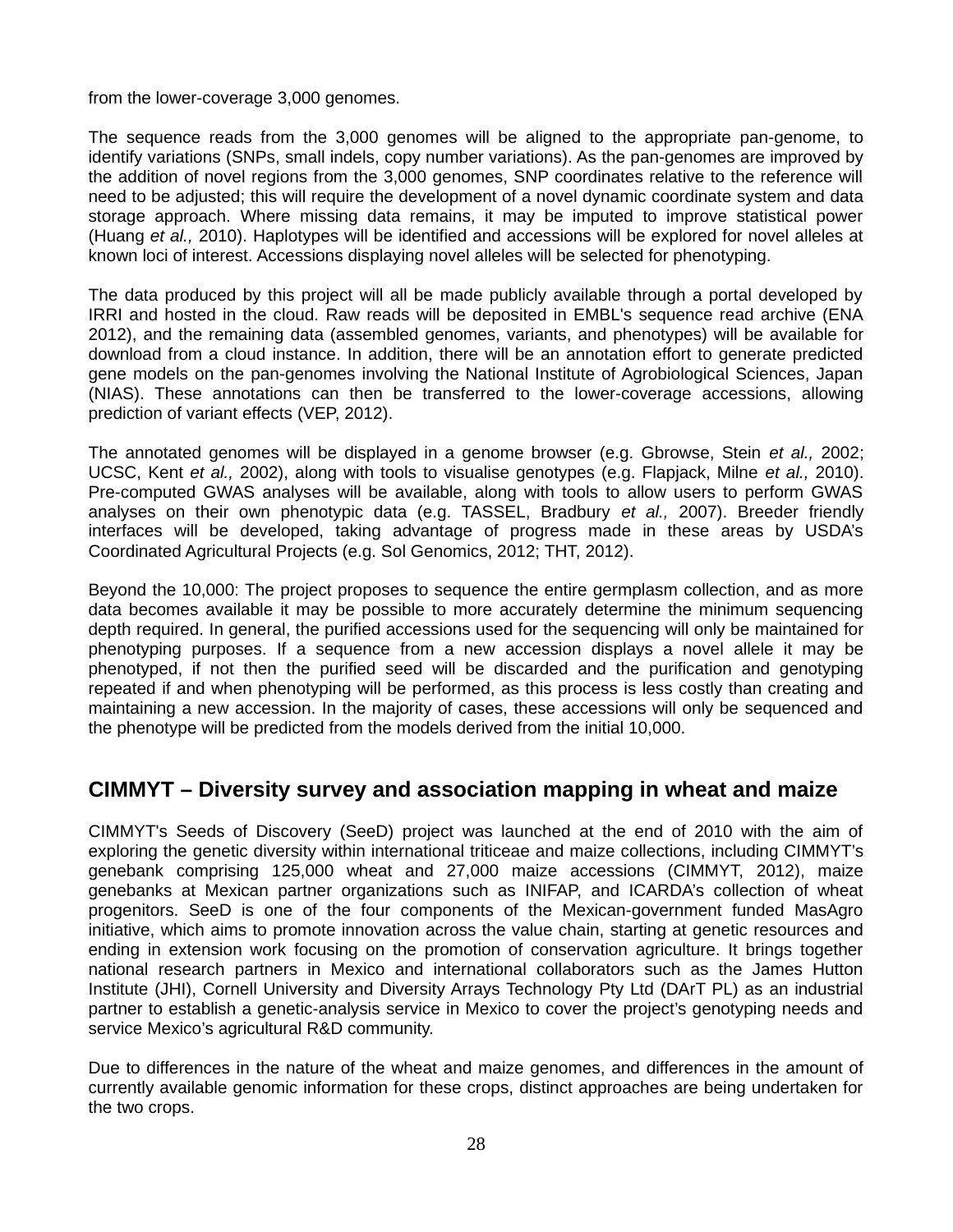from the lower-coverage 3,000 genomes.

The sequence reads from the 3,000 genomes will be aligned to the appropriate pan-genome, to identify variations (SNPs, small indels, copy number variations). As the pan-genomes are improved by the addition of novel regions from the 3,000 genomes, SNP coordinates relative to the reference will need to be adjusted; this will require the development of a novel dynamic coordinate system and data storage approach. Where missing data remains, it may be imputed to improve statistical power (Huang *et al.,* 2010). Haplotypes will be identified and accessions will be explored for novel alleles at known loci of interest. Accessions displaying novel alleles will be selected for phenotyping.

The data produced by this project will all be made publicly available through a portal developed by IRRI and hosted in the cloud. Raw reads will be deposited in EMBL's sequence read archive (ENA 2012), and the remaining data (assembled genomes, variants, and phenotypes) will be available for download from a cloud instance. In addition, there will be an annotation effort to generate predicted gene models on the pan-genomes involving the National Institute of Agrobiological Sciences, Japan (NIAS). These annotations can then be transferred to the lower-coverage accessions, allowing prediction of variant effects (VEP, 2012).

The annotated genomes will be displayed in a genome browser (e.g. Gbrowse, Stein *et al.,* 2002; UCSC, Kent *et al.,* 2002), along with tools to visualise genotypes (e.g. Flapjack, Milne *et al.,* 2010). Pre-computed GWAS analyses will be available, along with tools to allow users to perform GWAS analyses on their own phenotypic data (e.g. TASSEL, Bradbury *et al.,* 2007). Breeder friendly interfaces will be developed, taking advantage of progress made in these areas by USDA's Coordinated Agricultural Projects (e.g. Sol Genomics, 2012; THT, 2012).

Beyond the 10,000: The project proposes to sequence the entire germplasm collection, and as more data becomes available it may be possible to more accurately determine the minimum sequencing depth required. In general, the purified accessions used for the sequencing will only be maintained for phenotyping purposes. If a sequence from a new accession displays a novel allele it may be phenotyped, if not then the purified seed will be discarded and the purification and genotyping repeated if and when phenotyping will be performed, as this process is less costly than creating and maintaining a new accession. In the majority of cases, these accessions will only be sequenced and the phenotype will be predicted from the models derived from the initial 10,000.

## CIMMYT – Diversity survey and association mapping in wheat and maize

CIMMYT's Seeds of Discovery (SeeD) project was launched at the end of 2010 with the aim of exploring the genetic diversity within international triticeae and maize collections, including CIMMYT's genebank comprising 125,000 wheat and 27,000 maize accessions (CIMMYT, 2012), maize genebanks at Mexican partner organizations such as INIFAP, and ICARDA's collection of wheat progenitors. SeeD is one of the four components of the Mexican-government funded MasAgro initiative, which aims to promote innovation across the value chain, starting at genetic resources and ending in extension work focusing on the promotion of conservation agriculture. It brings together national research partners in Mexico and international collaborators such as the James Hutton Institute (JHI), Cornell University and Diversity Arrays Technology Pty Ltd (DArT PL) as an industrial partner to establish a genetic-analysis service in Mexico to cover the project's genotyping needs and service Mexico's agricultural R&D community.

Due to differences in the nature of the wheat and maize genomes, and differences in the amount of currently available genomic information for these crops, distinct approaches are being undertaken for the two crops.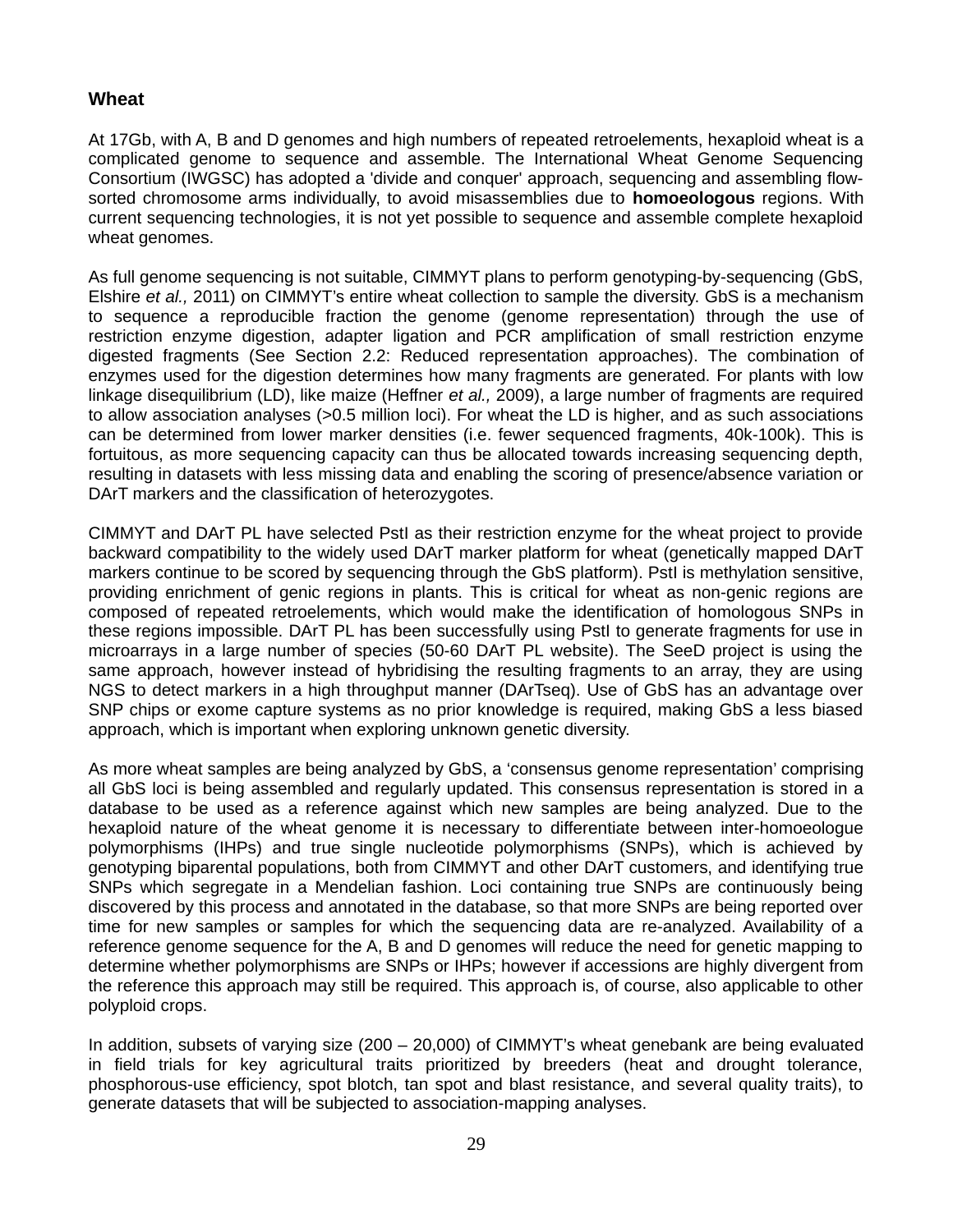### Wheat

At 17Gb, with A, B and D genomes and high numbers of repeated retroelements, hexaploid wheat is a complicated genome to sequence and assemble. The International Wheat Genome Sequencing Consortium (IWGSC) has adopted a 'divide and conquer' approach, sequencing and assembling flow-sorted chromosome arms individually, to avoid misassemblies due to **homoeologous** regions. With current sequencing technologies, it is not yet possible to sequence and assemble complete hexaploid wheat genomes.

As full genome sequencing is not suitable, CIMMYT plans to perform genotyping-by-sequencing (GbS, Elshire *et al.,* 2011) on CIMMYT's entire wheat collection to sample the diversity. GbS is a mechanism to sequence a reproducible fraction the genome (genome representation) through the use of restriction enzyme digestion, adapter ligation and PCR amplification of small restriction enzyme digested fragments (See Section 2.2: Reduced representation approaches). The combination of enzymes used for the digestion determines how many fragments are generated. For plants with low linkage disequilibrium (LD), like maize (Heffner *et al.,* 2009), a large number of fragments are required to allow association analyses (>0.5 million loci). For wheat the LD is higher, and as such associations can be determined from lower marker densities (i.e. fewer sequenced fragments, 40k-100k). This is fortuitous, as more sequencing capacity can thus be allocated towards increasing sequencing depth, resulting in datasets with less missing data and enabling the scoring of presence/absence variation or DArT markers and the classification of heterozygotes.

CIMMYT and DArT PL have selected PstI as their restriction enzyme for the wheat project to provide backward compatibility to the widely used DArT marker platform for wheat (genetically mapped DArT markers continue to be scored by sequencing through the GbS platform). PstI is methylation sensitive, providing enrichment of genic regions in plants. This is critical for wheat as non-genic regions are composed of repeated retroelements, which would make the identification of homologous SNPs in these regions impossible. DArT PL has been successfully using PstI to generate fragments for use in microarrays in a large number of species (50-60 DArT PL website). The SeeD project is using the same approach, however instead of hybridising the resulting fragments to an array, they are using NGS to detect markers in a high throughput manner (DArTseq). Use of GbS has an advantage over SNP chips or exome capture systems as no prior knowledge is required, making GbS a less biased approach, which is important when exploring unknown genetic diversity.

As more wheat samples are being analyzed by GbS, a 'consensus genome representation' comprising all GbS loci is being assembled and regularly updated. This consensus representation is stored in a database to be used as a reference against which new samples are being analyzed. Due to the hexaploid nature of the wheat genome it is necessary to differentiate between inter-homoeologue polymorphisms (IHPs) and true single nucleotide polymorphisms (SNPs), which is achieved by genotyping biparental populations, both from CIMMYT and other DArT customers, and identifying true SNPs which segregate in a Mendelian fashion. Loci containing true SNPs are continuously being discovered by this process and annotated in the database, so that more SNPs are being reported over time for new samples or samples for which the sequencing data are re-analyzed. Availability of a reference genome sequence for the A, B and D genomes will reduce the need for genetic mapping to determine whether polymorphisms are SNPs or IHPs; however if accessions are highly divergent from the reference this approach may still be required. This approach is, of course, also applicable to other polyploid crops.

In addition, subsets of varying size (200 – 20,000) of CIMMYT's wheat genebank are being evaluated in field trials for key agricultural traits prioritized by breeders (heat and drought tolerance, phosphorous-use efficiency, spot blotch, tan spot and blast resistance, and several quality traits), to generate datasets that will be subjected to association-mapping analyses.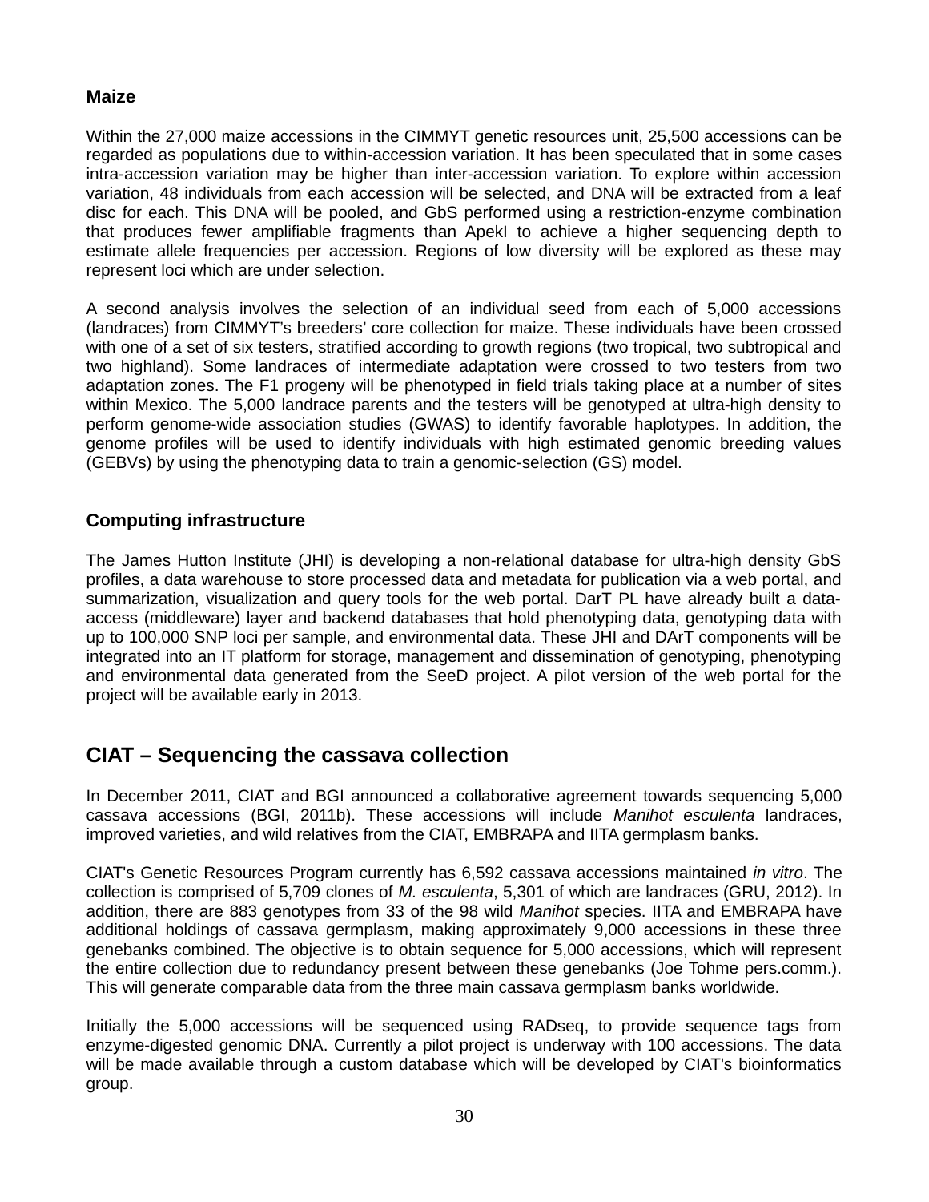### Maize

Within the 27,000 maize accessions in the CIMMYT genetic resources unit, 25,500 accessions can be regarded as populations due to within-accession variation. It has been speculated that in some cases intra-accession variation may be higher than inter-accession variation. To explore within accession variation, 48 individuals from each accession will be selected, and DNA will be extracted from a leaf disc for each. This DNA will be pooled, and GbS performed using a restriction-enzyme combination that produces fewer amplifiable fragments than ApekI to achieve a higher sequencing depth to estimate allele frequencies per accession. Regions of low diversity will be explored as these may represent loci which are under selection.

A second analysis involves the selection of an individual seed from each of 5,000 accessions (landraces) from CIMMYT's breeders' core collection for maize. These individuals have been crossed with one of a set of six testers, stratified according to growth regions (two tropical, two subtropical and two highland). Some landraces of intermediate adaptation were crossed to two testers from two adaptation zones. The F1 progeny will be phenotyped in field trials taking place at a number of sites within Mexico. The 5,000 landrace parents and the testers will be genotyped at ultra-high density to perform genome-wide association studies (GWAS) to identify favorable haplotypes. In addition, the genome profiles will be used to identify individuals with high estimated genomic breeding values (GEBVs) by using the phenotyping data to train a genomic-selection (GS) model.

### Computing infrastructure

The James Hutton Institute (JHI) is developing a non-relational database for ultra-high density GbS profiles, a data warehouse to store processed data and metadata for publication via a web portal, and summarization, visualization and query tools for the web portal. DarT PL have already built a data-access (middleware) layer and backend databases that hold phenotyping data, genotyping data with up to 100,000 SNP loci per sample, and environmental data. These JHI and DArT components will be integrated into an IT platform for storage, management and dissemination of genotyping, phenotyping and environmental data generated from the SeeD project. A pilot version of the web portal for the project will be available early in 2013.

## CIAT – Sequencing the cassava collection

In December 2011, CIAT and BGI announced a collaborative agreement towards sequencing 5,000 cassava accessions (BGI, 2011b). These accessions will include *Manihot esculenta* landraces, improved varieties, and wild relatives from the CIAT, EMBRAPA and IITA germplasm banks.

CIAT's Genetic Resources Program currently has 6,592 cassava accessions maintained *in vitro*. The collection is comprised of 5,709 clones of *M. esculenta*, 5,301 of which are landraces (GRU, 2012). In addition, there are 883 genotypes from 33 of the 98 wild *Manihot* species. IITA and EMBRAPA have additional holdings of cassava germplasm, making approximately 9,000 accessions in these three genebanks combined. The objective is to obtain sequence for 5,000 accessions, which will represent the entire collection due to redundancy present between these genebanks (Joe Tohme pers.comm.). This will generate comparable data from the three main cassava germplasm banks worldwide.

Initially the 5,000 accessions will be sequenced using RADseq, to provide sequence tags from enzyme-digested genomic DNA. Currently a pilot project is underway with 100 accessions. The data will be made available through a custom database which will be developed by CIAT's bioinformatics group.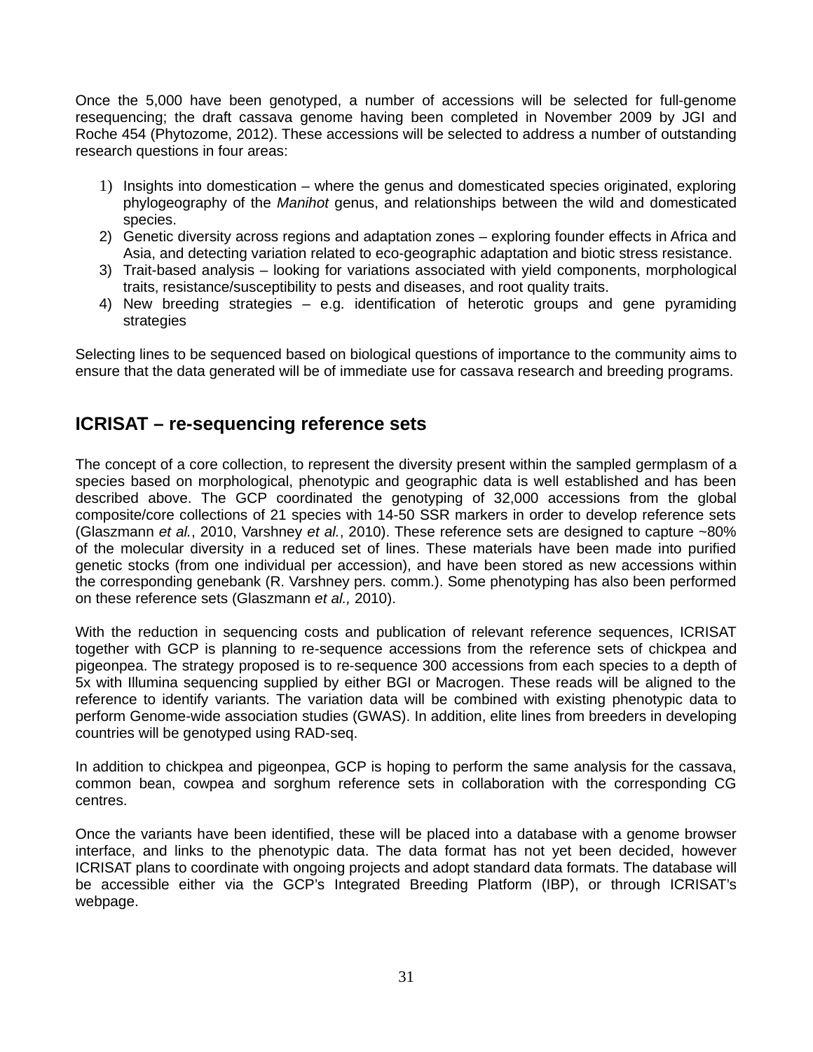Once the 5,000 have been genotyped, a number of accessions will be selected for full-genome resequencing; the draft cassava genome having been completed in November 2009 by JGI and Roche 454 (Phytozome, 2012). These accessions will be selected to address a number of outstanding research questions in four areas:

1) Insights into domestication – where the genus and domesticated species originated, exploring phylogeography of the *Manihot* genus, and relationships between the wild and domesticated species.
2) Genetic diversity across regions and adaptation zones – exploring founder effects in Africa and Asia, and detecting variation related to eco-geographic adaptation and biotic stress resistance.
3) Trait-based analysis – looking for variations associated with yield components, morphological traits, resistance/susceptibility to pests and diseases, and root quality traits.
4) New breeding strategies – e.g. identification of heterotic groups and gene pyramiding strategies

Selecting lines to be sequenced based on biological questions of importance to the community aims to ensure that the data generated will be of immediate use for cassava research and breeding programs.

## ICRISAT – re-sequencing reference sets

The concept of a core collection, to represent the diversity present within the sampled germplasm of a species based on morphological, phenotypic and geographic data is well established and has been described above. The GCP coordinated the genotyping of 32,000 accessions from the global composite/core collections of 21 species with 14-50 SSR markers in order to develop reference sets (Glaszmann *et al.*, 2010, Varshney *et al.*, 2010). These reference sets are designed to capture ~80% of the molecular diversity in a reduced set of lines. These materials have been made into purified genetic stocks (from one individual per accession), and have been stored as new accessions within the corresponding genebank (R. Varshney pers. comm.). Some phenotyping has also been performed on these reference sets (Glaszmann *et al.,* 2010).

With the reduction in sequencing costs and publication of relevant reference sequences, ICRISAT together with GCP is planning to re-sequence accessions from the reference sets of chickpea and pigeonpea. The strategy proposed is to re-sequence 300 accessions from each species to a depth of 5x with Illumina sequencing supplied by either BGI or Macrogen. These reads will be aligned to the reference to identify variants. The variation data will be combined with existing phenotypic data to perform Genome-wide association studies (GWAS). In addition, elite lines from breeders in developing countries will be genotyped using RAD-seq.

In addition to chickpea and pigeonpea, GCP is hoping to perform the same analysis for the cassava, common bean, cowpea and sorghum reference sets in collaboration with the corresponding CG centres.

Once the variants have been identified, these will be placed into a database with a genome browser interface, and links to the phenotypic data. The data format has not yet been decided, however ICRISAT plans to coordinate with ongoing projects and adopt standard data formats. The database will be accessible either via the GCP's Integrated Breeding Platform (IBP), or through ICRISAT's webpage.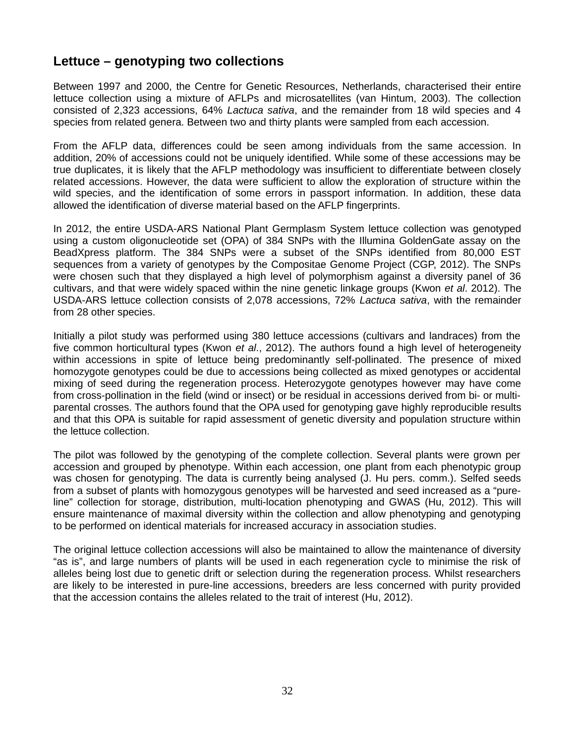## Lettuce – genotyping two collections

Between 1997 and 2000, the Centre for Genetic Resources, Netherlands, characterised their entire lettuce collection using a mixture of AFLPs and microsatellites (van Hintum, 2003). The collection consisted of 2,323 accessions, 64% *Lactuca sativa*, and the remainder from 18 wild species and 4 species from related genera. Between two and thirty plants were sampled from each accession.

From the AFLP data, differences could be seen among individuals from the same accession. In addition, 20% of accessions could not be uniquely identified. While some of these accessions may be true duplicates, it is likely that the AFLP methodology was insufficient to differentiate between closely related accessions. However, the data were sufficient to allow the exploration of structure within the wild species, and the identification of some errors in passport information. In addition, these data allowed the identification of diverse material based on the AFLP fingerprints.

In 2012, the entire USDA-ARS National Plant Germplasm System lettuce collection was genotyped using a custom oligonucleotide set (OPA) of 384 SNPs with the Illumina GoldenGate assay on the BeadXpress platform. The 384 SNPs were a subset of the SNPs identified from 80,000 EST sequences from a variety of genotypes by the Compositae Genome Project (CGP, 2012). The SNPs were chosen such that they displayed a high level of polymorphism against a diversity panel of 36 cultivars, and that were widely spaced within the nine genetic linkage groups (Kwon *et al*. 2012). The USDA-ARS lettuce collection consists of 2,078 accessions, 72% *Lactuca sativa*, with the remainder from 28 other species.

Initially a pilot study was performed using 380 lettuce accessions (cultivars and landraces) from the five common horticultural types (Kwon *et al*., 2012). The authors found a high level of heterogeneity within accessions in spite of lettuce being predominantly self-pollinated. The presence of mixed homozygote genotypes could be due to accessions being collected as mixed genotypes or accidental mixing of seed during the regeneration process. Heterozygote genotypes however may have come from cross-pollination in the field (wind or insect) or be residual in accessions derived from bi- or multi-parental crosses. The authors found that the OPA used for genotyping gave highly reproducible results and that this OPA is suitable for rapid assessment of genetic diversity and population structure within the lettuce collection.

The pilot was followed by the genotyping of the complete collection. Several plants were grown per accession and grouped by phenotype. Within each accession, one plant from each phenotypic group was chosen for genotyping. The data is currently being analysed (J. Hu pers. comm.). Selfed seeds from a subset of plants with homozygous genotypes will be harvested and seed increased as a "pure-line" collection for storage, distribution, multi-location phenotyping and GWAS (Hu, 2012). This will ensure maintenance of maximal diversity within the collection and allow phenotyping and genotyping to be performed on identical materials for increased accuracy in association studies.

The original lettuce collection accessions will also be maintained to allow the maintenance of diversity "as is", and large numbers of plants will be used in each regeneration cycle to minimise the risk of alleles being lost due to genetic drift or selection during the regeneration process. Whilst researchers are likely to be interested in pure-line accessions, breeders are less concerned with purity provided that the accession contains the alleles related to the trait of interest (Hu, 2012).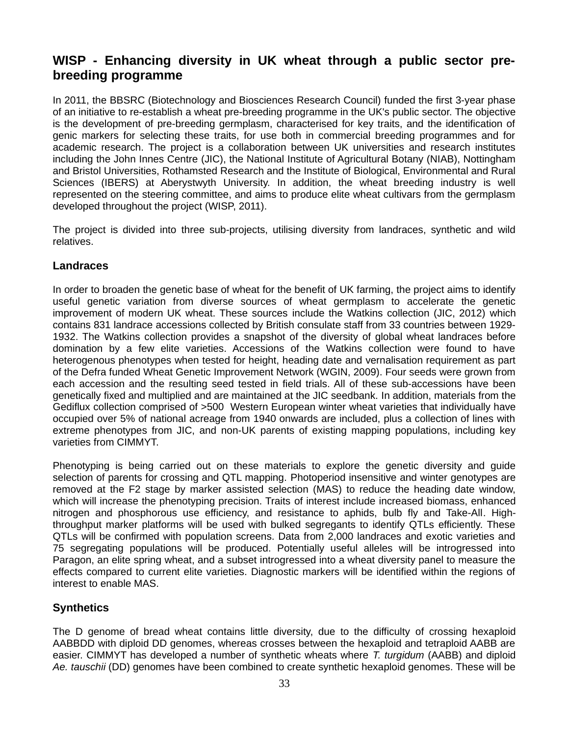## WISP - Enhancing diversity in UK wheat through a public sector pre-breeding programme

In 2011, the BBSRC (Biotechnology and Biosciences Research Council) funded the first 3-year phase of an initiative to re-establish a wheat pre-breeding programme in the UK's public sector. The objective is the development of pre-breeding germplasm, characterised for key traits, and the identification of genic markers for selecting these traits, for use both in commercial breeding programmes and for academic research. The project is a collaboration between UK universities and research institutes including the John Innes Centre (JIC), the National Institute of Agricultural Botany (NIAB), Nottingham and Bristol Universities, Rothamsted Research and the Institute of Biological, Environmental and Rural Sciences (IBERS) at Aberystwyth University. In addition, the wheat breeding industry is well represented on the steering committee, and aims to produce elite wheat cultivars from the germplasm developed throughout the project (WISP, 2011).

The project is divided into three sub-projects, utilising diversity from landraces, synthetic and wild relatives.

### Landraces

In order to broaden the genetic base of wheat for the benefit of UK farming, the project aims to identify useful genetic variation from diverse sources of wheat germplasm to accelerate the genetic improvement of modern UK wheat. These sources include the Watkins collection (JIC, 2012) which contains 831 landrace accessions collected by British consulate staff from 33 countries between 1929-1932. The Watkins collection provides a snapshot of the diversity of global wheat landraces before domination by a few elite varieties. Accessions of the Watkins collection were found to have heterogenous phenotypes when tested for height, heading date and vernalisation requirement as part of the Defra funded Wheat Genetic Improvement Network (WGIN, 2009). Four seeds were grown from each accession and the resulting seed tested in field trials. All of these sub-accessions have been genetically fixed and multiplied and are maintained at the JIC seedbank. In addition, materials from the Gediflux collection comprised of >500 Western European winter wheat varieties that individually have occupied over 5% of national acreage from 1940 onwards are included, plus a collection of lines with extreme phenotypes from JIC, and non-UK parents of existing mapping populations, including key varieties from CIMMYT.

Phenotyping is being carried out on these materials to explore the genetic diversity and guide selection of parents for crossing and QTL mapping. Photoperiod insensitive and winter genotypes are removed at the F2 stage by marker assisted selection (MAS) to reduce the heading date window, which will increase the phenotyping precision. Traits of interest include increased biomass, enhanced nitrogen and phosphorous use efficiency, and resistance to aphids, bulb fly and Take-All. High-throughput marker platforms will be used with bulked segregants to identify QTLs efficiently. These QTLs will be confirmed with population screens. Data from 2,000 landraces and exotic varieties and 75 segregating populations will be produced. Potentially useful alleles will be introgressed into Paragon, an elite spring wheat, and a subset introgressed into a wheat diversity panel to measure the effects compared to current elite varieties. Diagnostic markers will be identified within the regions of interest to enable MAS.

### Synthetics

The D genome of bread wheat contains little diversity, due to the difficulty of crossing hexaploid AABBDD with diploid DD genomes, whereas crosses between the hexaploid and tetraploid AABB are easier. CIMMYT has developed a number of synthetic wheats where *T. turgidum* (AABB) and diploid *Ae. tauschii* (DD) genomes have been combined to create synthetic hexaploid genomes. These will be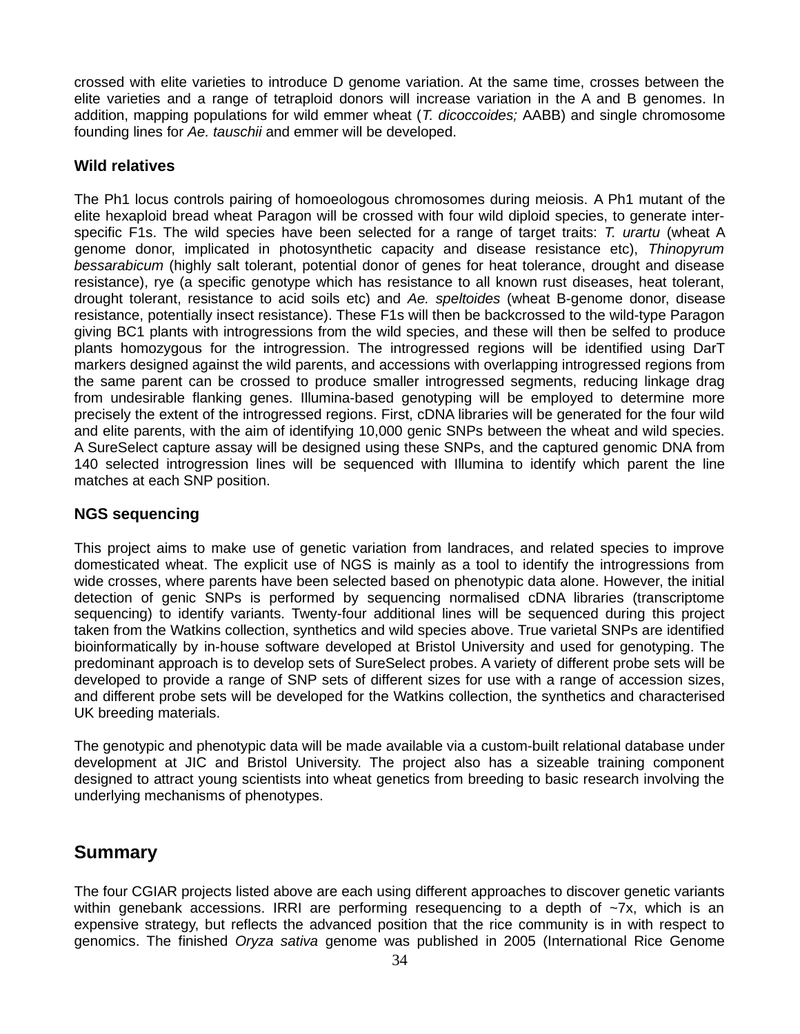crossed with elite varieties to introduce D genome variation. At the same time, crosses between the elite varieties and a range of tetraploid donors will increase variation in the A and B genomes. In addition, mapping populations for wild emmer wheat (*T. dicoccoides;* AABB) and single chromosome founding lines for *Ae. tauschii* and emmer will be developed.

### Wild relatives

The Ph1 locus controls pairing of homoeologous chromosomes during meiosis. A Ph1 mutant of the elite hexaploid bread wheat Paragon will be crossed with four wild diploid species, to generate inter-specific F1s. The wild species have been selected for a range of target traits: *T. urartu* (wheat A genome donor, implicated in photosynthetic capacity and disease resistance etc), *Thinopyrum bessarabicum* (highly salt tolerant, potential donor of genes for heat tolerance, drought and disease resistance), rye (a specific genotype which has resistance to all known rust diseases, heat tolerant, drought tolerant, resistance to acid soils etc) and *Ae. speltoides* (wheat B-genome donor, disease resistance, potentially insect resistance). These F1s will then be backcrossed to the wild-type Paragon giving BC1 plants with introgressions from the wild species, and these will then be selfed to produce plants homozygous for the introgression. The introgressed regions will be identified using DarT markers designed against the wild parents, and accessions with overlapping introgressed regions from the same parent can be crossed to produce smaller introgressed segments, reducing linkage drag from undesirable flanking genes. Illumina-based genotyping will be employed to determine more precisely the extent of the introgressed regions. First, cDNA libraries will be generated for the four wild and elite parents, with the aim of identifying 10,000 genic SNPs between the wheat and wild species. A SureSelect capture assay will be designed using these SNPs, and the captured genomic DNA from 140 selected introgression lines will be sequenced with Illumina to identify which parent the line matches at each SNP position.

### NGS sequencing

This project aims to make use of genetic variation from landraces, and related species to improve domesticated wheat. The explicit use of NGS is mainly as a tool to identify the introgressions from wide crosses, where parents have been selected based on phenotypic data alone. However, the initial detection of genic SNPs is performed by sequencing normalised cDNA libraries (transcriptome sequencing) to identify variants. Twenty-four additional lines will be sequenced during this project taken from the Watkins collection, synthetics and wild species above. True varietal SNPs are identified bioinformatically by in-house software developed at Bristol University and used for genotyping. The predominant approach is to develop sets of SureSelect probes. A variety of different probe sets will be developed to provide a range of SNP sets of different sizes for use with a range of accession sizes, and different probe sets will be developed for the Watkins collection, the synthetics and characterised UK breeding materials.

The genotypic and phenotypic data will be made available via a custom-built relational database under development at JIC and Bristol University. The project also has a sizeable training component designed to attract young scientists into wheat genetics from breeding to basic research involving the underlying mechanisms of phenotypes.

## Summary

The four CGIAR projects listed above are each using different approaches to discover genetic variants within genebank accessions. IRRI are performing resequencing to a depth of ~7x, which is an expensive strategy, but reflects the advanced position that the rice community is in with respect to genomics. The finished *Oryza sativa* genome was published in 2005 (International Rice Genome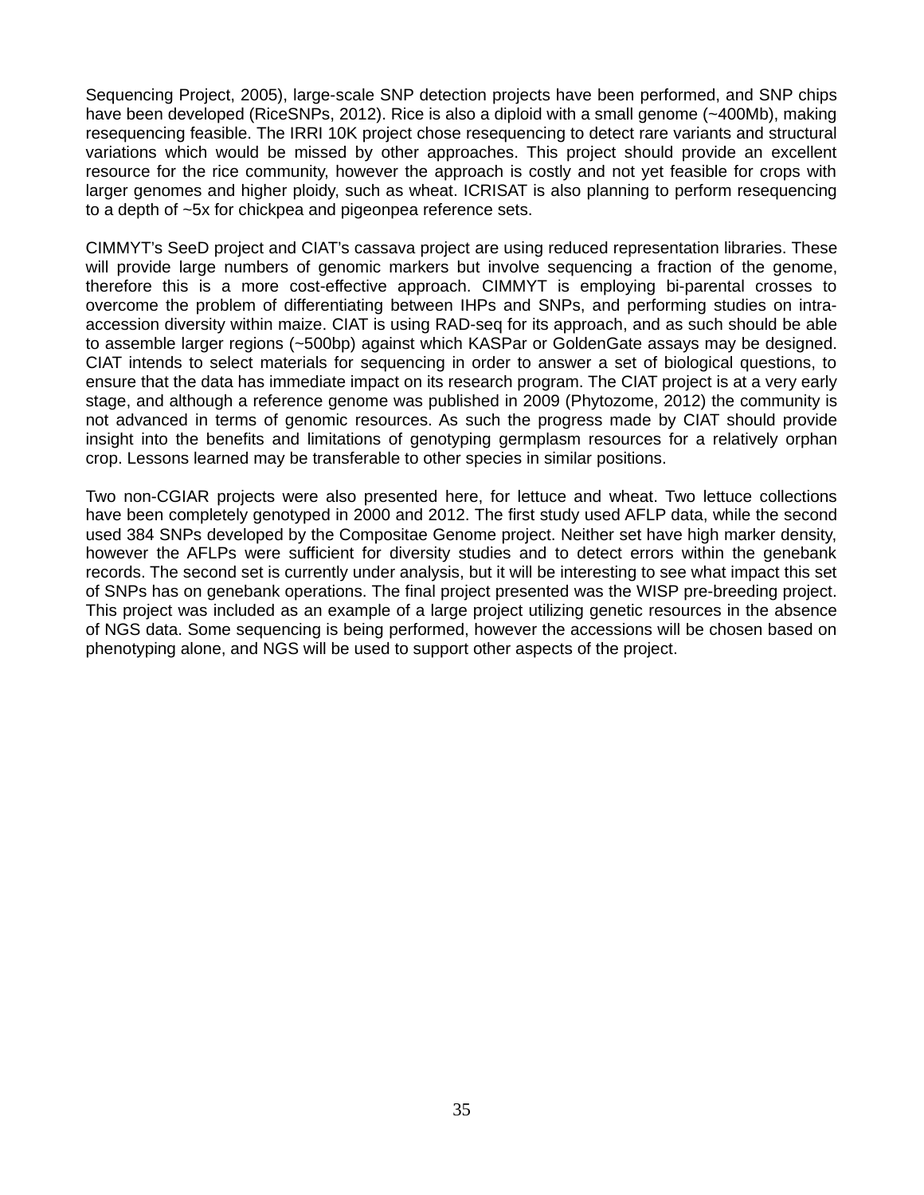Sequencing Project, 2005), large-scale SNP detection projects have been performed, and SNP chips have been developed (RiceSNPs, 2012). Rice is also a diploid with a small genome (~400Mb), making resequencing feasible. The IRRI 10K project chose resequencing to detect rare variants and structural variations which would be missed by other approaches. This project should provide an excellent resource for the rice community, however the approach is costly and not yet feasible for crops with larger genomes and higher ploidy, such as wheat. ICRISAT is also planning to perform resequencing to a depth of ~5x for chickpea and pigeonpea reference sets.

CIMMYT's SeeD project and CIAT's cassava project are using reduced representation libraries. These will provide large numbers of genomic markers but involve sequencing a fraction of the genome, therefore this is a more cost-effective approach. CIMMYT is employing bi-parental crosses to overcome the problem of differentiating between IHPs and SNPs, and performing studies on intra-accession diversity within maize. CIAT is using RAD-seq for its approach, and as such should be able to assemble larger regions (~500bp) against which KASPar or GoldenGate assays may be designed. CIAT intends to select materials for sequencing in order to answer a set of biological questions, to ensure that the data has immediate impact on its research program. The CIAT project is at a very early stage, and although a reference genome was published in 2009 (Phytozome, 2012) the community is not advanced in terms of genomic resources. As such the progress made by CIAT should provide insight into the benefits and limitations of genotyping germplasm resources for a relatively orphan crop. Lessons learned may be transferable to other species in similar positions.

Two non-CGIAR projects were also presented here, for lettuce and wheat. Two lettuce collections have been completely genotyped in 2000 and 2012. The first study used AFLP data, while the second used 384 SNPs developed by the Compositae Genome project. Neither set have high marker density, however the AFLPs were sufficient for diversity studies and to detect errors within the genebank records. The second set is currently under analysis, but it will be interesting to see what impact this set of SNPs has on genebank operations. The final project presented was the WISP pre-breeding project. This project was included as an example of a large project utilizing genetic resources in the absence of NGS data. Some sequencing is being performed, however the accessions will be chosen based on phenotyping alone, and NGS will be used to support other aspects of the project.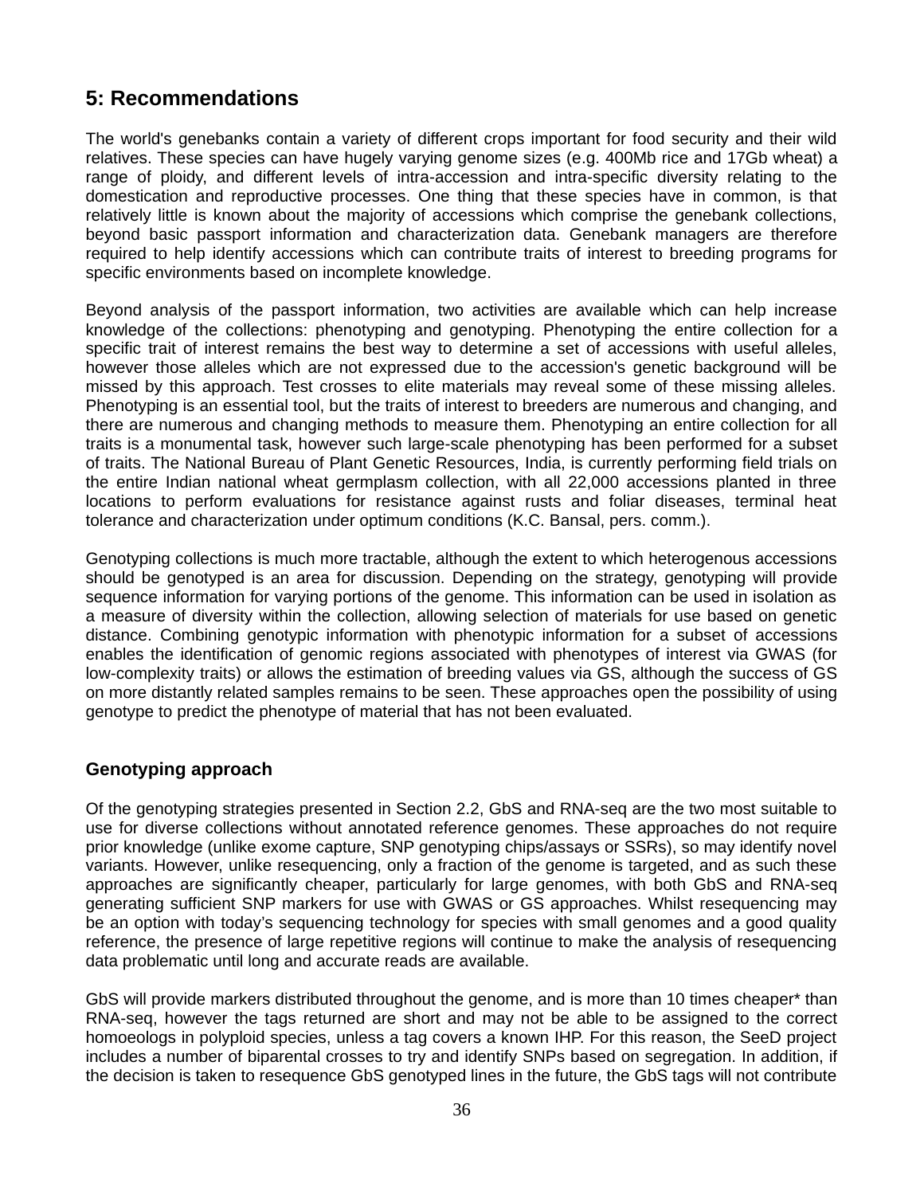## 5: Recommendations

The world's genebanks contain a variety of different crops important for food security and their wild relatives. These species can have hugely varying genome sizes (e.g. 400Mb rice and 17Gb wheat) a range of ploidy, and different levels of intra-accession and intra-specific diversity relating to the domestication and reproductive processes. One thing that these species have in common, is that relatively little is known about the majority of accessions which comprise the genebank collections, beyond basic passport information and characterization data. Genebank managers are therefore required to help identify accessions which can contribute traits of interest to breeding programs for specific environments based on incomplete knowledge.

Beyond analysis of the passport information, two activities are available which can help increase knowledge of the collections: phenotyping and genotyping. Phenotyping the entire collection for a specific trait of interest remains the best way to determine a set of accessions with useful alleles, however those alleles which are not expressed due to the accession's genetic background will be missed by this approach. Test crosses to elite materials may reveal some of these missing alleles. Phenotyping is an essential tool, but the traits of interest to breeders are numerous and changing, and there are numerous and changing methods to measure them. Phenotyping an entire collection for all traits is a monumental task, however such large-scale phenotyping has been performed for a subset of traits. The National Bureau of Plant Genetic Resources, India, is currently performing field trials on the entire Indian national wheat germplasm collection, with all 22,000 accessions planted in three locations to perform evaluations for resistance against rusts and foliar diseases, terminal heat tolerance and characterization under optimum conditions (K.C. Bansal, pers. comm.).

Genotyping collections is much more tractable, although the extent to which heterogenous accessions should be genotyped is an area for discussion. Depending on the strategy, genotyping will provide sequence information for varying portions of the genome. This information can be used in isolation as a measure of diversity within the collection, allowing selection of materials for use based on genetic distance. Combining genotypic information with phenotypic information for a subset of accessions enables the identification of genomic regions associated with phenotypes of interest via GWAS (for low-complexity traits) or allows the estimation of breeding values via GS, although the success of GS on more distantly related samples remains to be seen. These approaches open the possibility of using genotype to predict the phenotype of material that has not been evaluated.

### Genotyping approach

Of the genotyping strategies presented in Section 2.2, GbS and RNA-seq are the two most suitable to use for diverse collections without annotated reference genomes. These approaches do not require prior knowledge (unlike exome capture, SNP genotyping chips/assays or SSRs), so may identify novel variants. However, unlike resequencing, only a fraction of the genome is targeted, and as such these approaches are significantly cheaper, particularly for large genomes, with both GbS and RNA-seq generating sufficient SNP markers for use with GWAS or GS approaches. Whilst resequencing may be an option with today's sequencing technology for species with small genomes and a good quality reference, the presence of large repetitive regions will continue to make the analysis of resequencing data problematic until long and accurate reads are available.

GbS will provide markers distributed throughout the genome, and is more than 10 times cheaper* than RNA-seq, however the tags returned are short and may not be able to be assigned to the correct homoeologs in polyploid species, unless a tag covers a known IHP. For this reason, the SeeD project includes a number of biparental crosses to try and identify SNPs based on segregation. In addition, if the decision is taken to resequence GbS genotyped lines in the future, the GbS tags will not contribute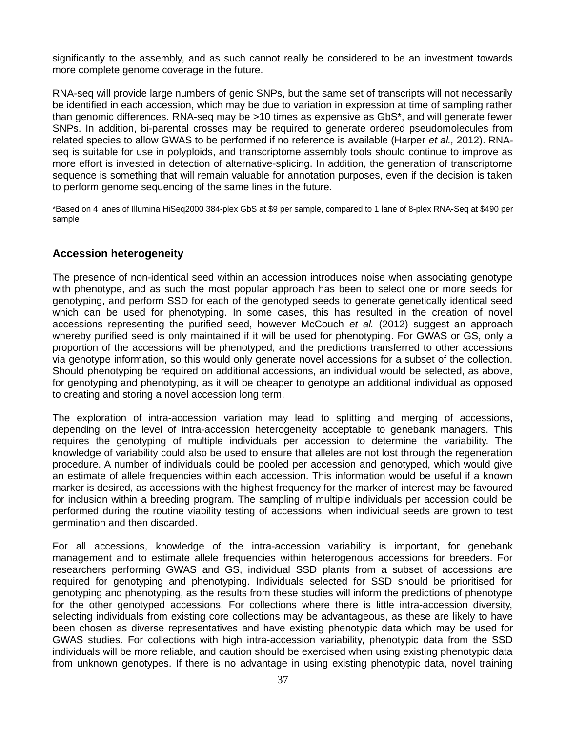significantly to the assembly, and as such cannot really be considered to be an investment towards more complete genome coverage in the future.

RNA-seq will provide large numbers of genic SNPs, but the same set of transcripts will not necessarily be identified in each accession, which may be due to variation in expression at time of sampling rather than genomic differences. RNA-seq may be >10 times as expensive as GbS*, and will generate fewer SNPs. In addition, bi-parental crosses may be required to generate ordered pseudomolecules from related species to allow GWAS to be performed if no reference is available (Harper *et al.,* 2012). RNA-seq is suitable for use in polyploids, and transcriptome assembly tools should continue to improve as more effort is invested in detection of alternative-splicing. In addition, the generation of transcriptome sequence is something that will remain valuable for annotation purposes, even if the decision is taken to perform genome sequencing of the same lines in the future.

*Based on 4 lanes of Illumina HiSeq2000 384-plex GbS at $9 per sample, compared to 1 lane of 8-plex RNA-Seq at $490 per sample

### Accession heterogeneity

The presence of non-identical seed within an accession introduces noise when associating genotype with phenotype, and as such the most popular approach has been to select one or more seeds for genotyping, and perform SSD for each of the genotyped seeds to generate genetically identical seed which can be used for phenotyping. In some cases, this has resulted in the creation of novel accessions representing the purified seed, however McCouch *et al.* (2012) suggest an approach whereby purified seed is only maintained if it will be used for phenotyping. For GWAS or GS, only a proportion of the accessions will be phenotyped, and the predictions transferred to other accessions via genotype information, so this would only generate novel accessions for a subset of the collection. Should phenotyping be required on additional accessions, an individual would be selected, as above, for genotyping and phenotyping, as it will be cheaper to genotype an additional individual as opposed to creating and storing a novel accession long term.

The exploration of intra-accession variation may lead to splitting and merging of accessions, depending on the level of intra-accession heterogeneity acceptable to genebank managers. This requires the genotyping of multiple individuals per accession to determine the variability. The knowledge of variability could also be used to ensure that alleles are not lost through the regeneration procedure. A number of individuals could be pooled per accession and genotyped, which would give an estimate of allele frequencies within each accession. This information would be useful if a known marker is desired, as accessions with the highest frequency for the marker of interest may be favoured for inclusion within a breeding program. The sampling of multiple individuals per accession could be performed during the routine viability testing of accessions, when individual seeds are grown to test germination and then discarded.

For all accessions, knowledge of the intra-accession variability is important, for genebank management and to estimate allele frequencies within heterogenous accessions for breeders. For researchers performing GWAS and GS, individual SSD plants from a subset of accessions are required for genotyping and phenotyping. Individuals selected for SSD should be prioritised for genotyping and phenotyping, as the results from these studies will inform the predictions of phenotype for the other genotyped accessions. For collections where there is little intra-accession diversity, selecting individuals from existing core collections may be advantageous, as these are likely to have been chosen as diverse representatives and have existing phenotypic data which may be used for GWAS studies. For collections with high intra-accession variability, phenotypic data from the SSD individuals will be more reliable, and caution should be exercised when using existing phenotypic data from unknown genotypes. If there is no advantage in using existing phenotypic data, novel training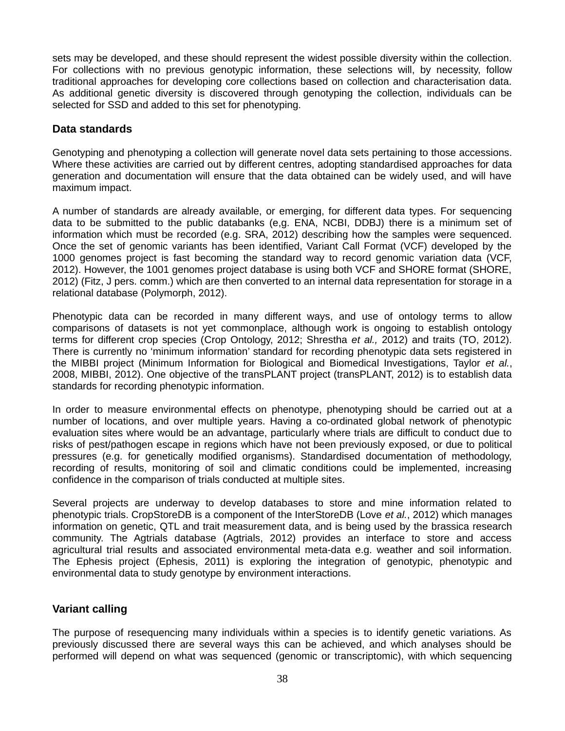sets may be developed, and these should represent the widest possible diversity within the collection. For collections with no previous genotypic information, these selections will, by necessity, follow traditional approaches for developing core collections based on collection and characterisation data. As additional genetic diversity is discovered through genotyping the collection, individuals can be selected for SSD and added to this set for phenotyping.

### Data standards

Genotyping and phenotyping a collection will generate novel data sets pertaining to those accessions. Where these activities are carried out by different centres, adopting standardised approaches for data generation and documentation will ensure that the data obtained can be widely used, and will have maximum impact.

A number of standards are already available, or emerging, for different data types. For sequencing data to be submitted to the public databanks (e,g. ENA, NCBI, DDBJ) there is a minimum set of information which must be recorded (e.g. SRA, 2012) describing how the samples were sequenced. Once the set of genomic variants has been identified, Variant Call Format (VCF) developed by the 1000 genomes project is fast becoming the standard way to record genomic variation data (VCF, 2012). However, the 1001 genomes project database is using both VCF and SHORE format (SHORE, 2012) (Fitz, J pers. comm.) which are then converted to an internal data representation for storage in a relational database (Polymorph, 2012).

Phenotypic data can be recorded in many different ways, and use of ontology terms to allow comparisons of datasets is not yet commonplace, although work is ongoing to establish ontology terms for different crop species (Crop Ontology, 2012; Shrestha *et al.,* 2012) and traits (TO, 2012). There is currently no ‘minimum information’ standard for recording phenotypic data sets registered in the MIBBI project (Minimum Information for Biological and Biomedical Investigations, Taylor *et al.*, 2008, MIBBI, 2012). One objective of the transPLANT project (transPLANT, 2012) is to establish data standards for recording phenotypic information.

In order to measure environmental effects on phenotype, phenotyping should be carried out at a number of locations, and over multiple years. Having a co-ordinated global network of phenotypic evaluation sites where would be an advantage, particularly where trials are difficult to conduct due to risks of pest/pathogen escape in regions which have not been previously exposed, or due to political pressures (e.g. for genetically modified organisms). Standardised documentation of methodology, recording of results, monitoring of soil and climatic conditions could be implemented, increasing confidence in the comparison of trials conducted at multiple sites.

Several projects are underway to develop databases to store and mine information related to phenotypic trials. CropStoreDB is a component of the InterStoreDB (Love *et al.*, 2012) which manages information on genetic, QTL and trait measurement data, and is being used by the brassica research community. The Agtrials database (Agtrials, 2012) provides an interface to store and access agricultural trial results and associated environmental meta-data e.g. weather and soil information. The Ephesis project (Ephesis, 2011) is exploring the integration of genotypic, phenotypic and environmental data to study genotype by environment interactions.

### Variant calling

The purpose of resequencing many individuals within a species is to identify genetic variations. As previously discussed there are several ways this can be achieved, and which analyses should be performed will depend on what was sequenced (genomic or transcriptomic), with which sequencing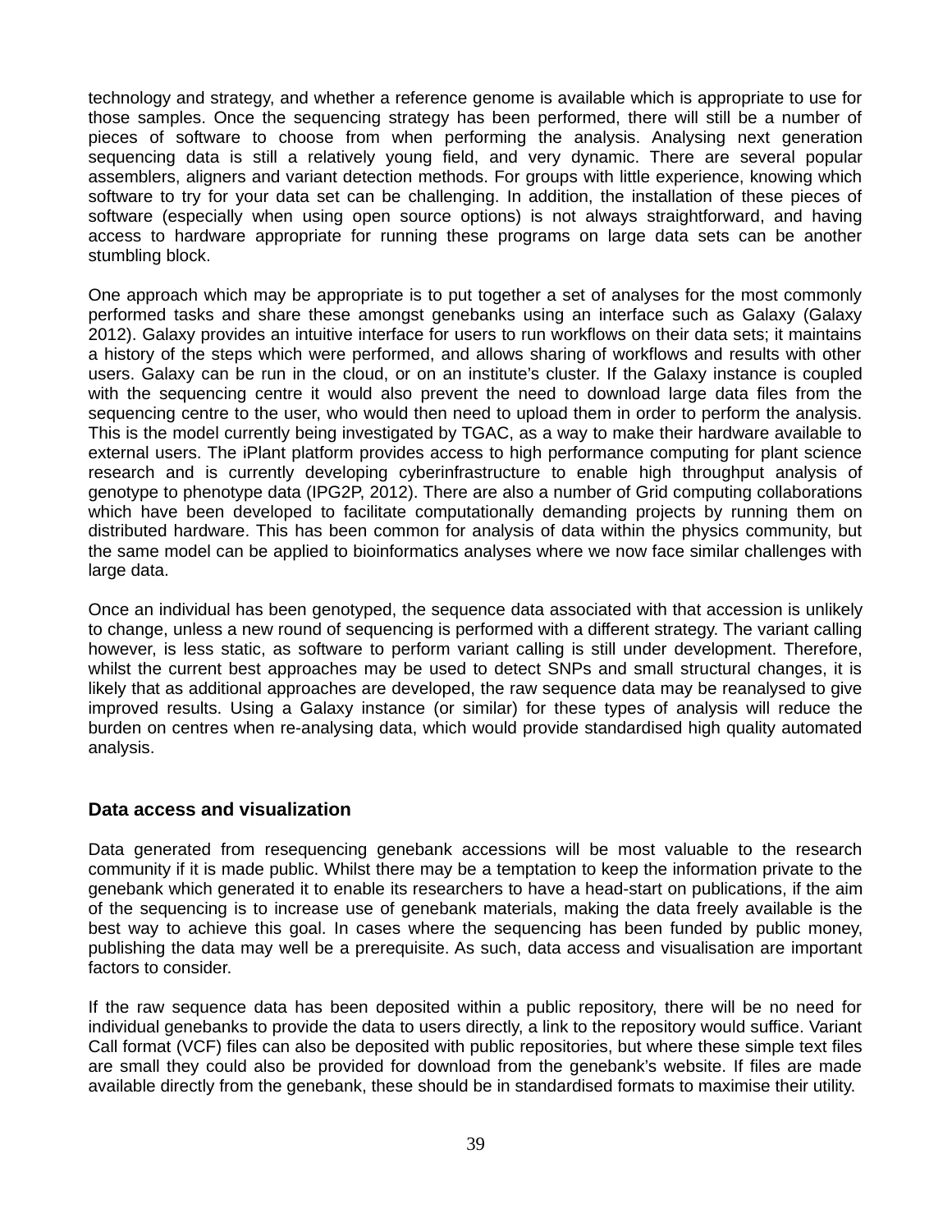technology and strategy, and whether a reference genome is available which is appropriate to use for those samples. Once the sequencing strategy has been performed, there will still be a number of pieces of software to choose from when performing the analysis. Analysing next generation sequencing data is still a relatively young field, and very dynamic. There are several popular assemblers, aligners and variant detection methods. For groups with little experience, knowing which software to try for your data set can be challenging. In addition, the installation of these pieces of software (especially when using open source options) is not always straightforward, and having access to hardware appropriate for running these programs on large data sets can be another stumbling block.

One approach which may be appropriate is to put together a set of analyses for the most commonly performed tasks and share these amongst genebanks using an interface such as Galaxy (Galaxy 2012). Galaxy provides an intuitive interface for users to run workflows on their data sets; it maintains a history of the steps which were performed, and allows sharing of workflows and results with other users. Galaxy can be run in the cloud, or on an institute's cluster. If the Galaxy instance is coupled with the sequencing centre it would also prevent the need to download large data files from the sequencing centre to the user, who would then need to upload them in order to perform the analysis. This is the model currently being investigated by TGAC, as a way to make their hardware available to external users. The iPlant platform provides access to high performance computing for plant science research and is currently developing cyberinfrastructure to enable high throughput analysis of genotype to phenotype data (IPG2P, 2012). There are also a number of Grid computing collaborations which have been developed to facilitate computationally demanding projects by running them on distributed hardware. This has been common for analysis of data within the physics community, but the same model can be applied to bioinformatics analyses where we now face similar challenges with large data.

Once an individual has been genotyped, the sequence data associated with that accession is unlikely to change, unless a new round of sequencing is performed with a different strategy. The variant calling however, is less static, as software to perform variant calling is still under development. Therefore, whilst the current best approaches may be used to detect SNPs and small structural changes, it is likely that as additional approaches are developed, the raw sequence data may be reanalysed to give improved results. Using a Galaxy instance (or similar) for these types of analysis will reduce the burden on centres when re-analysing data, which would provide standardised high quality automated analysis.

### Data access and visualization

Data generated from resequencing genebank accessions will be most valuable to the research community if it is made public. Whilst there may be a temptation to keep the information private to the genebank which generated it to enable its researchers to have a head-start on publications, if the aim of the sequencing is to increase use of genebank materials, making the data freely available is the best way to achieve this goal. In cases where the sequencing has been funded by public money, publishing the data may well be a prerequisite. As such, data access and visualisation are important factors to consider.

If the raw sequence data has been deposited within a public repository, there will be no need for individual genebanks to provide the data to users directly, a link to the repository would suffice. Variant Call format (VCF) files can also be deposited with public repositories, but where these simple text files are small they could also be provided for download from the genebank's website. If files are made available directly from the genebank, these should be in standardised formats to maximise their utility.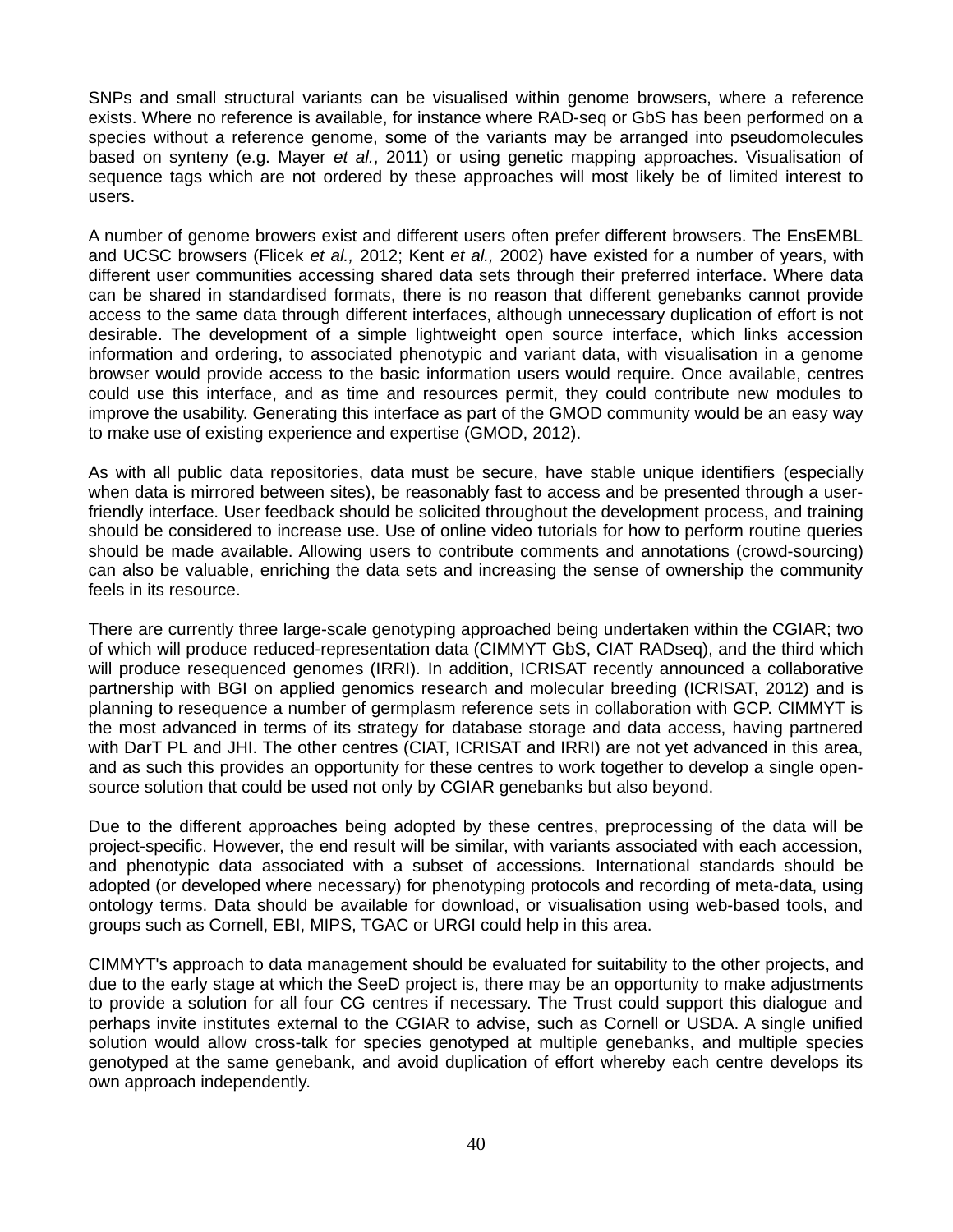SNPs and small structural variants can be visualised within genome browsers, where a reference exists. Where no reference is available, for instance where RAD-seq or GbS has been performed on a species without a reference genome, some of the variants may be arranged into pseudomolecules based on synteny (e.g. Mayer *et al.*, 2011) or using genetic mapping approaches. Visualisation of sequence tags which are not ordered by these approaches will most likely be of limited interest to users.

A number of genome browers exist and different users often prefer different browsers. The EnsEMBL and UCSC browsers (Flicek *et al.,* 2012; Kent *et al.,* 2002) have existed for a number of years, with different user communities accessing shared data sets through their preferred interface. Where data can be shared in standardised formats, there is no reason that different genebanks cannot provide access to the same data through different interfaces, although unnecessary duplication of effort is not desirable. The development of a simple lightweight open source interface, which links accession information and ordering, to associated phenotypic and variant data, with visualisation in a genome browser would provide access to the basic information users would require. Once available, centres could use this interface, and as time and resources permit, they could contribute new modules to improve the usability. Generating this interface as part of the GMOD community would be an easy way to make use of existing experience and expertise (GMOD, 2012).

As with all public data repositories, data must be secure, have stable unique identifiers (especially when data is mirrored between sites), be reasonably fast to access and be presented through a user-friendly interface. User feedback should be solicited throughout the development process, and training should be considered to increase use. Use of online video tutorials for how to perform routine queries should be made available. Allowing users to contribute comments and annotations (crowd-sourcing) can also be valuable, enriching the data sets and increasing the sense of ownership the community feels in its resource.

There are currently three large-scale genotyping approached being undertaken within the CGIAR; two of which will produce reduced-representation data (CIMMYT GbS, CIAT RADseq), and the third which will produce resequenced genomes (IRRI). In addition, ICRISAT recently announced a collaborative partnership with BGI on applied genomics research and molecular breeding (ICRISAT, 2012) and is planning to resequence a number of germplasm reference sets in collaboration with GCP. CIMMYT is the most advanced in terms of its strategy for database storage and data access, having partnered with DarT PL and JHI. The other centres (CIAT, ICRISAT and IRRI) are not yet advanced in this area, and as such this provides an opportunity for these centres to work together to develop a single open-source solution that could be used not only by CGIAR genebanks but also beyond.

Due to the different approaches being adopted by these centres, preprocessing of the data will be project-specific. However, the end result will be similar, with variants associated with each accession, and phenotypic data associated with a subset of accessions. International standards should be adopted (or developed where necessary) for phenotyping protocols and recording of meta-data, using ontology terms. Data should be available for download, or visualisation using web-based tools, and groups such as Cornell, EBI, MIPS, TGAC or URGI could help in this area.

CIMMYT's approach to data management should be evaluated for suitability to the other projects, and due to the early stage at which the SeeD project is, there may be an opportunity to make adjustments to provide a solution for all four CG centres if necessary. The Trust could support this dialogue and perhaps invite institutes external to the CGIAR to advise, such as Cornell or USDA. A single unified solution would allow cross-talk for species genotyped at multiple genebanks, and multiple species genotyped at the same genebank, and avoid duplication of effort whereby each centre develops its own approach independently.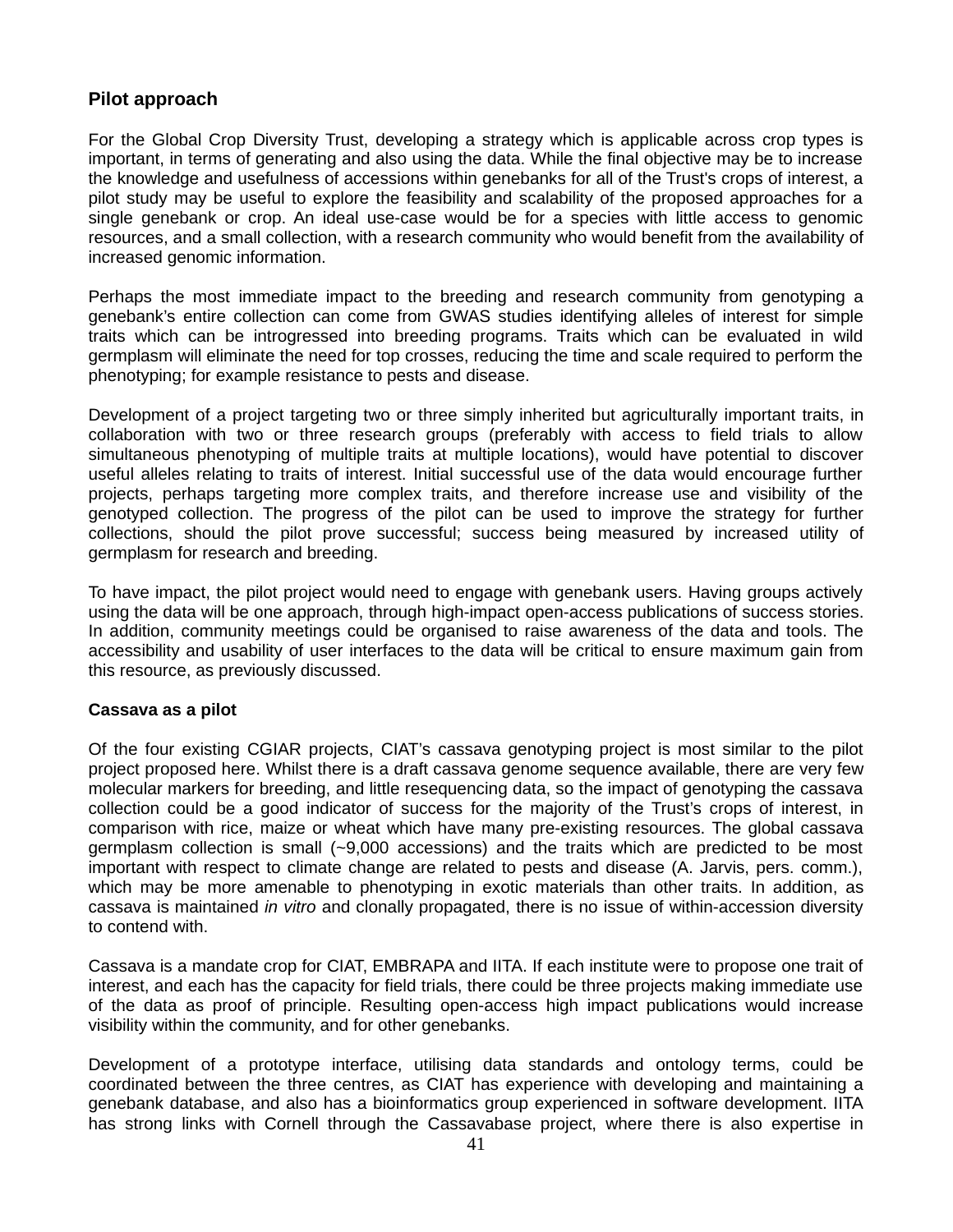### Pilot approach

For the Global Crop Diversity Trust, developing a strategy which is applicable across crop types is important, in terms of generating and also using the data. While the final objective may be to increase the knowledge and usefulness of accessions within genebanks for all of the Trust's crops of interest, a pilot study may be useful to explore the feasibility and scalability of the proposed approaches for a single genebank or crop. An ideal use-case would be for a species with little access to genomic resources, and a small collection, with a research community who would benefit from the availability of increased genomic information.

Perhaps the most immediate impact to the breeding and research community from genotyping a genebank's entire collection can come from GWAS studies identifying alleles of interest for simple traits which can be introgressed into breeding programs. Traits which can be evaluated in wild germplasm will eliminate the need for top crosses, reducing the time and scale required to perform the phenotyping; for example resistance to pests and disease.

Development of a project targeting two or three simply inherited but agriculturally important traits, in collaboration with two or three research groups (preferably with access to field trials to allow simultaneous phenotyping of multiple traits at multiple locations), would have potential to discover useful alleles relating to traits of interest. Initial successful use of the data would encourage further projects, perhaps targeting more complex traits, and therefore increase use and visibility of the genotyped collection. The progress of the pilot can be used to improve the strategy for further collections, should the pilot prove successful; success being measured by increased utility of germplasm for research and breeding.

To have impact, the pilot project would need to engage with genebank users. Having groups actively using the data will be one approach, through high-impact open-access publications of success stories. In addition, community meetings could be organised to raise awareness of the data and tools. The accessibility and usability of user interfaces to the data will be critical to ensure maximum gain from this resource, as previously discussed.

#### Cassava as a pilot

Of the four existing CGIAR projects, CIAT's cassava genotyping project is most similar to the pilot project proposed here. Whilst there is a draft cassava genome sequence available, there are very few molecular markers for breeding, and little resequencing data, so the impact of genotyping the cassava collection could be a good indicator of success for the majority of the Trust's crops of interest, in comparison with rice, maize or wheat which have many pre-existing resources. The global cassava germplasm collection is small (~9,000 accessions) and the traits which are predicted to be most important with respect to climate change are related to pests and disease (A. Jarvis, pers. comm.), which may be more amenable to phenotyping in exotic materials than other traits. In addition, as cassava is maintained *in vitro* and clonally propagated, there is no issue of within-accession diversity to contend with.

Cassava is a mandate crop for CIAT, EMBRAPA and IITA. If each institute were to propose one trait of interest, and each has the capacity for field trials, there could be three projects making immediate use of the data as proof of principle. Resulting open-access high impact publications would increase visibility within the community, and for other genebanks.

Development of a prototype interface, utilising data standards and ontology terms, could be coordinated between the three centres, as CIAT has experience with developing and maintaining a genebank database, and also has a bioinformatics group experienced in software development. IITA has strong links with Cornell through the Cassavabase project, where there is also expertise in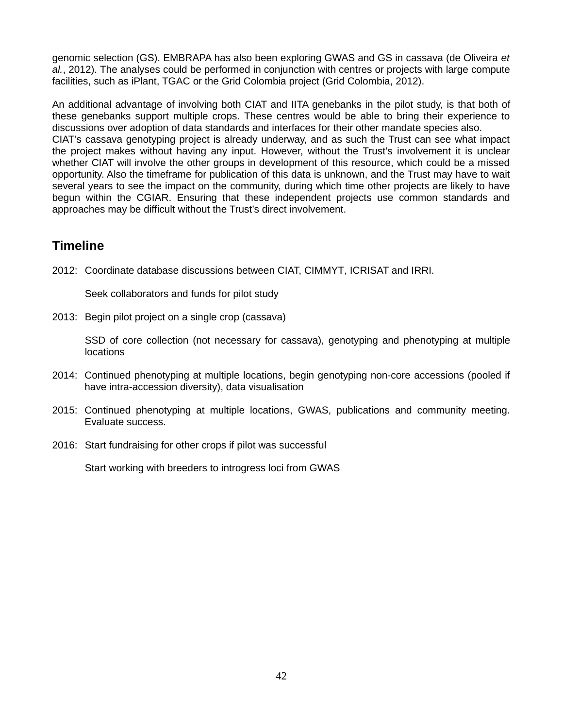genomic selection (GS). EMBRAPA has also been exploring GWAS and GS in cassava (de Oliveira *et al.*, 2012). The analyses could be performed in conjunction with centres or projects with large compute facilities, such as iPlant, TGAC or the Grid Colombia project (Grid Colombia, 2012).

An additional advantage of involving both CIAT and IITA genebanks in the pilot study, is that both of these genebanks support multiple crops. These centres would be able to bring their experience to discussions over adoption of data standards and interfaces for their other mandate species also.
CIAT's cassava genotyping project is already underway, and as such the Trust can see what impact the project makes without having any input. However, without the Trust's involvement it is unclear whether CIAT will involve the other groups in development of this resource, which could be a missed opportunity. Also the timeframe for publication of this data is unknown, and the Trust may have to wait several years to see the impact on the community, during which time other projects are likely to have begun within the CGIAR. Ensuring that these independent projects use common standards and approaches may be difficult without the Trust's direct involvement.

## Timeline

2012: Coordinate database discussions between CIAT, CIMMYT, ICRISAT and IRRI.

Seek collaborators and funds for pilot study

2013: Begin pilot project on a single crop (cassava)

SSD of core collection (not necessary for cassava), genotyping and phenotyping at multiple locations

2014: Continued phenotyping at multiple locations, begin genotyping non-core accessions (pooled if have intra-accession diversity), data visualisation

2015: Continued phenotyping at multiple locations, GWAS, publications and community meeting. Evaluate success.

2016: Start fundraising for other crops if pilot was successful

Start working with breeders to introgress loci from GWAS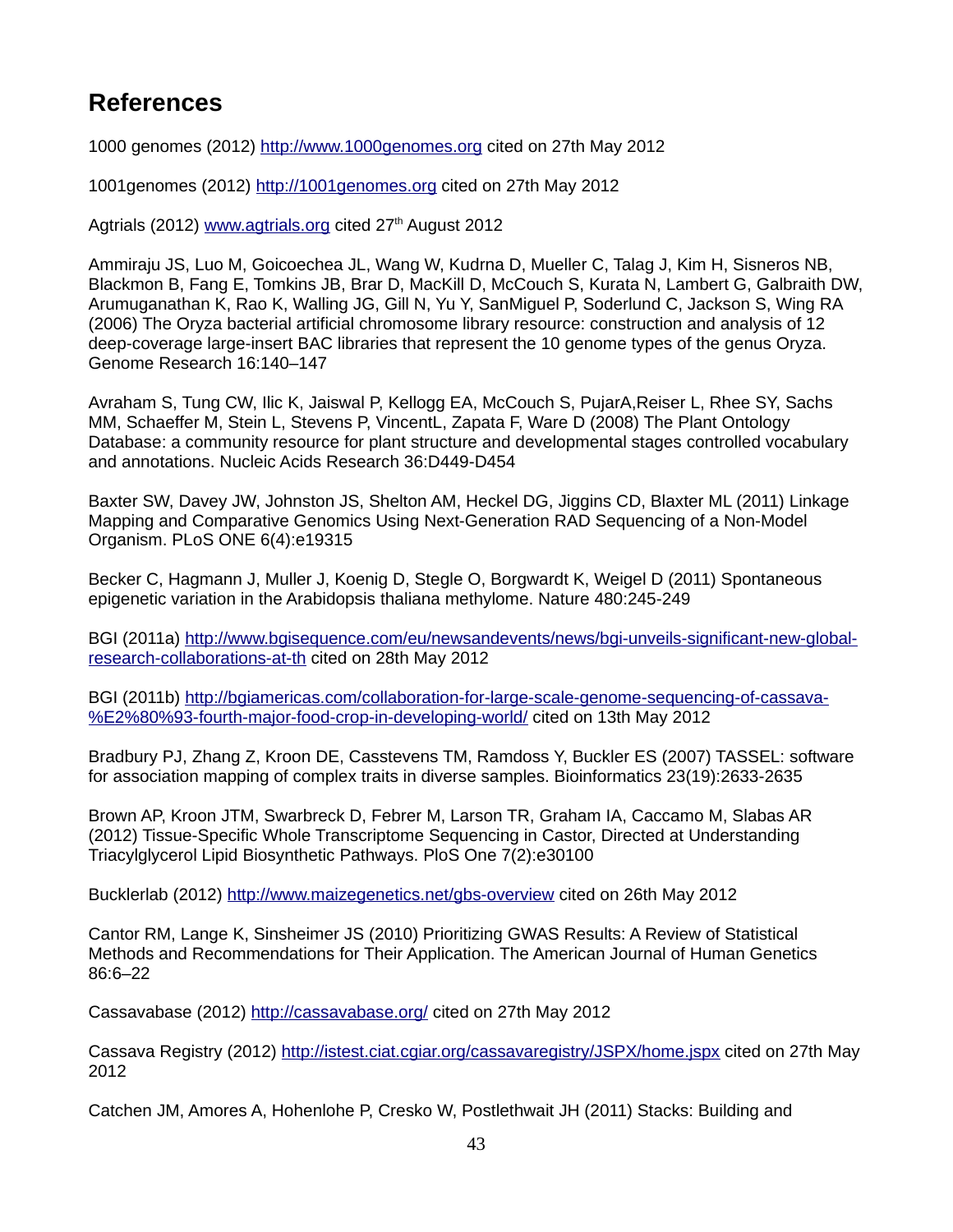## References

1000 genomes (2012) http://www.1000genomes.org cited on 27th May 2012

1001genomes (2012) http://1001genomes.org cited on 27th May 2012

Agtrials (2012) www.agtrials.org cited 27th August 2012

Ammiraju JS, Luo M, Goicoechea JL, Wang W, Kudrna D, Mueller C, Talag J, Kim H, Sisneros NB, Blackmon B, Fang E, Tomkins JB, Brar D, MacKill D, McCouch S, Kurata N, Lambert G, Galbraith DW, Arumuganathan K, Rao K, Walling JG, Gill N, Yu Y, SanMiguel P, Soderlund C, Jackson S, Wing RA (2006) The Oryza bacterial artificial chromosome library resource: construction and analysis of 12 deep-coverage large-insert BAC libraries that represent the 10 genome types of the genus Oryza. Genome Research 16:140–147

Avraham S, Tung CW, Ilic K, Jaiswal P, Kellogg EA, McCouch S, PujarA,Reiser L, Rhee SY, Sachs MM, Schaeffer M, Stein L, Stevens P, VincentL, Zapata F, Ware D (2008) The Plant Ontology Database: a community resource for plant structure and developmental stages controlled vocabulary and annotations. Nucleic Acids Research 36:D449-D454

Baxter SW, Davey JW, Johnston JS, Shelton AM, Heckel DG, Jiggins CD, Blaxter ML (2011) Linkage Mapping and Comparative Genomics Using Next-Generation RAD Sequencing of a Non-Model Organism. PLoS ONE 6(4):e19315

Becker C, Hagmann J, Muller J, Koenig D, Stegle O, Borgwardt K, Weigel D (2011) Spontaneous epigenetic variation in the Arabidopsis thaliana methylome. Nature 480:245-249

BGI (2011a) http://www.bgisequence.com/eu/newsandevents/news/bgi-unveils-significant-new-global-research-collaborations-at-th cited on 28th May 2012

BGI (2011b) http://bgiamericas.com/collaboration-for-large-scale-genome-sequencing-of-cassava-%E2%80%93-fourth-major-food-crop-in-developing-world/ cited on 13th May 2012

Bradbury PJ, Zhang Z, Kroon DE, Casstevens TM, Ramdoss Y, Buckler ES (2007) TASSEL: software for association mapping of complex traits in diverse samples. Bioinformatics 23(19):2633-2635

Brown AP, Kroon JTM, Swarbreck D, Febrer M, Larson TR, Graham IA, Caccamo M, Slabas AR (2012) Tissue-Specific Whole Transcriptome Sequencing in Castor, Directed at Understanding Triacylglycerol Lipid Biosynthetic Pathways. PloS One 7(2):e30100

Bucklerlab (2012) http://www.maizegenetics.net/gbs-overview cited on 26th May 2012

Cantor RM, Lange K, Sinsheimer JS (2010) Prioritizing GWAS Results: A Review of Statistical Methods and Recommendations for Their Application. The American Journal of Human Genetics 86:6–22

Cassavabase (2012) http://cassavabase.org/ cited on 27th May 2012

Cassava Registry (2012) http://istest.ciat.cgiar.org/cassavaregistry/JSPX/home.jspx cited on 27th May 2012

Catchen JM, Amores A, Hohenlohe P, Cresko W, Postlethwait JH (2011) Stacks: Building and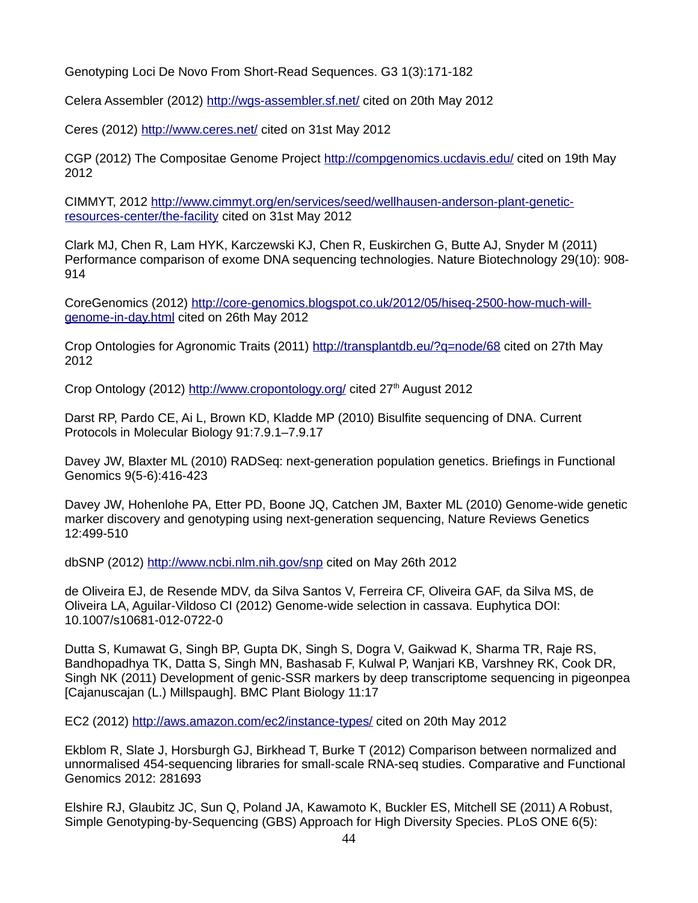Genotyping Loci De Novo From Short-Read Sequences. G3 1(3):171-182

Celera Assembler (2012) http://wgs-assembler.sf.net/ cited on 20th May 2012

Ceres (2012) http://www.ceres.net/ cited on 31st May 2012

CGP (2012) The Compositae Genome Project http://compgenomics.ucdavis.edu/ cited on 19th May 2012

CIMMYT, 2012 http://www.cimmyt.org/en/services/seed/wellhausen-anderson-plant-genetic-resources-center/the-facility cited on 31st May 2012

Clark MJ, Chen R, Lam HYK, Karczewski KJ, Chen R, Euskirchen G, Butte AJ, Snyder M (2011) Performance comparison of exome DNA sequencing technologies. Nature Biotechnology 29(10): 908-914

CoreGenomics (2012) http://core-genomics.blogspot.co.uk/2012/05/hiseq-2500-how-much-will-genome-in-day.html cited on 26th May 2012

Crop Ontologies for Agronomic Traits (2011) http://transplantdb.eu/?q=node/68 cited on 27th May 2012

Crop Ontology (2012) http://www.cropontology.org/ cited 27th August 2012

Darst RP, Pardo CE, Ai L, Brown KD, Kladde MP (2010) Bisulfite sequencing of DNA. Current Protocols in Molecular Biology 91:7.9.1–7.9.17

Davey JW, Blaxter ML (2010) RADSeq: next-generation population genetics. Briefings in Functional Genomics 9(5-6):416-423

Davey JW, Hohenlohe PA, Etter PD, Boone JQ, Catchen JM, Baxter ML (2010) Genome-wide genetic marker discovery and genotyping using next-generation sequencing, Nature Reviews Genetics 12:499-510

dbSNP (2012) http://www.ncbi.nlm.nih.gov/snp cited on May 26th 2012

de Oliveira EJ, de Resende MDV, da Silva Santos V, Ferreira CF, Oliveira GAF, da Silva MS, de Oliveira LA, Aguilar-Vildoso CI (2012) Genome-wide selection in cassava. Euphytica DOI: 10.1007/s10681-012-0722-0

Dutta S, Kumawat G, Singh BP, Gupta DK, Singh S, Dogra V, Gaikwad K, Sharma TR, Raje RS, Bandhopadhya TK, Datta S, Singh MN, Bashasab F, Kulwal P, Wanjari KB, Varshney RK, Cook DR, Singh NK (2011) Development of genic-SSR markers by deep transcriptome sequencing in pigeonpea [Cajanuscajan (L.) Millspaugh]. BMC Plant Biology 11:17

EC2 (2012) http://aws.amazon.com/ec2/instance-types/ cited on 20th May 2012

Ekblom R, Slate J, Horsburgh GJ, Birkhead T, Burke T (2012) Comparison between normalized and unnormalised 454-sequencing libraries for small-scale RNA-seq studies. Comparative and Functional Genomics 2012: 281693

Elshire RJ, Glaubitz JC, Sun Q, Poland JA, Kawamoto K, Buckler ES, Mitchell SE (2011) A Robust, Simple Genotyping-by-Sequencing (GBS) Approach for High Diversity Species. PLoS ONE 6(5):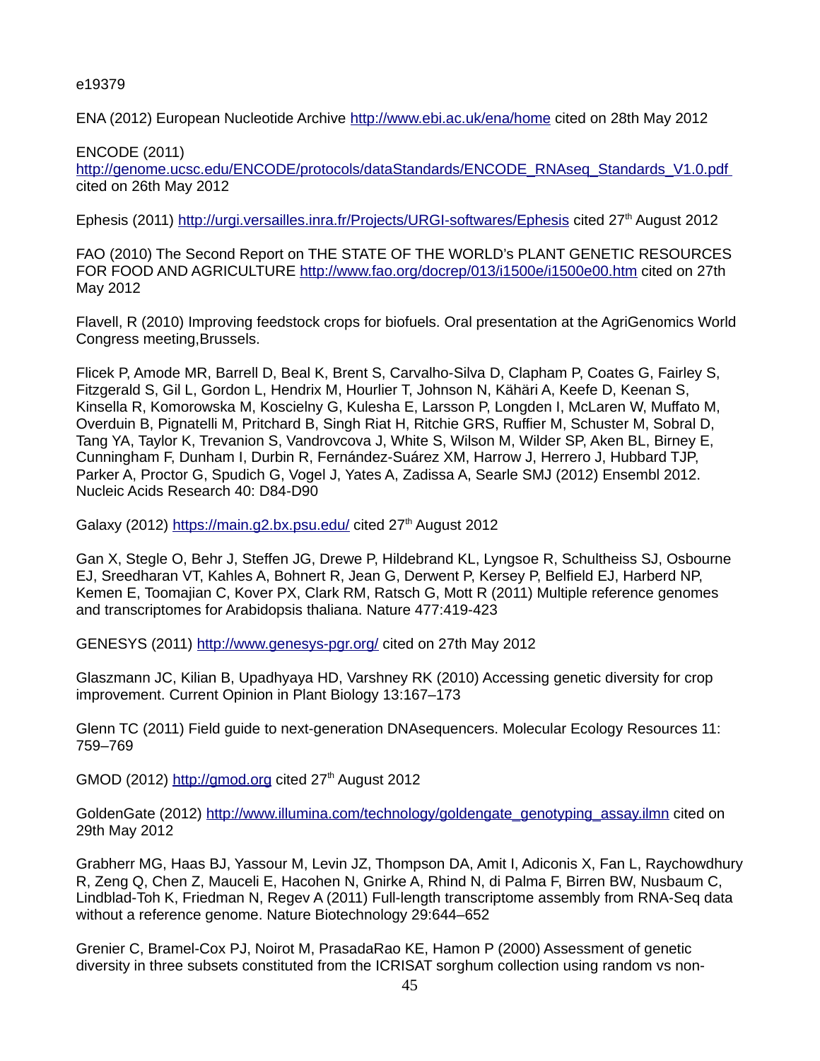e19379

ENA (2012) European Nucleotide Archive http://www.ebi.ac.uk/ena/home cited on 28th May 2012

ENCODE (2011) http://genome.ucsc.edu/ENCODE/protocols/dataStandards/ENCODE_RNAseq_Standards_V1.0.pdf cited on 26th May 2012

Ephesis (2011) http://urgi.versailles.inra.fr/Projects/URGI-softwares/Ephesis cited 27th August 2012

FAO (2010) The Second Report on THE STATE OF THE WORLD's PLANT GENETIC RESOURCES FOR FOOD AND AGRICULTURE http://www.fao.org/docrep/013/i1500e/i1500e00.htm cited on 27th May 2012

Flavell, R (2010) Improving feedstock crops for biofuels. Oral presentation at the AgriGenomics World Congress meeting,Brussels.

Flicek P, Amode MR, Barrell D, Beal K, Brent S, Carvalho-Silva D, Clapham P, Coates G, Fairley S, Fitzgerald S, Gil L, Gordon L, Hendrix M, Hourlier T, Johnson N, Kähäri A, Keefe D, Keenan S, Kinsella R, Komorowska M, Koscielny G, Kulesha E, Larsson P, Longden I, McLaren W, Muffato M, Overduin B, Pignatelli M, Pritchard B, Singh Riat H, Ritchie GRS, Ruffier M, Schuster M, Sobral D, Tang YA, Taylor K, Trevanion S, Vandrovcova J, White S, Wilson M, Wilder SP, Aken BL, Birney E, Cunningham F, Dunham I, Durbin R, Fernández-Suárez XM, Harrow J, Herrero J, Hubbard TJP, Parker A, Proctor G, Spudich G, Vogel J, Yates A, Zadissa A, Searle SMJ (2012) Ensembl 2012. Nucleic Acids Research 40: D84-D90

Galaxy (2012) https://main.g2.bx.psu.edu/ cited 27th August 2012

Gan X, Stegle O, Behr J, Steffen JG, Drewe P, Hildebrand KL, Lyngsoe R, Schultheiss SJ, Osbourne EJ, Sreedharan VT, Kahles A, Bohnert R, Jean G, Derwent P, Kersey P, Belfield EJ, Harberd NP, Kemen E, Toomajian C, Kover PX, Clark RM, Ratsch G, Mott R (2011) Multiple reference genomes and transcriptomes for Arabidopsis thaliana. Nature 477:419-423

GENESYS (2011) http://www.genesys-pgr.org/ cited on 27th May 2012

Glaszmann JC, Kilian B, Upadhyaya HD, Varshney RK (2010) Accessing genetic diversity for crop improvement. Current Opinion in Plant Biology 13:167–173

Glenn TC (2011) Field guide to next-generation DNAsequencers. Molecular Ecology Resources 11: 759–769

GMOD (2012) http://gmod.org cited 27th August 2012

GoldenGate (2012) http://www.illumina.com/technology/goldengate_genotyping_assay.ilmn cited on 29th May 2012

Grabherr MG, Haas BJ, Yassour M, Levin JZ, Thompson DA, Amit I, Adiconis X, Fan L, Raychowdhury R, Zeng Q, Chen Z, Mauceli E, Hacohen N, Gnirke A, Rhind N, di Palma F, Birren BW, Nusbaum C, Lindblad-Toh K, Friedman N, Regev A (2011) Full-length transcriptome assembly from RNA-Seq data without a reference genome. Nature Biotechnology 29:644–652

Grenier C, Bramel-Cox PJ, Noirot M, PrasadaRao KE, Hamon P (2000) Assessment of genetic diversity in three subsets constituted from the ICRISAT sorghum collection using random vs non-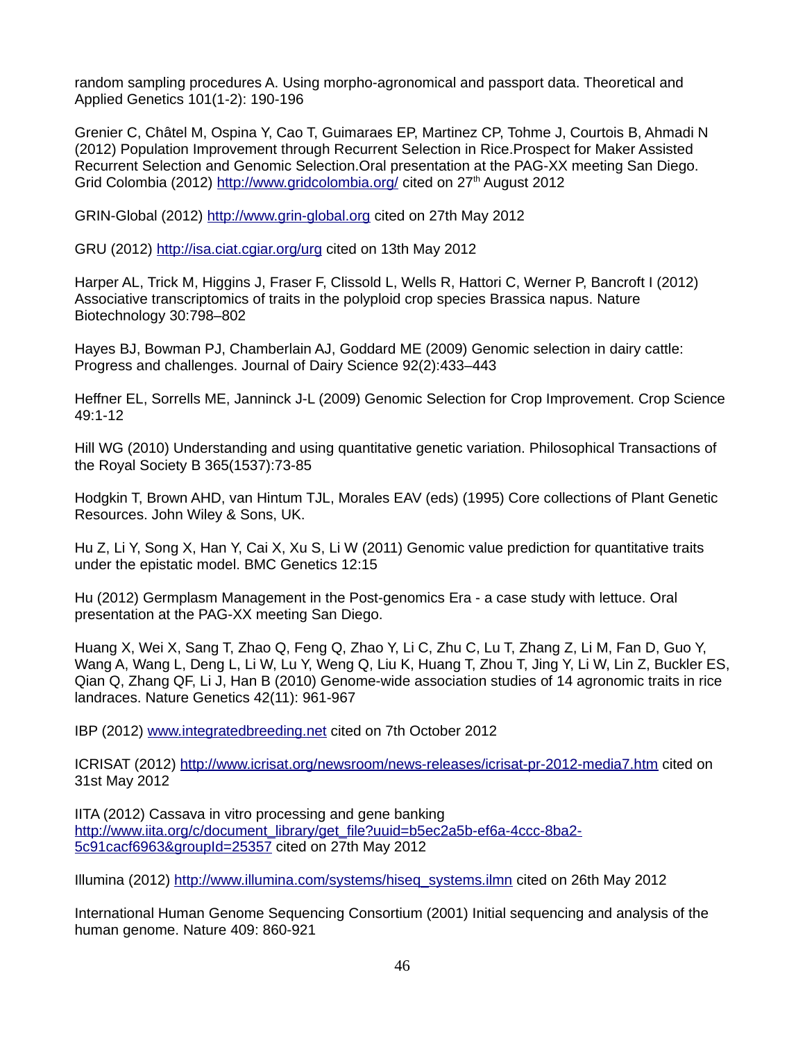random sampling procedures A. Using morpho-agronomical and passport data. Theoretical and Applied Genetics 101(1-2): 190-196

Grenier C, Châtel M, Ospina Y, Cao T, Guimaraes EP, Martinez CP, Tohme J, Courtois B, Ahmadi N (2012) Population Improvement through Recurrent Selection in Rice.Prospect for Maker Assisted Recurrent Selection and Genomic Selection.Oral presentation at the PAG-XX meeting San Diego. Grid Colombia (2012) http://www.gridcolombia.org/ cited on 27th August 2012

GRIN-Global (2012) http://www.grin-global.org cited on 27th May 2012

GRU (2012) http://isa.ciat.cgiar.org/urg cited on 13th May 2012

Harper AL, Trick M, Higgins J, Fraser F, Clissold L, Wells R, Hattori C, Werner P, Bancroft I (2012) Associative transcriptomics of traits in the polyploid crop species Brassica napus. Nature Biotechnology 30:798–802

Hayes BJ, Bowman PJ, Chamberlain AJ, Goddard ME (2009) Genomic selection in dairy cattle: Progress and challenges. Journal of Dairy Science 92(2):433–443

Heffner EL, Sorrells ME, Janninck J-L (2009) Genomic Selection for Crop Improvement. Crop Science 49:1-12

Hill WG (2010) Understanding and using quantitative genetic variation. Philosophical Transactions of the Royal Society B 365(1537):73-85

Hodgkin T, Brown AHD, van Hintum TJL, Morales EAV (eds) (1995) Core collections of Plant Genetic Resources. John Wiley & Sons, UK.

Hu Z, Li Y, Song X, Han Y, Cai X, Xu S, Li W (2011) Genomic value prediction for quantitative traits under the epistatic model. BMC Genetics 12:15

Hu (2012) Germplasm Management in the Post-genomics Era - a case study with lettuce. Oral presentation at the PAG-XX meeting San Diego.

Huang X, Wei X, Sang T, Zhao Q, Feng Q, Zhao Y, Li C, Zhu C, Lu T, Zhang Z, Li M, Fan D, Guo Y, Wang A, Wang L, Deng L, Li W, Lu Y, Weng Q, Liu K, Huang T, Zhou T, Jing Y, Li W, Lin Z, Buckler ES, Qian Q, Zhang QF, Li J, Han B (2010) Genome-wide association studies of 14 agronomic traits in rice landraces. Nature Genetics 42(11): 961-967

IBP (2012) www.integratedbreeding.net cited on 7th October 2012

ICRISAT (2012) http://www.icrisat.org/newsroom/news-releases/icrisat-pr-2012-media7.htm cited on 31st May 2012

IITA (2012) Cassava in vitro processing and gene banking http://www.iita.org/c/document_library/get_file?uuid=b5ec2a5b-ef6a-4ccc-8ba2-5c91cacf6963&groupId=25357 cited on 27th May 2012

Illumina (2012) http://www.illumina.com/systems/hiseq_systems.ilmn cited on 26th May 2012

International Human Genome Sequencing Consortium (2001) Initial sequencing and analysis of the human genome. Nature 409: 860-921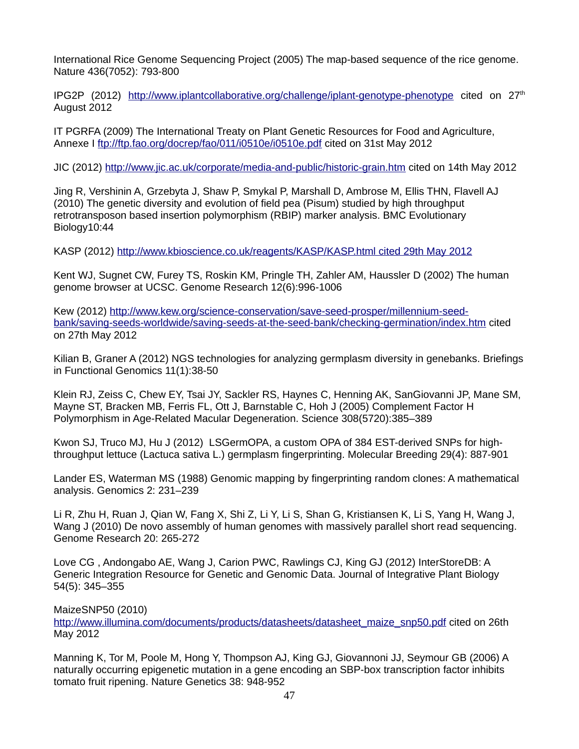International Rice Genome Sequencing Project (2005) The map-based sequence of the rice genome. Nature 436(7052): 793-800

IPG2P (2012) http://www.iplantcollaborative.org/challenge/iplant-genotype-phenotype cited on 27th August 2012

IT PGRFA (2009) The International Treaty on Plant Genetic Resources for Food and Agriculture, Annexe I ftp://ftp.fao.org/docrep/fao/011/i0510e/i0510e.pdf cited on 31st May 2012

JIC (2012) http://www.jic.ac.uk/corporate/media-and-public/historic-grain.htm cited on 14th May 2012

Jing R, Vershinin A, Grzebyta J, Shaw P, Smykal P, Marshall D, Ambrose M, Ellis THN, Flavell AJ (2010) The genetic diversity and evolution of field pea (Pisum) studied by high throughput retrotransposon based insertion polymorphism (RBIP) marker analysis. BMC Evolutionary Biology10:44

KASP (2012) http://www.kbioscience.co.uk/reagents/KASP/KASP.html cited 29th May 2012

Kent WJ, Sugnet CW, Furey TS, Roskin KM, Pringle TH, Zahler AM, Haussler D (2002) The human genome browser at UCSC. Genome Research 12(6):996-1006

Kew (2012) http://www.kew.org/science-conservation/save-seed-prosper/millennium-seed-bank/saving-seeds-worldwide/saving-seeds-at-the-seed-bank/checking-germination/index.htm cited on 27th May 2012

Kilian B, Graner A (2012) NGS technologies for analyzing germplasm diversity in genebanks. Briefings in Functional Genomics 11(1):38-50

Klein RJ, Zeiss C, Chew EY, Tsai JY, Sackler RS, Haynes C, Henning AK, SanGiovanni JP, Mane SM, Mayne ST, Bracken MB, Ferris FL, Ott J, Barnstable C, Hoh J (2005) Complement Factor H Polymorphism in Age-Related Macular Degeneration. Science 308(5720):385–389

Kwon SJ, Truco MJ, Hu J (2012) LSGermOPA, a custom OPA of 384 EST-derived SNPs for high-throughput lettuce (Lactuca sativa L.) germplasm fingerprinting. Molecular Breeding 29(4): 887-901

Lander ES, Waterman MS (1988) Genomic mapping by fingerprinting random clones: A mathematical analysis. Genomics 2: 231–239

Li R, Zhu H, Ruan J, Qian W, Fang X, Shi Z, Li Y, Li S, Shan G, Kristiansen K, Li S, Yang H, Wang J, Wang J (2010) De novo assembly of human genomes with massively parallel short read sequencing. Genome Research 20: 265-272

Love CG , Andongabo AE, Wang J, Carion PWC, Rawlings CJ, King GJ (2012) InterStoreDB: A Generic Integration Resource for Genetic and Genomic Data. Journal of Integrative Plant Biology 54(5): 345–355

MaizeSNP50 (2010) http://www.illumina.com/documents/products/datasheets/datasheet_maize_snp50.pdf cited on 26th May 2012

Manning K, Tor M, Poole M, Hong Y, Thompson AJ, King GJ, Giovannoni JJ, Seymour GB (2006) A naturally occurring epigenetic mutation in a gene encoding an SBP-box transcription factor inhibits tomato fruit ripening. Nature Genetics 38: 948-952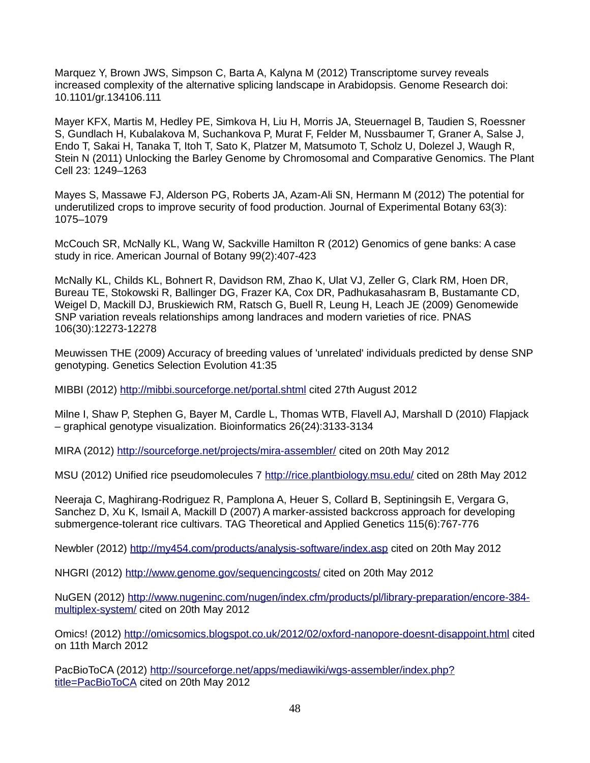Marquez Y, Brown JWS, Simpson C, Barta A, Kalyna M (2012) Transcriptome survey reveals increased complexity of the alternative splicing landscape in Arabidopsis. Genome Research doi: 10.1101/gr.134106.111

Mayer KFX, Martis M, Hedley PE, Simkova H, Liu H, Morris JA, Steuernagel B, Taudien S, Roessner S, Gundlach H, Kubalakova M, Suchankova P, Murat F, Felder M, Nussbaumer T, Graner A, Salse J, Endo T, Sakai H, Tanaka T, Itoh T, Sato K, Platzer M, Matsumoto T, Scholz U, Dolezel J, Waugh R, Stein N (2011) Unlocking the Barley Genome by Chromosomal and Comparative Genomics. The Plant Cell 23: 1249–1263

Mayes S, Massawe FJ, Alderson PG, Roberts JA, Azam-Ali SN, Hermann M (2012) The potential for underutilized crops to improve security of food production. Journal of Experimental Botany 63(3): 1075–1079

McCouch SR, McNally KL, Wang W, Sackville Hamilton R (2012) Genomics of gene banks: A case study in rice. American Journal of Botany 99(2):407-423

McNally KL, Childs KL, Bohnert R, Davidson RM, Zhao K, Ulat VJ, Zeller G, Clark RM, Hoen DR, Bureau TE, Stokowski R, Ballinger DG, Frazer KA, Cox DR, Padhukasahasram B, Bustamante CD, Weigel D, Mackill DJ, Bruskiewich RM, Ratsch G, Buell R, Leung H, Leach JE (2009) Genomewide SNP variation reveals relationships among landraces and modern varieties of rice. PNAS 106(30):12273-12278

Meuwissen THE (2009) Accuracy of breeding values of 'unrelated' individuals predicted by dense SNP genotyping. Genetics Selection Evolution 41:35

MIBBI (2012) http://mibbi.sourceforge.net/portal.shtml cited 27th August 2012

Milne I, Shaw P, Stephen G, Bayer M, Cardle L, Thomas WTB, Flavell AJ, Marshall D (2010) Flapjack – graphical genotype visualization. Bioinformatics 26(24):3133-3134

MIRA (2012) http://sourceforge.net/projects/mira-assembler/ cited on 20th May 2012

MSU (2012) Unified rice pseudomolecules 7 http://rice.plantbiology.msu.edu/ cited on 28th May 2012

Neeraja C, Maghirang-Rodriguez R, Pamplona A, Heuer S, Collard B, Septiningsih E, Vergara G, Sanchez D, Xu K, Ismail A, Mackill D (2007) A marker-assisted backcross approach for developing submergence-tolerant rice cultivars. TAG Theoretical and Applied Genetics 115(6):767-776

Newbler (2012) http://my454.com/products/analysis-software/index.asp cited on 20th May 2012

NHGRI (2012) http://www.genome.gov/sequencingcosts/ cited on 20th May 2012

NuGEN (2012) http://www.nugeninc.com/nugen/index.cfm/products/pl/library-preparation/encore-384-multiplex-system/ cited on 20th May 2012

Omics! (2012) http://omicsomics.blogspot.co.uk/2012/02/oxford-nanopore-doesnt-disappoint.html cited on 11th March 2012

PacBioToCA (2012) http://sourceforge.net/apps/mediawiki/wgs-assembler/index.php?title=PacBioToCA cited on 20th May 2012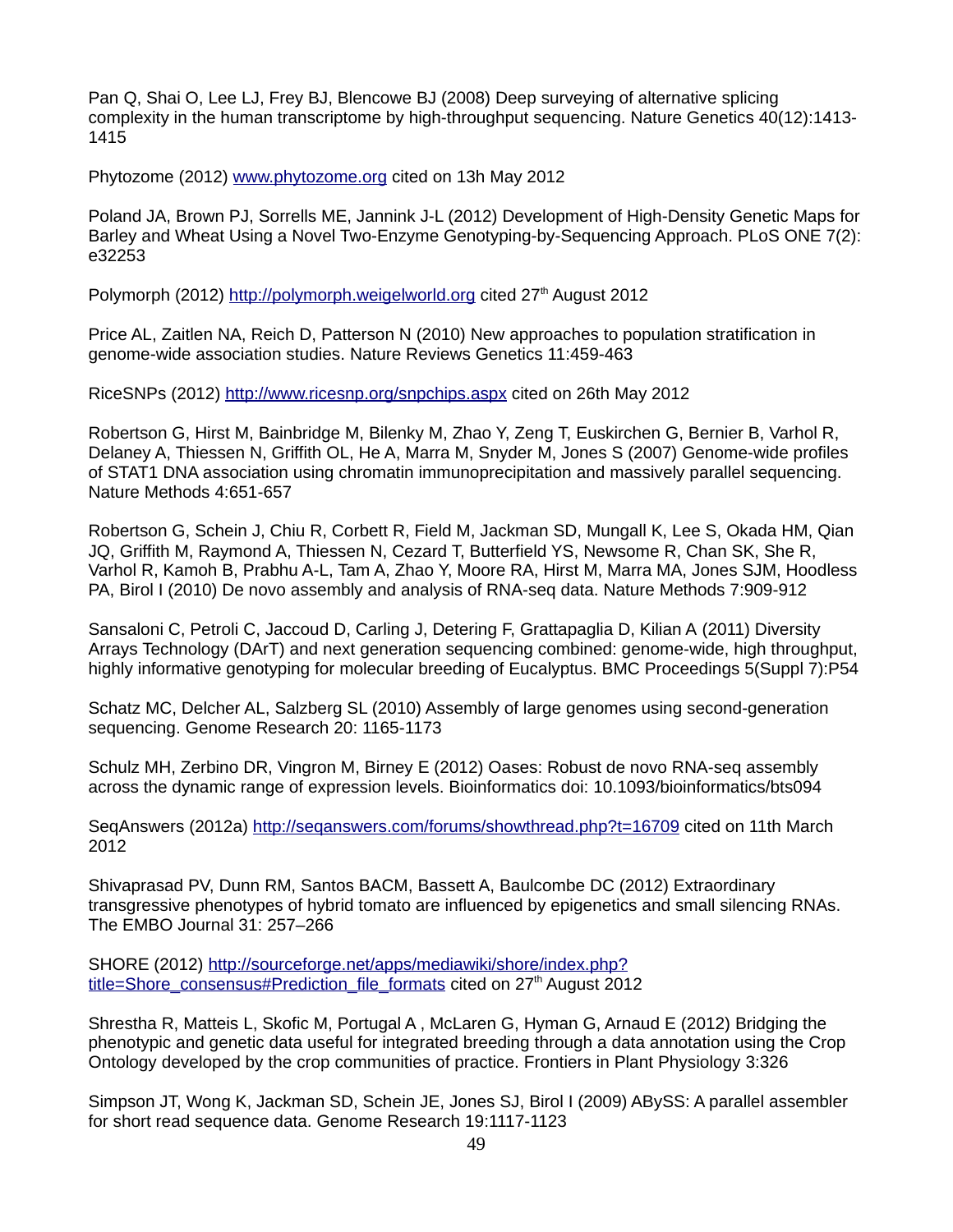Pan Q, Shai O, Lee LJ, Frey BJ, Blencowe BJ (2008) Deep surveying of alternative splicing complexity in the human transcriptome by high-throughput sequencing. Nature Genetics 40(12):1413-1415

Phytozome (2012) www.phytozome.org cited on 13h May 2012

Poland JA, Brown PJ, Sorrells ME, Jannink J-L (2012) Development of High-Density Genetic Maps for Barley and Wheat Using a Novel Two-Enzyme Genotyping-by-Sequencing Approach. PLoS ONE 7(2): e32253

Polymorph (2012) http://polymorph.weigelworld.org cited 27th August 2012

Price AL, Zaitlen NA, Reich D, Patterson N (2010) New approaches to population stratification in genome-wide association studies. Nature Reviews Genetics 11:459-463

RiceSNPs (2012) http://www.ricesnp.org/snpchips.aspx cited on 26th May 2012

Robertson G, Hirst M, Bainbridge M, Bilenky M, Zhao Y, Zeng T, Euskirchen G, Bernier B, Varhol R, Delaney A, Thiessen N, Griffith OL, He A, Marra M, Snyder M, Jones S (2007) Genome-wide profiles of STAT1 DNA association using chromatin immunoprecipitation and massively parallel sequencing. Nature Methods 4:651-657

Robertson G, Schein J, Chiu R, Corbett R, Field M, Jackman SD, Mungall K, Lee S, Okada HM, Qian JQ, Griffith M, Raymond A, Thiessen N, Cezard T, Butterfield YS, Newsome R, Chan SK, She R, Varhol R, Kamoh B, Prabhu A-L, Tam A, Zhao Y, Moore RA, Hirst M, Marra MA, Jones SJM, Hoodless PA, Birol I (2010) De novo assembly and analysis of RNA-seq data. Nature Methods 7:909-912

Sansaloni C, Petroli C, Jaccoud D, Carling J, Detering F, Grattapaglia D, Kilian A (2011) Diversity Arrays Technology (DArT) and next generation sequencing combined: genome-wide, high throughput, highly informative genotyping for molecular breeding of Eucalyptus. BMC Proceedings 5(Suppl 7):P54

Schatz MC, Delcher AL, Salzberg SL (2010) Assembly of large genomes using second-generation sequencing. Genome Research 20: 1165-1173

Schulz MH, Zerbino DR, Vingron M, Birney E (2012) Oases: Robust de novo RNA-seq assembly across the dynamic range of expression levels. Bioinformatics doi: 10.1093/bioinformatics/bts094

SeqAnswers (2012a) http://seqanswers.com/forums/showthread.php?t=16709 cited on 11th March 2012

Shivaprasad PV, Dunn RM, Santos BACM, Bassett A, Baulcombe DC (2012) Extraordinary transgressive phenotypes of hybrid tomato are influenced by epigenetics and small silencing RNAs. The EMBO Journal 31: 257–266

SHORE (2012) http://sourceforge.net/apps/mediawiki/shore/index.php?title=Shore_consensus#Prediction_file_formats cited on 27th August 2012

Shrestha R, Matteis L, Skofic M, Portugal A , McLaren G, Hyman G, Arnaud E (2012) Bridging the phenotypic and genetic data useful for integrated breeding through a data annotation using the Crop Ontology developed by the crop communities of practice. Frontiers in Plant Physiology 3:326

Simpson JT, Wong K, Jackman SD, Schein JE, Jones SJ, Birol I (2009) ABySS: A parallel assembler for short read sequence data. Genome Research 19:1117-1123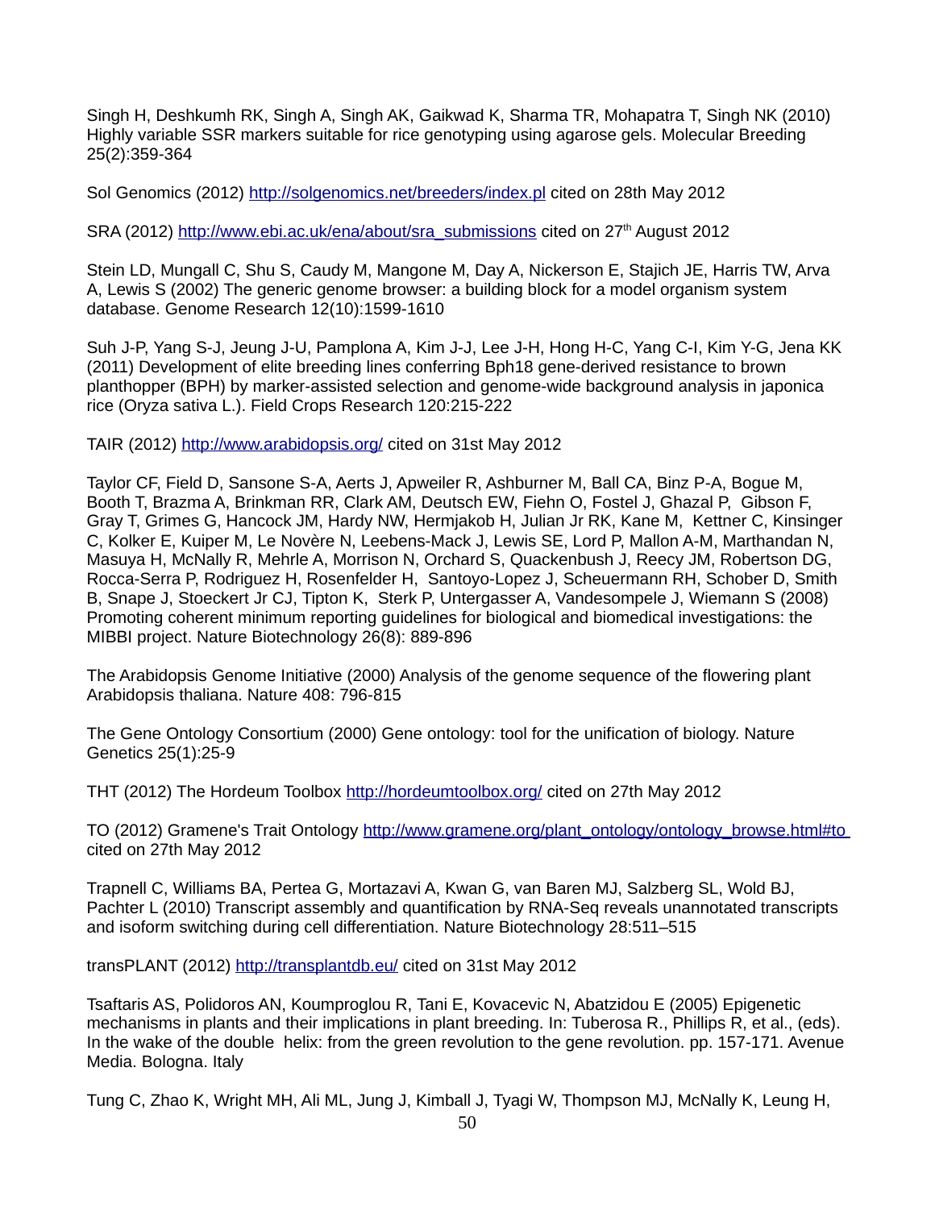Singh H, Deshkumh RK, Singh A, Singh AK, Gaikwad K, Sharma TR, Mohapatra T, Singh NK (2010) Highly variable SSR markers suitable for rice genotyping using agarose gels. Molecular Breeding 25(2):359-364

Sol Genomics (2012) http://solgenomics.net/breeders/index.pl cited on 28th May 2012

SRA (2012) http://www.ebi.ac.uk/ena/about/sra_submissions cited on 27th August 2012

Stein LD, Mungall C, Shu S, Caudy M, Mangone M, Day A, Nickerson E, Stajich JE, Harris TW, Arva A, Lewis S (2002) The generic genome browser: a building block for a model organism system database. Genome Research 12(10):1599-1610

Suh J-P, Yang S-J, Jeung J-U, Pamplona A, Kim J-J, Lee J-H, Hong H-C, Yang C-I, Kim Y-G, Jena KK (2011) Development of elite breeding lines conferring Bph18 gene-derived resistance to brown planthopper (BPH) by marker-assisted selection and genome-wide background analysis in japonica rice (Oryza sativa L.). Field Crops Research 120:215-222

TAIR (2012) http://www.arabidopsis.org/ cited on 31st May 2012

Taylor CF, Field D, Sansone S-A, Aerts J, Apweiler R, Ashburner M, Ball CA, Binz P-A, Bogue M, Booth T, Brazma A, Brinkman RR, Clark AM, Deutsch EW, Fiehn O, Fostel J, Ghazal P, Gibson F, Gray T, Grimes G, Hancock JM, Hardy NW, Hermjakob H, Julian Jr RK, Kane M, Kettner C, Kinsinger C, Kolker E, Kuiper M, Le Novère N, Leebens-Mack J, Lewis SE, Lord P, Mallon A-M, Marthandan N, Masuya H, McNally R, Mehrle A, Morrison N, Orchard S, Quackenbush J, Reecy JM, Robertson DG, Rocca-Serra P, Rodriguez H, Rosenfelder H, Santoyo-Lopez J, Scheuermann RH, Schober D, Smith B, Snape J, Stoeckert Jr CJ, Tipton K, Sterk P, Untergasser A, Vandesompele J, Wiemann S (2008) Promoting coherent minimum reporting guidelines for biological and biomedical investigations: the MIBBI project. Nature Biotechnology 26(8): 889-896

The Arabidopsis Genome Initiative (2000) Analysis of the genome sequence of the flowering plant Arabidopsis thaliana. Nature 408: 796-815

The Gene Ontology Consortium (2000) Gene ontology: tool for the unification of biology. Nature Genetics 25(1):25-9

THT (2012) The Hordeum Toolbox http://hordeumtoolbox.org/ cited on 27th May 2012

TO (2012) Gramene's Trait Ontology http://www.gramene.org/plant_ontology/ontology_browse.html#to cited on 27th May 2012

Trapnell C, Williams BA, Pertea G, Mortazavi A, Kwan G, van Baren MJ, Salzberg SL, Wold BJ, Pachter L (2010) Transcript assembly and quantification by RNA-Seq reveals unannotated transcripts and isoform switching during cell differentiation. Nature Biotechnology 28:511–515

transPLANT (2012) http://transplantdb.eu/ cited on 31st May 2012

Tsaftaris AS, Polidoros AN, Koumproglou R, Tani E, Kovacevic N, Abatzidou E (2005) Epigenetic mechanisms in plants and their implications in plant breeding. In: Tuberosa R., Phillips R, et al., (eds). In the wake of the double helix: from the green revolution to the gene revolution. pp. 157-171. Avenue Media. Bologna. Italy

Tung C, Zhao K, Wright MH, Ali ML, Jung J, Kimball J, Tyagi W, Thompson MJ, McNally K, Leung H,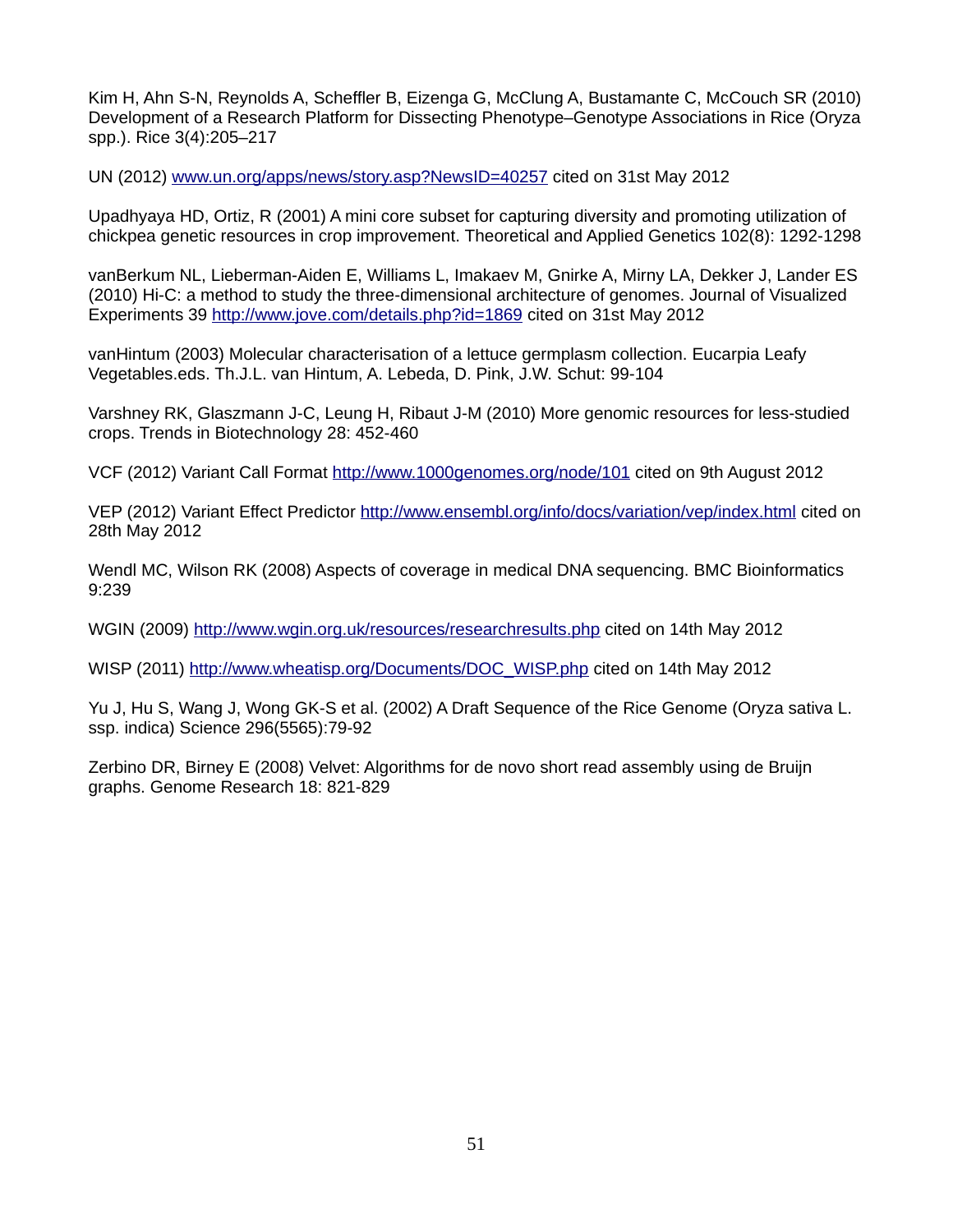Kim H, Ahn S-N, Reynolds A, Scheffler B, Eizenga G, McClung A, Bustamante C, McCouch SR (2010) Development of a Research Platform for Dissecting Phenotype–Genotype Associations in Rice (Oryza spp.). Rice 3(4):205–217

UN (2012) www.un.org/apps/news/story.asp?NewsID=40257 cited on 31st May 2012

Upadhyaya HD, Ortiz, R (2001) A mini core subset for capturing diversity and promoting utilization of chickpea genetic resources in crop improvement. Theoretical and Applied Genetics 102(8): 1292-1298

vanBerkum NL, Lieberman-Aiden E, Williams L, Imakaev M, Gnirke A, Mirny LA, Dekker J, Lander ES (2010) Hi-C: a method to study the three-dimensional architecture of genomes. Journal of Visualized Experiments 39 http://www.jove.com/details.php?id=1869 cited on 31st May 2012

vanHintum (2003) Molecular characterisation of a lettuce germplasm collection. Eucarpia Leafy Vegetables.eds. Th.J.L. van Hintum, A. Lebeda, D. Pink, J.W. Schut: 99-104

Varshney RK, Glaszmann J-C, Leung H, Ribaut J-M (2010) More genomic resources for less-studied crops. Trends in Biotechnology 28: 452-460

VCF (2012) Variant Call Format http://www.1000genomes.org/node/101 cited on 9th August 2012

VEP (2012) Variant Effect Predictor http://www.ensembl.org/info/docs/variation/vep/index.html cited on 28th May 2012

Wendl MC, Wilson RK (2008) Aspects of coverage in medical DNA sequencing. BMC Bioinformatics 9:239

WGIN (2009) http://www.wgin.org.uk/resources/researchresults.php cited on 14th May 2012

WISP (2011) http://www.wheatisp.org/Documents/DOC_WISP.php cited on 14th May 2012

Yu J, Hu S, Wang J, Wong GK-S et al. (2002) A Draft Sequence of the Rice Genome (Oryza sativa L. ssp. indica) Science 296(5565):79-92

Zerbino DR, Birney E (2008) Velvet: Algorithms for de novo short read assembly using de Bruijn graphs. Genome Research 18: 821-829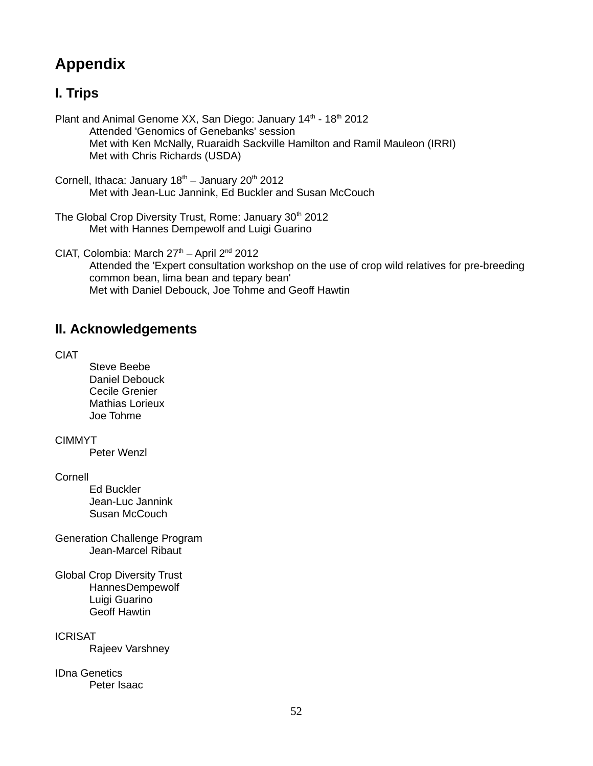# Appendix

## I. Trips

Plant and Animal Genome XX, San Diego: January 14th - 18th 2012

Attended 'Genomics of Genebanks' session
Met with Ken McNally, Ruaraidh Sackville Hamilton and Ramil Mauleon (IRRI)
Met with Chris Richards (USDA)

Cornell, Ithaca: January 18th – January 20th 2012

Met with Jean-Luc Jannink, Ed Buckler and Susan McCouch

The Global Crop Diversity Trust, Rome: January 30th 2012

Met with Hannes Dempewolf and Luigi Guarino

CIAT, Colombia: March 27th – April 2nd 2012

Attended the 'Expert consultation workshop on the use of crop wild relatives for pre-breeding common bean, lima bean and tepary bean'
Met with Daniel Debouck, Joe Tohme and Geoff Hawtin

## II. Acknowledgements

CIAT

Steve Beebe
Daniel Debouck
Cecile Grenier
Mathias Lorieux
Joe Tohme

CIMMYT

Peter Wenzl

Cornell

Ed Buckler
Jean-Luc Jannink
Susan McCouch

Generation Challenge Program

Jean-Marcel Ribaut

Global Crop Diversity Trust

HannesDempewolf
Luigi Guarino
Geoff Hawtin

ICRISAT

Rajeev Varshney

IDna Genetics

Peter Isaac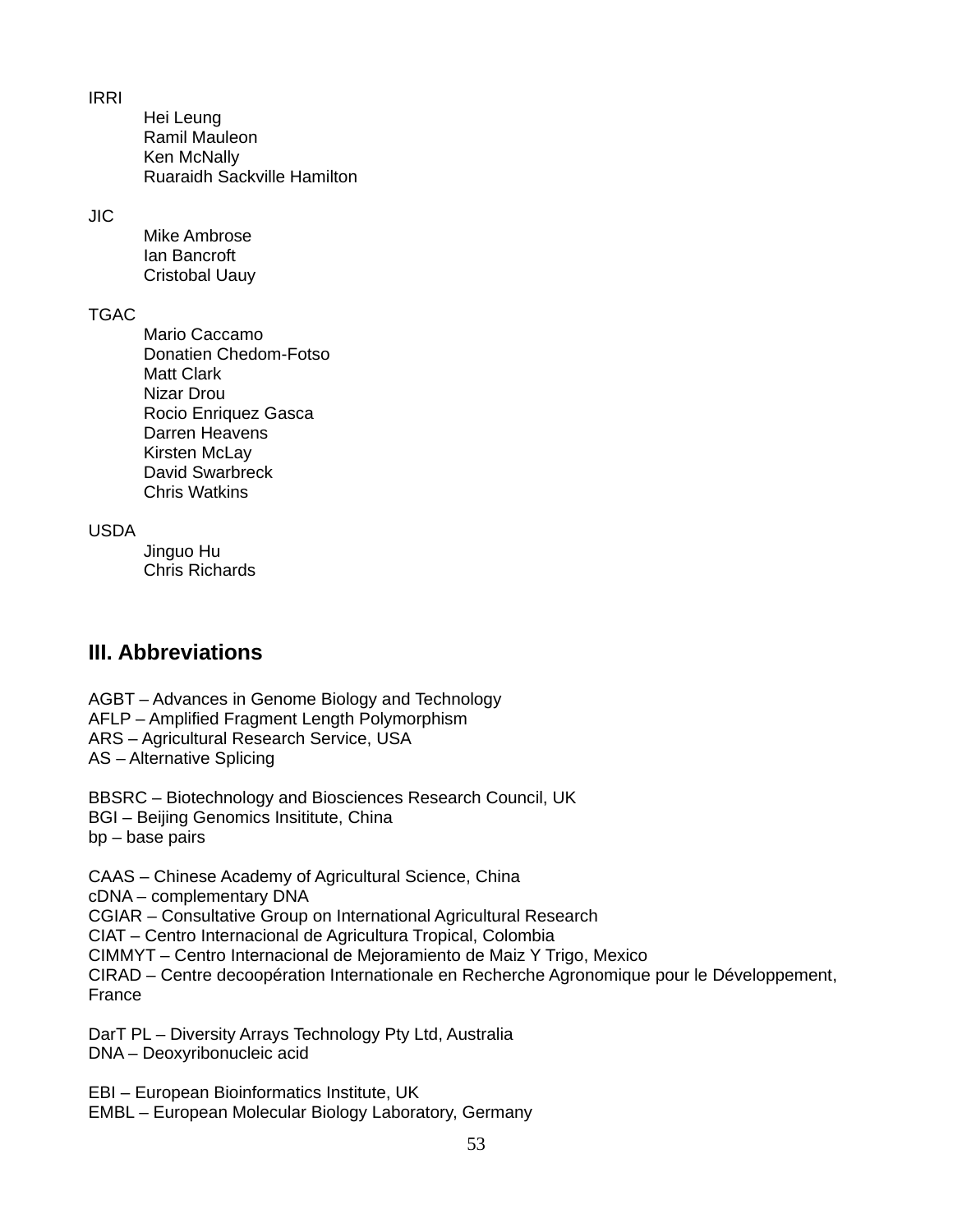IRRI

Hei Leung
Ramil Mauleon
Ken McNally
Ruaraidh Sackville Hamilton

JIC

Mike Ambrose
Ian Bancroft
Cristobal Uauy

TGAC

Mario Caccamo
Donatien Chedom-Fotso
Matt Clark
Nizar Drou
Rocio Enriquez Gasca
Darren Heavens
Kirsten McLay
David Swarbreck
Chris Watkins

USDA

Jinguo Hu
Chris Richards

## III. Abbreviations

AGBT – Advances in Genome Biology and Technology
AFLP – Amplified Fragment Length Polymorphism
ARS – Agricultural Research Service, USA
AS – Alternative Splicing

BBSRC – Biotechnology and Biosciences Research Council, UK
BGI – Beijing Genomics Insititute, China
bp – base pairs

CAAS – Chinese Academy of Agricultural Science, China
cDNA – complementary DNA
CGIAR – Consultative Group on International Agricultural Research
CIAT – Centro Internacional de Agricultura Tropical, Colombia
CIMMYT – Centro Internacional de Mejoramiento de Maiz Y Trigo, Mexico
CIRAD – Centre decoopération Internationale en Recherche Agronomique pour le Développement, France

DarT PL – Diversity Arrays Technology Pty Ltd, Australia
DNA – Deoxyribonucleic acid

EBI – European Bioinformatics Institute, UK
EMBL – European Molecular Biology Laboratory, Germany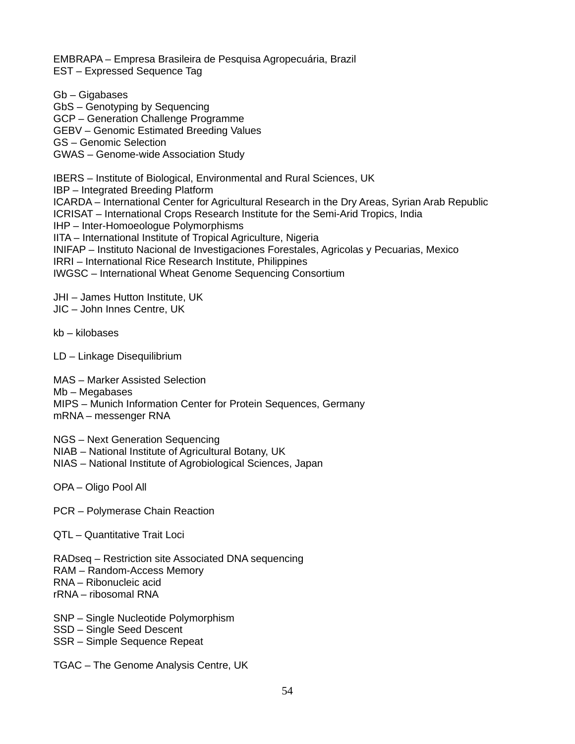EMBRAPA – Empresa Brasileira de Pesquisa Agropecuária, Brazil
EST – Expressed Sequence Tag

Gb – Gigabases
GbS – Genotyping by Sequencing
GCP – Generation Challenge Programme
GEBV – Genomic Estimated Breeding Values
GS – Genomic Selection
GWAS – Genome-wide Association Study

IBERS – Institute of Biological, Environmental and Rural Sciences, UK
IBP – Integrated Breeding Platform
ICARDA – International Center for Agricultural Research in the Dry Areas, Syrian Arab Republic
ICRISAT – International Crops Research Institute for the Semi-Arid Tropics, India
IHP – Inter-Homoeologue Polymorphisms
IITA – International Institute of Tropical Agriculture, Nigeria
INIFAP – Instituto Nacional de Investigaciones Forestales, Agricolas y Pecuarias, Mexico
IRRI – International Rice Research Institute, Philippines
IWGSC – International Wheat Genome Sequencing Consortium

JHI – James Hutton Institute, UK
JIC – John Innes Centre, UK

kb – kilobases

LD – Linkage Disequilibrium

MAS – Marker Assisted Selection
Mb – Megabases
MIPS – Munich Information Center for Protein Sequences, Germany
mRNA – messenger RNA

NGS – Next Generation Sequencing
NIAB – National Institute of Agricultural Botany, UK
NIAS – National Institute of Agrobiological Sciences, Japan

OPA – Oligo Pool All

PCR – Polymerase Chain Reaction

QTL – Quantitative Trait Loci

RADseq – Restriction site Associated DNA sequencing
RAM – Random-Access Memory
RNA – Ribonucleic acid
rRNA – ribosomal RNA

SNP – Single Nucleotide Polymorphism
SSD – Single Seed Descent
SSR – Simple Sequence Repeat

TGAC – The Genome Analysis Centre, UK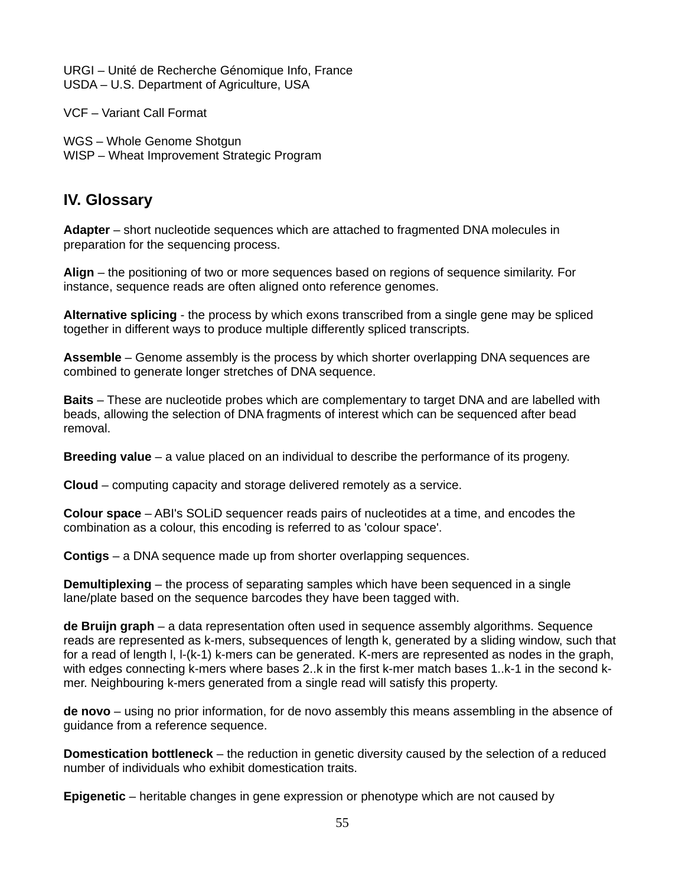URGI – Unité de Recherche Génomique Info, France
USDA – U.S. Department of Agriculture, USA

VCF – Variant Call Format

WGS – Whole Genome Shotgun
WISP – Wheat Improvement Strategic Program

## IV. Glossary

**Adapter** – short nucleotide sequences which are attached to fragmented DNA molecules in preparation for the sequencing process.

**Align** – the positioning of two or more sequences based on regions of sequence similarity. For instance, sequence reads are often aligned onto reference genomes.

**Alternative splicing** - the process by which exons transcribed from a single gene may be spliced together in different ways to produce multiple differently spliced transcripts.

**Assemble** – Genome assembly is the process by which shorter overlapping DNA sequences are combined to generate longer stretches of DNA sequence.

**Baits** – These are nucleotide probes which are complementary to target DNA and are labelled with beads, allowing the selection of DNA fragments of interest which can be sequenced after bead removal.

**Breeding value** – a value placed on an individual to describe the performance of its progeny.

**Cloud** – computing capacity and storage delivered remotely as a service.

**Colour space** – ABI's SOLiD sequencer reads pairs of nucleotides at a time, and encodes the combination as a colour, this encoding is referred to as 'colour space'.

**Contigs** – a DNA sequence made up from shorter overlapping sequences.

**Demultiplexing** – the process of separating samples which have been sequenced in a single lane/plate based on the sequence barcodes they have been tagged with.

**de Bruijn graph** – a data representation often used in sequence assembly algorithms. Sequence reads are represented as k-mers, subsequences of length k, generated by a sliding window, such that for a read of length l, l-(k-1) k-mers can be generated. K-mers are represented as nodes in the graph, with edges connecting k-mers where bases 2..k in the first k-mer match bases 1..k-1 in the second k-mer. Neighbouring k-mers generated from a single read will satisfy this property.

**de novo** – using no prior information, for de novo assembly this means assembling in the absence of guidance from a reference sequence.

**Domestication bottleneck** – the reduction in genetic diversity caused by the selection of a reduced number of individuals who exhibit domestication traits.

**Epigenetic** – heritable changes in gene expression or phenotype which are not caused by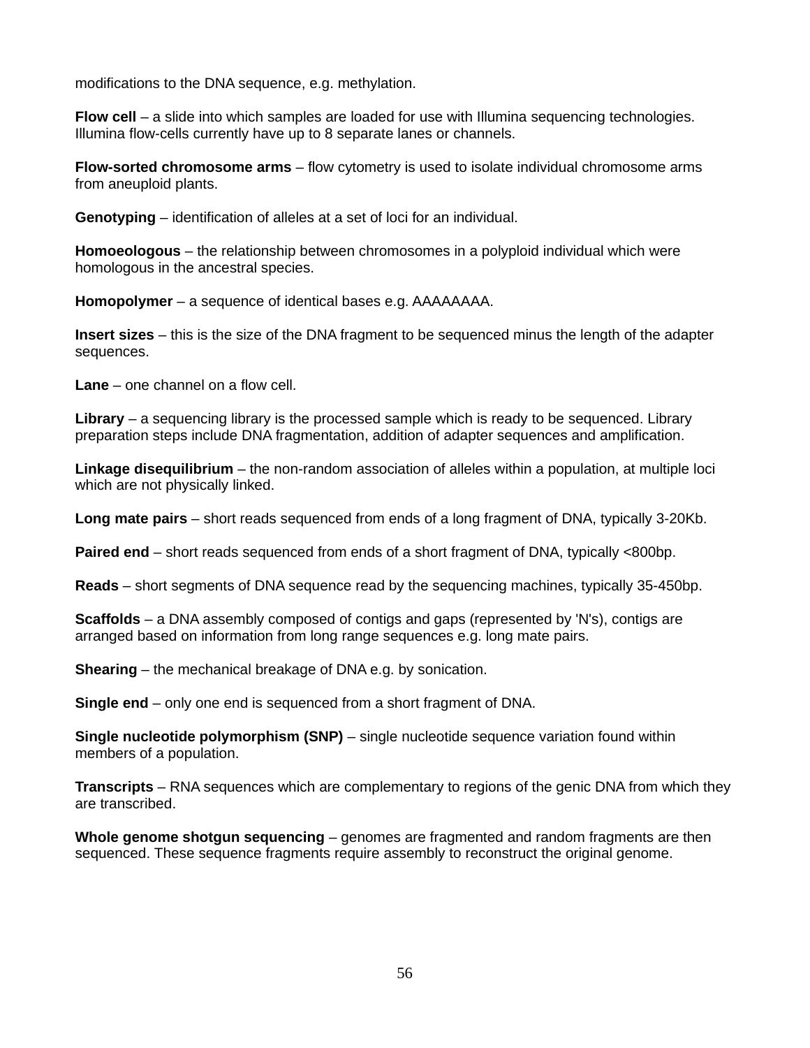modifications to the DNA sequence, e.g. methylation.

**Flow cell** – a slide into which samples are loaded for use with Illumina sequencing technologies. Illumina flow-cells currently have up to 8 separate lanes or channels.

**Flow-sorted chromosome arms** – flow cytometry is used to isolate individual chromosome arms from aneuploid plants.

**Genotyping** – identification of alleles at a set of loci for an individual.

**Homoeologous** – the relationship between chromosomes in a polyploid individual which were homologous in the ancestral species.

**Homopolymer** – a sequence of identical bases e.g. AAAAAAAA.

**Insert sizes** – this is the size of the DNA fragment to be sequenced minus the length of the adapter sequences.

**Lane** – one channel on a flow cell.

**Library** – a sequencing library is the processed sample which is ready to be sequenced. Library preparation steps include DNA fragmentation, addition of adapter sequences and amplification.

**Linkage disequilibrium** – the non-random association of alleles within a population, at multiple loci which are not physically linked.

**Long mate pairs** – short reads sequenced from ends of a long fragment of DNA, typically 3-20Kb.

**Paired end** – short reads sequenced from ends of a short fragment of DNA, typically <800bp.

**Reads** – short segments of DNA sequence read by the sequencing machines, typically 35-450bp.

**Scaffolds** – a DNA assembly composed of contigs and gaps (represented by 'N's), contigs are arranged based on information from long range sequences e.g. long mate pairs.

**Shearing** – the mechanical breakage of DNA e.g. by sonication.

**Single end** – only one end is sequenced from a short fragment of DNA.

**Single nucleotide polymorphism (SNP)** – single nucleotide sequence variation found within members of a population.

**Transcripts** – RNA sequences which are complementary to regions of the genic DNA from which they are transcribed.

**Whole genome shotgun sequencing** – genomes are fragmented and random fragments are then sequenced. These sequence fragments require assembly to reconstruct the original genome.